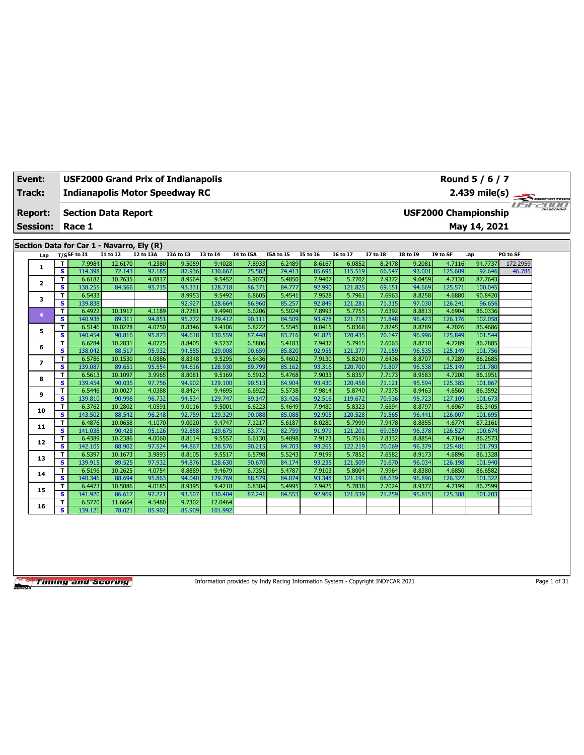| Event: | USF2000 Grand Prix of Indianapolis | Round 5 / 6 / 7 |
|---|---|---|
| Track: | Indianapolis Motor Speedway RC | 2.439 mile(s) |
| Report: | Section Data Report | USF2000 Championship |
| Session: | Race 1 | May 14, 2021 |

## Section Data for Car 1 - Navarro, Ely (R)

| Lap | T/S | SF to I1 | I1 to I2 | I2 to I3A | I3A to I3 | I3 to I4 | I4 to I5A | I5A to I5 | I5 to I6 | I6 to I7 | I7 to I8 | I8 to I9 | I9 to SF | Lap | PO to SF |
|---|---|---|---|---|---|---|---|---|---|---|---|---|---|---|---|
| 1 | T | 7.9984 | 12.6170 | 4.2380 | 9.5059 | 9.4028 | 7.8933 | 6.2489 | 8.6167 | 6.0852 | 8.2478 | 9.2081 | 4.7116 | 94.7737 | 172.2959 |
| | S | 114.398 | 72.143 | 92.185 | 87.936 | 130.667 | 75.582 | 74.413 | 85.695 | 115.519 | 66.547 | 93.001 | 125.609 | 92.646 | 46.785 |
| 2 | T | 6.6182 | 10.7635 | 4.0817 | 8.9564 | 9.5452 | 6.9073 | 5.4850 | 7.9407 | 5.7702 | 7.9372 | 9.0459 | 4.7130 | 87.7643 | |
| | S | 138.255 | 84.566 | 95.715 | 93.331 | 128.718 | 86.371 | 84.777 | 92.990 | 121.825 | 69.151 | 94.669 | 125.571 | 100.045 | |
| 3 | T | 6.5433 | | | 8.9953 | 9.5492 | 6.8605 | 5.4541 | 7.9528 | 5.7961 | 7.6963 | 8.8258 | 4.6880 | 90.8420 | |
| | S | 139.838 | | | 92.927 | 128.664 | 86.960 | 85.257 | 92.849 | 121.281 | 71.315 | 97.030 | 126.241 | 96.656 | |
| 4 | T | 6.4922 | 10.1917 | 4.1189 | 8.7281 | 9.4940 | 6.6206 | 5.5024 | 7.8993 | 5.7755 | 7.6392 | 8.8813 | 4.6904 | 86.0336 | |
| | S | 140.938 | 89.311 | 94.851 | 95.772 | 129.412 | 90.111 | 84.509 | 93.478 | 121.713 | 71.848 | 96.423 | 126.176 | 102.058 | |
| 5 | T | 6.5146 | 10.0228 | 4.0750 | 8.8346 | 9.4106 | 6.8222 | 5.5545 | 8.0415 | 5.8368 | 7.8245 | 8.8289 | 4.7026 | 86.4686 | |
| | S | 140.454 | 90.816 | 95.873 | 94.618 | 130.559 | 87.448 | 83.716 | 91.825 | 120.435 | 70.147 | 96.996 | 125.849 | 101.544 | |
| 6 | T | 6.6284 | 10.2831 | 4.0725 | 8.8405 | 9.5237 | 6.5806 | 5.4183 | 7.9437 | 5.7915 | 7.6063 | 8.8710 | 4.7289 | 86.2885 | |
| | S | 138.042 | 88.517 | 95.932 | 94.555 | 129.008 | 90.659 | 85.820 | 92.955 | 121.377 | 72.159 | 96.535 | 125.149 | 101.756 | |
| 7 | T | 6.5786 | 10.1530 | 4.0886 | 8.8348 | 9.5295 | 6.6436 | 5.4602 | 7.9130 | 5.8240 | 7.6436 | 8.8707 | 4.7289 | 86.2685 | |
| | S | 139.087 | 89.651 | 95.554 | 94.616 | 128.930 | 89.799 | 85.162 | 93.316 | 120.700 | 71.807 | 96.538 | 125.149 | 101.780 | |
| 8 | T | 6.5613 | 10.1097 | 3.9965 | 8.8081 | 9.5169 | 6.5912 | 5.4768 | 7.9033 | 5.8357 | 7.7173 | 8.9583 | 4.7200 | 86.1951 | |
| | S | 139.454 | 90.035 | 97.756 | 94.902 | 129.100 | 90.513 | 84.904 | 93.430 | 120.458 | 71.121 | 95.594 | 125.385 | 101.867 | |
| 9 | T | 6.5446 | 10.0027 | 4.0388 | 8.8424 | 9.4695 | 6.6922 | 5.5738 | 7.9814 | 5.8740 | 7.7375 | 8.9463 | 4.6560 | 86.3592 | |
| | S | 139.810 | 90.998 | 96.732 | 94.534 | 129.747 | 89.147 | 83.426 | 92.516 | 119.672 | 70.936 | 95.723 | 127.109 | 101.673 | |
| 10 | T | 6.3762 | 10.2802 | 4.0591 | 9.0116 | 9.5001 | 6.6223 | 5.4649 | 7.9480 | 5.8323 | 7.6694 | 8.8797 | 4.6967 | 86.3405 | |
| | S | 143.502 | 88.542 | 96.248 | 92.759 | 129.329 | 90.088 | 85.088 | 92.905 | 120.528 | 71.565 | 96.441 | 126.007 | 101.695 | |
| 11 | T | 6.4876 | 10.0658 | 4.1070 | 9.0020 | 9.4747 | 7.1217 | 5.6187 | 8.0280 | 5.7999 | 7.9478 | 8.8855 | 4.6774 | 87.2161 | |
| | S | 141.038 | 90.428 | 95.126 | 92.858 | 129.675 | 83.771 | 82.759 | 91.979 | 121.201 | 69.059 | 96.378 | 126.527 | 100.674 | |
| 12 | T | 6.4389 | 10.2386 | 4.0060 | 8.8114 | 9.5557 | 6.6130 | 5.4898 | 7.9173 | 5.7516 | 7.8332 | 8.8854 | 4.7164 | 86.2573 | |
| | S | 142.105 | 88.902 | 97.524 | 94.867 | 128.576 | 90.215 | 84.703 | 93.265 | 122.219 | 70.069 | 96.379 | 125.481 | 101.793 | |
| 13 | T | 6.5397 | 10.1673 | 3.9893 | 8.8105 | 9.5517 | 6.5798 | 5.5243 | 7.9199 | 5.7852 | 7.6582 | 8.9173 | 4.6896 | 86.1328 | |
| | S | 139.915 | 89.525 | 97.932 | 94.876 | 128.630 | 90.670 | 84.174 | 93.235 | 121.509 | 71.670 | 96.034 | 126.198 | 101.940 | |
| 14 | T | 6.5196 | 10.2625 | 4.0754 | 8.8889 | 9.4679 | 6.7351 | 5.4787 | 7.9103 | 5.8004 | 7.9964 | 8.8380 | 4.6850 | 86.6582 | |
| | S | 140.346 | 88.694 | 95.863 | 94.040 | 129.769 | 88.579 | 84.874 | 93.348 | 121.191 | 68.639 | 96.896 | 126.322 | 101.322 | |
| 15 | T | 6.4473 | 10.5086 | 4.0185 | 8.9395 | 9.4218 | 6.8384 | 5.4995 | 7.9425 | 5.7838 | 7.7024 | 8.9377 | 4.7199 | 86.7599 | |
| | S | 141.920 | 86.617 | 97.221 | 93.507 | 130.404 | 87.241 | 84.553 | 92.969 | 121.539 | 71.259 | 95.815 | 125.388 | 101.203 | |
| 16 | T | 6.5770 | 11.6664 | 4.5480 | 9.7302 | 12.0464 | | | | | | | | | |
| | S | 139.121 | 78.021 | 85.902 | 85.909 | 101.992 | | | | | | | | | |

Information provided by Indy Racing Information System - Copyright INDYCAR 2021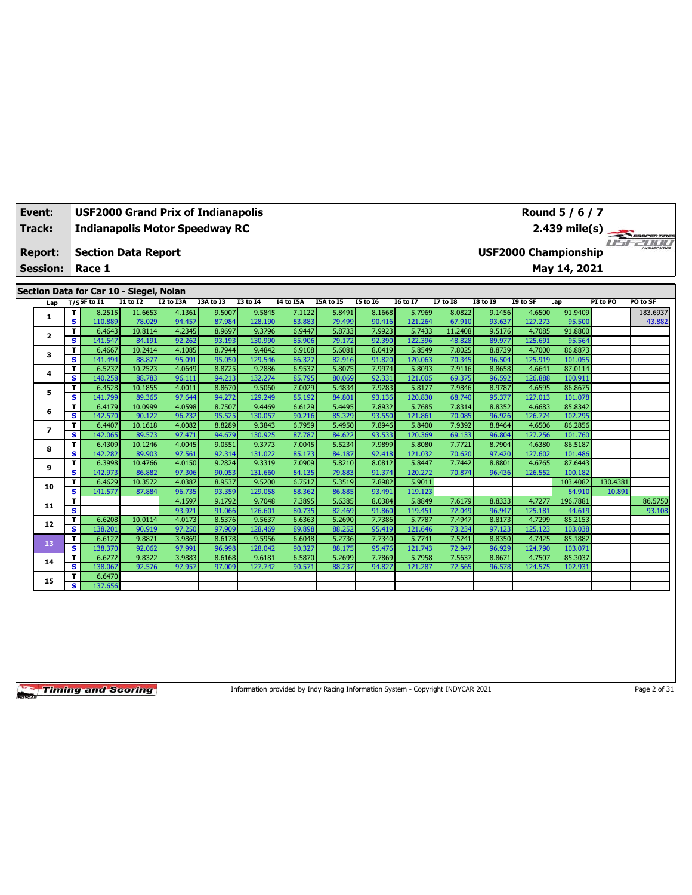| Event: | USF2000 Grand Prix of Indianapolis | Round 5 / 6 / 7 |
|---|---|---|
| Track: | Indianapolis Motor Speedway RC | 2.439 mile(s) |
| Report: | Section Data Report | USF2000 Championship |
| Session: | Race 1 | May 14, 2021 |

## Section Data for Car 10 - Siegel, Nolan

| Lap | T/S | SF to I1 | I1 to I2 | I2 to I3A | I3A to I3 | I3 to I4 | I4 to I5A | I5A to I5 | I5 to I6 | I6 to I7 | I7 to I8 | I8 to I9 | I9 to SF | Lap | PI to PO | PO to SF |
|---|---|---|---|---|---|---|---|---|---|---|---|---|---|---|---|---|
| 1 | T | 8.2515 | 11.6653 | 4.1361 | 9.5007 | 9.5845 | 7.1122 | 5.8491 | 8.1668 | 5.7969 | 8.0822 | 9.1456 | 4.6500 | 91.9409 | | 183.6937 |
| | S | 110.889 | 78.029 | 94.457 | 87.984 | 128.190 | 83.883 | 79.499 | 90.416 | 121.264 | 67.910 | 93.637 | 127.273 | 95.500 | | 43.882 |
| 2 | T | 6.4643 | 10.8114 | 4.2345 | 8.9697 | 9.3796 | 6.9447 | 5.8733 | 7.9923 | 5.7433 | 11.2408 | 9.5176 | 4.7085 | 91.8800 | | |
| | S | 141.547 | 84.191 | 92.262 | 93.193 | 130.990 | 85.906 | 79.172 | 92.390 | 122.396 | 48.828 | 89.977 | 125.691 | 95.564 | | |
| 3 | T | 6.4667 | 10.2414 | 4.1085 | 8.7944 | 9.4842 | 6.9108 | 5.6081 | 8.0419 | 5.8549 | 7.8025 | 8.8739 | 4.7000 | 86.8873 | | |
| | S | 141.494 | 88.877 | 95.091 | 95.050 | 129.546 | 86.327 | 82.916 | 91.820 | 120.063 | 70.345 | 96.504 | 125.919 | 101.055 | | |
| 4 | T | 6.5237 | 10.2523 | 4.0649 | 8.8725 | 9.2886 | 6.9537 | 5.8075 | 7.9974 | 5.8093 | 7.9116 | 8.8658 | 4.6641 | 87.0114 | | |
| | S | 140.258 | 88.783 | 96.111 | 94.213 | 132.274 | 85.795 | 80.069 | 92.331 | 121.005 | 69.375 | 96.592 | 126.888 | 100.911 | | |
| 5 | T | 6.4528 | 10.1855 | 4.0011 | 8.8670 | 9.5060 | 7.0029 | 5.4834 | 7.9283 | 5.8177 | 7.9846 | 8.9787 | 4.6595 | 86.8675 | | |
| | S | 141.799 | 89.365 | 97.644 | 94.272 | 129.249 | 85.192 | 84.801 | 93.136 | 120.830 | 68.740 | 95.377 | 127.013 | 101.078 | | |
| 6 | T | 6.4179 | 10.0999 | 4.0598 | 8.7507 | 9.4469 | 6.6129 | 5.4495 | 7.8932 | 5.7685 | 7.8314 | 8.8352 | 4.6683 | 85.8342 | | |
| | S | 142.570 | 90.122 | 96.232 | 95.525 | 130.057 | 90.216 | 85.329 | 93.550 | 121.861 | 70.085 | 96.926 | 126.774 | 102.295 | | |
| 7 | T | 6.4407 | 10.1618 | 4.0082 | 8.8289 | 9.3843 | 6.7959 | 5.4950 | 7.8946 | 5.8400 | 7.9392 | 8.8464 | 4.6506 | 86.2856 | | |
| | S | 142.065 | 89.573 | 97.471 | 94.679 | 130.925 | 87.787 | 84.622 | 93.533 | 120.369 | 69.133 | 96.804 | 127.256 | 101.760 | | |
| 8 | T | 6.4309 | 10.1246 | 4.0045 | 9.0551 | 9.3773 | 7.0045 | 5.5234 | 7.9899 | 5.8080 | 7.7721 | 8.7904 | 4.6380 | 86.5187 | | |
| | S | 142.282 | 89.903 | 97.561 | 92.314 | 131.022 | 85.173 | 84.187 | 92.418 | 121.032 | 70.620 | 97.420 | 127.602 | 101.486 | | |
| 9 | T | 6.3998 | 10.4766 | 4.0150 | 9.2824 | 9.3319 | 7.0909 | 5.8210 | 8.0812 | 5.8447 | 7.7442 | 8.8801 | 4.6765 | 87.6443 | | |
| | S | 142.973 | 86.882 | 97.306 | 90.053 | 131.660 | 84.135 | 79.883 | 91.374 | 120.272 | 70.874 | 96.436 | 126.552 | 100.182 | | |
| 10 | T | 6.4629 | 10.3572 | 4.0387 | 8.9537 | 9.5200 | 6.7517 | 5.3519 | 7.8982 | 5.9011 | | | | 103.4082 | 130.4381 | |
| | S | 141.577 | 87.884 | 96.735 | 93.359 | 129.058 | 88.362 | 86.885 | 93.491 | 119.123 | | | | 84.910 | 10.891 | |
| 11 | T | | | 4.1597 | 9.1792 | 9.7048 | 7.3895 | 5.6385 | 8.0384 | 5.8849 | 7.6179 | 8.8333 | 4.7277 | 196.7881 | | 86.5750 |
| | S | | | 93.921 | 91.066 | 126.601 | 80.735 | 82.469 | 91.860 | 119.451 | 72.049 | 96.947 | 125.181 | 44.619 | | 93.108 |
| 12 | T | 6.6208 | 10.0114 | 4.0173 | 8.5376 | 9.5637 | 6.6363 | 5.2690 | 7.7386 | 5.7787 | 7.4947 | 8.8173 | 4.7299 | 85.2153 | | |
| | S | 138.201 | 90.919 | 97.250 | 97.909 | 128.469 | 89.898 | 88.252 | 95.419 | 121.646 | 73.234 | 97.123 | 125.123 | 103.038 | | |
| 13 | T | 6.6127 | 9.8871 | 3.9869 | 8.6178 | 9.5956 | 6.6048 | 5.2736 | 7.7340 | 5.7741 | 7.5241 | 8.8350 | 4.7425 | 85.1882 | | |
| | S | 138.370 | 92.062 | 97.991 | 96.998 | 128.042 | 90.327 | 88.175 | 95.476 | 121.743 | 72.947 | 96.929 | 124.790 | 103.071 | | |
| 14 | T | 6.6272 | 9.8322 | 3.9883 | 8.6168 | 9.6181 | 6.5870 | 5.2699 | 7.7869 | 5.7958 | 7.5637 | 8.8671 | 4.7507 | 85.3037 | | |
| | S | 138.067 | 92.576 | 97.957 | 97.009 | 127.742 | 90.571 | 88.237 | 94.827 | 121.287 | 72.565 | 96.578 | 124.575 | 102.931 | | |
| 15 | T | 6.6470 | | | | | | | | | | | | | | |
| | S | 137.656 | | | | | | | | | | | | | | |

Information provided by Indy Racing Information System - Copyright INDYCAR 2021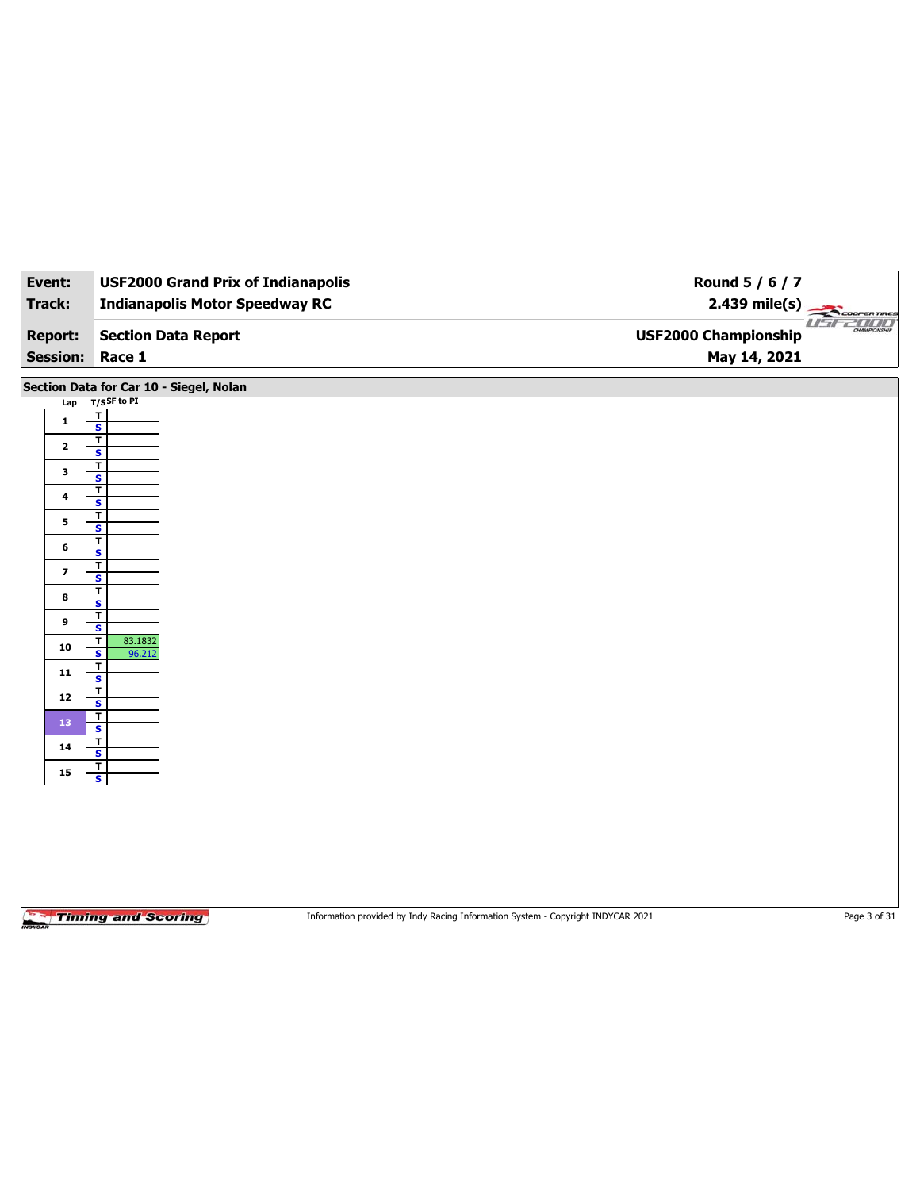| Event: | USF2000 Grand Prix of Indianapolis | Round 5 / 6 / 7 |
|---|---|---|
| Track: | Indianapolis Motor Speedway RC | 2.439 mile(s) |
| Report: | Section Data Report | USF2000 Championship |
| Session: | Race 1 | May 14, 2021 |

## Section Data for Car 10 - Siegel, Nolan

| Lap | T/S | SF to PI |
|---|---|---|
| 1 | T | |
| | S | |
| 2 | T | |
| | S | |
| 3 | T | |
| | S | |
| 4 | T | |
| | S | |
| 5 | T | |
| | S | |
| 6 | T | |
| | S | |
| 7 | T | |
| | S | |
| 8 | T | |
| | S | |
| 9 | T | |
| | S | |
| 10 | T | 83.1832 |
| | S | 96.212 |
| 11 | T | |
| | S | |
| 12 | T | |
| | S | |
| 13 | T | |
| | S | |
| 14 | T | |
| | S | |
| 15 | T | |
| | S | |

Information provided by Indy Racing Information System - Copyright INDYCAR 2021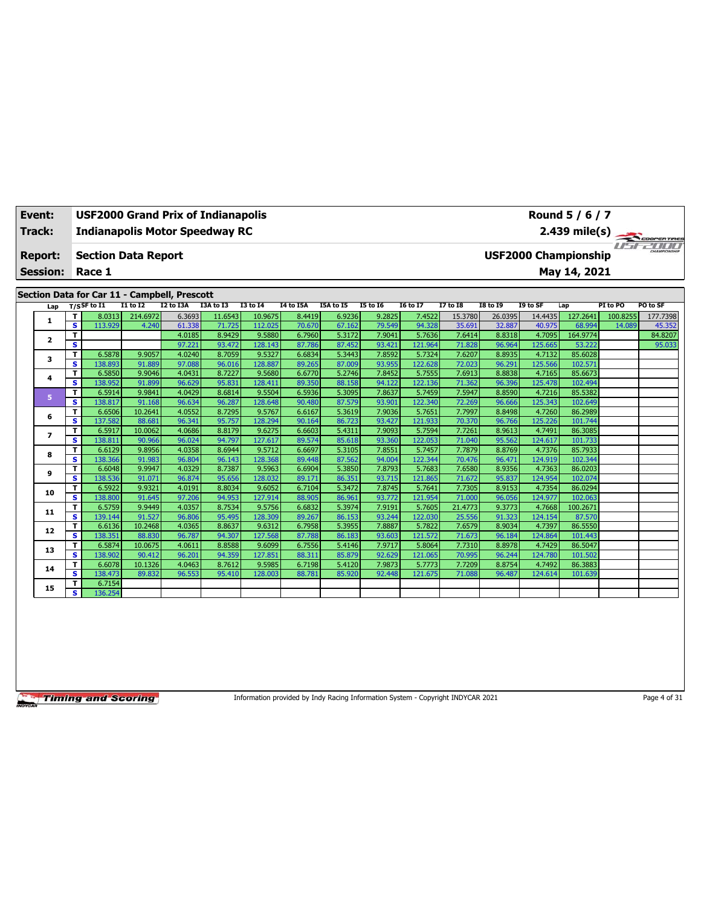| Event: | USF2000 Grand Prix of Indianapolis | Round 5 / 6 / 7 |
|---|---|---|
| Track: | Indianapolis Motor Speedway RC | 2.439 mile(s) |
| Report: | Section Data Report | USF2000 Championship |
| Session: | Race 1 | May 14, 2021 |

## Section Data for Car 11 - Campbell, Prescott

| Lap | T/S | SF to I1 | I1 to I2 | I2 to I3A | I3A to I3 | I3 to I4 | I4 to I5A | I5A to I5 | I5 to I6 | I6 to I7 | I7 to I8 | I8 to I9 | I9 to SF | Lap | PI to PO | PO to SF |
|---|---|---|---|---|---|---|---|---|---|---|---|---|---|---|---|---|
| 1 | T | 8.0313 | 214.6972 | 6.3693 | 11.6543 | 10.9675 | 8.4419 | 6.9236 | 9.2825 | 7.4522 | 15.3780 | 26.0395 | 14.4435 | 127.2641 | 100.8255 | 177.7398 |
| | S | 113.929 | 4.240 | 61.338 | 71.725 | 112.025 | 70.670 | 67.162 | 79.549 | 94.328 | 35.691 | 32.887 | 40.975 | 68.994 | 14.089 | 45.352 |
| 2 | T | | | 4.0185 | 8.9429 | 9.5880 | 6.7960 | 5.3172 | 7.9041 | 5.7636 | 7.6414 | 8.8318 | 4.7095 | 164.9774 | | 84.8207 |
| | S | | | 97.221 | 93.472 | 128.143 | 87.786 | 87.452 | 93.421 | 121.964 | 71.828 | 96.964 | 125.665 | 53.222 | | 95.033 |
| 3 | T | 6.5878 | 9.9057 | 4.0240 | 8.7059 | 9.5327 | 6.6834 | 5.3443 | 7.8592 | 5.7324 | 7.6207 | 8.8935 | 4.7132 | 85.6028 | | |
| | S | 138.893 | 91.889 | 97.088 | 96.016 | 128.887 | 89.265 | 87.009 | 93.955 | 122.628 | 72.023 | 96.291 | 125.566 | 102.571 | | |
| 4 | T | 6.5850 | 9.9046 | 4.0431 | 8.7227 | 9.5680 | 6.6770 | 5.2746 | 7.8452 | 5.7555 | 7.6913 | 8.8838 | 4.7165 | 85.6673 | | |
| | S | 138.952 | 91.899 | 96.629 | 95.831 | 128.411 | 89.350 | 88.158 | 94.122 | 122.136 | 71.362 | 96.396 | 125.478 | 102.494 | | |
| 5 | T | 6.5914 | 9.9841 | 4.0429 | 8.6814 | 9.5504 | 6.5936 | 5.3095 | 7.8637 | 5.7459 | 7.5947 | 8.8590 | 4.7216 | 85.5382 | | |
| | S | 138.817 | 91.168 | 96.634 | 96.287 | 128.648 | 90.480 | 87.579 | 93.901 | 122.340 | 72.269 | 96.666 | 125.343 | 102.649 | | |
| 6 | T | 6.6506 | 10.2641 | 4.0552 | 8.7295 | 9.5767 | 6.6167 | 5.3619 | 7.9036 | 5.7651 | 7.7997 | 8.8498 | 4.7260 | 86.2989 | | |
| | S | 137.582 | 88.681 | 96.341 | 95.757 | 128.294 | 90.164 | 86.723 | 93.427 | 121.933 | 70.370 | 96.766 | 125.226 | 101.744 | | |
| 7 | T | 6.5917 | 10.0062 | 4.0686 | 8.8179 | 9.6275 | 6.6603 | 5.4311 | 7.9093 | 5.7594 | 7.7261 | 8.9613 | 4.7491 | 86.3085 | | |
| | S | 138.811 | 90.966 | 96.024 | 94.797 | 127.617 | 89.574 | 85.618 | 93.360 | 122.053 | 71.040 | 95.562 | 124.617 | 101.733 | | |
| 8 | T | 6.6129 | 9.8956 | 4.0358 | 8.6944 | 9.5712 | 6.6697 | 5.3105 | 7.8551 | 5.7457 | 7.7879 | 8.8769 | 4.7376 | 85.7933 | | |
| | S | 138.366 | 91.983 | 96.804 | 96.143 | 128.368 | 89.448 | 87.562 | 94.004 | 122.344 | 70.476 | 96.471 | 124.919 | 102.344 | | |
| 9 | T | 6.6048 | 9.9947 | 4.0329 | 8.7387 | 9.5963 | 6.6904 | 5.3850 | 7.8793 | 5.7683 | 7.6580 | 8.9356 | 4.7363 | 86.0203 | | |
| | S | 138.536 | 91.071 | 96.874 | 95.656 | 128.032 | 89.171 | 86.351 | 93.715 | 121.865 | 71.672 | 95.837 | 124.954 | 102.074 | | |
| 10 | T | 6.5922 | 9.9321 | 4.0191 | 8.8034 | 9.6052 | 6.7104 | 5.3472 | 7.8745 | 5.7641 | 7.7305 | 8.9153 | 4.7354 | 86.0294 | | |
| | S | 138.800 | 91.645 | 97.206 | 94.953 | 127.914 | 88.905 | 86.961 | 93.772 | 121.954 | 71.000 | 96.056 | 124.977 | 102.063 | | |
| 11 | T | 6.5759 | 9.9449 | 4.0357 | 8.7534 | 9.5756 | 6.6832 | 5.3974 | 7.9191 | 5.7605 | 21.4773 | 9.3773 | 4.7668 | 100.2671 | | |
| | S | 139.144 | 91.527 | 96.806 | 95.495 | 128.309 | 89.267 | 86.153 | 93.244 | 122.030 | 25.556 | 91.323 | 124.154 | 87.570 | | |
| 12 | T | 6.6136 | 10.2468 | 4.0365 | 8.8637 | 9.6312 | 6.7958 | 5.3955 | 7.8887 | 5.7822 | 7.6579 | 8.9034 | 4.7397 | 86.5550 | | |
| | S | 138.351 | 88.830 | 96.787 | 94.307 | 127.568 | 87.788 | 86.183 | 93.603 | 121.572 | 71.673 | 96.184 | 124.864 | 101.443 | | |
| 13 | T | 6.5874 | 10.0675 | 4.0611 | 8.8588 | 9.6099 | 6.7556 | 5.4146 | 7.9717 | 5.8064 | 7.7310 | 8.8978 | 4.7429 | 86.5047 | | |
| | S | 138.902 | 90.412 | 96.201 | 94.359 | 127.851 | 88.311 | 85.879 | 92.629 | 121.065 | 70.995 | 96.244 | 124.780 | 101.502 | | |
| 14 | T | 6.6078 | 10.1326 | 4.0463 | 8.7612 | 9.5985 | 6.7198 | 5.4120 | 7.9873 | 5.7773 | 7.7209 | 8.8754 | 4.7492 | 86.3883 | | |
| | S | 138.473 | 89.832 | 96.553 | 95.410 | 128.003 | 88.781 | 85.920 | 92.448 | 121.675 | 71.088 | 96.487 | 124.614 | 101.639 | | |
| 15 | T | 6.7154 | | | | | | | | | | | | | | |
| | S | 136.254 | | | | | | | | | | | | | | |

Information provided by Indy Racing Information System - Copyright INDYCAR 2021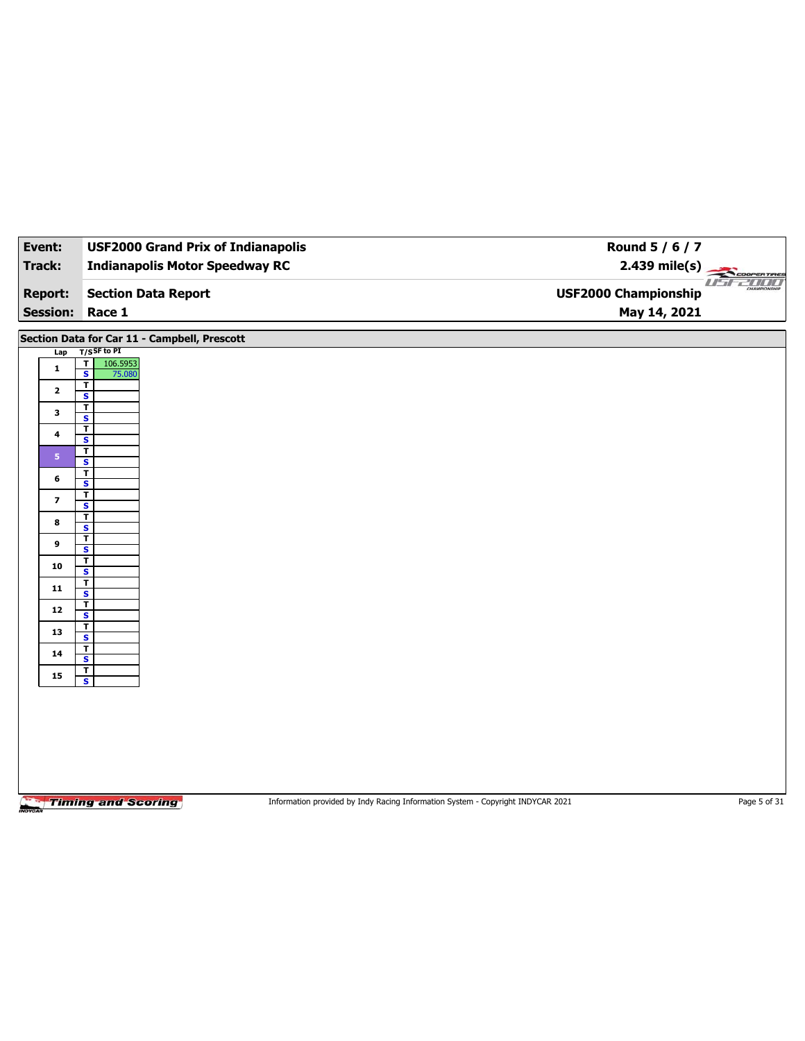| Event: | USF2000 Grand Prix of Indianapolis | Round 5 / 6 / 7 |
| --- | --- | --- |
| Track: | Indianapolis Motor Speedway RC | 2.439 mile(s) |
| Report: | Section Data Report | USF2000 Championship |
| Session: | Race 1 | May 14, 2021 |

## Section Data for Car 11 - Campbell, Prescott

| Lap | T/S | SF to PI |
| --- | --- | --- |
| 1 | T | 106.5953 |
| | S | 75.080 |
| 2 | T | |
| | S | |
| 3 | T | |
| | S | |
| 4 | T | |
| | S | |
| 5 | T | |
| | S | |
| 6 | T | |
| | S | |
| 7 | T | |
| | S | |
| 8 | T | |
| | S | |
| 9 | T | |
| | S | |
| 10 | T | |
| | S | |
| 11 | T | |
| | S | |
| 12 | T | |
| | S | |
| 13 | T | |
| | S | |
| 14 | T | |
| | S | |
| 15 | T | |
| | S | |

Information provided by Indy Racing Information System - Copyright INDYCAR 2021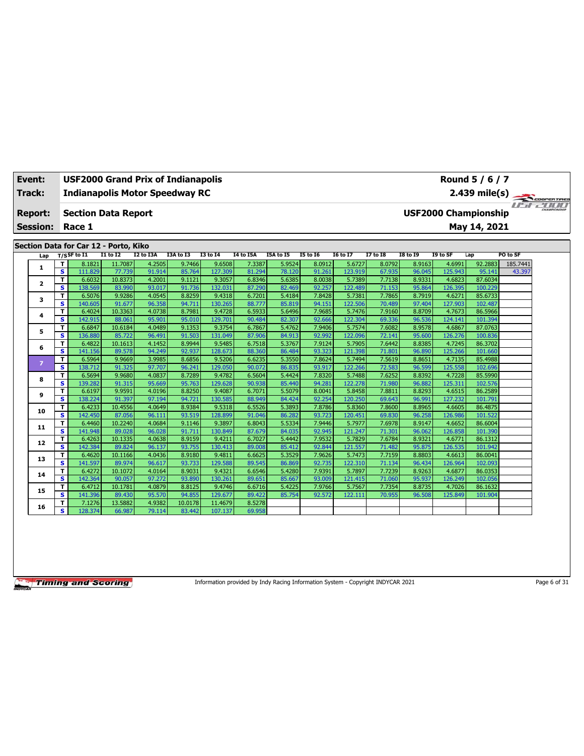| Event: | USF2000 Grand Prix of Indianapolis | Round 5 / 6 / 7 |
|---|---|---|
| Track: | Indianapolis Motor Speedway RC | 2.439 mile(s) |
| Report: | Section Data Report | USF2000 Championship |
| Session: | Race 1 | May 14, 2021 |

## Section Data for Car 12 - Porto, Kiko

| Lap | T/S | SF to I1 | I1 to I2 | I2 to I3A | I3A to I3 | I3 to I4 | I4 to I5A | I5A to I5 | I5 to I6 | I6 to I7 | I7 to I8 | I8 to I9 | I9 to SF | Lap | PO to SF |
|---|---|---|---|---|---|---|---|---|---|---|---|---|---|---|---|
| 1 | T | 8.1821 | 11.7087 | 4.2505 | 9.7466 | 9.6508 | 7.3387 | 5.9524 | 8.0912 | 5.6727 | 8.0792 | 8.9163 | 4.6991 | 92.2883 | 185.7441 |
| | S | 111.829 | 77.739 | 91.914 | 85.764 | 127.309 | 81.294 | 78.120 | 91.261 | 123.919 | 67.935 | 96.045 | 125.943 | 95.141 | 43.397 |
| 2 | T | 6.6032 | 10.8373 | 4.2001 | 9.1121 | 9.3057 | 6.8346 | 5.6385 | 8.0038 | 5.7389 | 7.7138 | 8.9331 | 4.6823 | 87.6034 | |
| | S | 138.569 | 83.990 | 93.017 | 91.736 | 132.031 | 87.290 | 82.469 | 92.257 | 122.489 | 71.153 | 95.864 | 126.395 | 100.229 | |
| 3 | T | 6.5076 | 9.9286 | 4.0545 | 8.8259 | 9.4318 | 6.7201 | 5.4184 | 7.8428 | 5.7381 | 7.7865 | 8.7919 | 4.6271 | 85.6733 | |
| | S | 140.605 | 91.677 | 96.358 | 94.711 | 130.265 | 88.777 | 85.819 | 94.151 | 122.506 | 70.489 | 97.404 | 127.903 | 102.487 | |
| 4 | T | 6.4024 | 10.3363 | 4.0738 | 8.7981 | 9.4728 | 6.5933 | 5.6496 | 7.9685 | 5.7476 | 7.9160 | 8.8709 | 4.7673 | 86.5966 | |
| | S | 142.915 | 88.061 | 95.901 | 95.010 | 129.701 | 90.484 | 82.307 | 92.666 | 122.304 | 69.336 | 96.536 | 124.141 | 101.394 | |
| 5 | T | 6.6847 | 10.6184 | 4.0489 | 9.1353 | 9.3754 | 6.7867 | 5.4762 | 7.9406 | 5.7574 | 7.6082 | 8.9578 | 4.6867 | 87.0763 | |
| | S | 136.880 | 85.722 | 96.491 | 91.503 | 131.049 | 87.906 | 84.913 | 92.992 | 122.096 | 72.141 | 95.600 | 126.276 | 100.836 | |
| 6 | T | 6.4822 | 10.1613 | 4.1452 | 8.9944 | 9.5485 | 6.7518 | 5.3767 | 7.9124 | 5.7905 | 7.6442 | 8.8385 | 4.7245 | 86.3702 | |
| | S | 141.156 | 89.578 | 94.249 | 92.937 | 128.673 | 88.360 | 86.484 | 93.323 | 121.398 | 71.801 | 96.890 | 125.266 | 101.660 | |
| 7 | T | 6.5964 | 9.9669 | 3.9985 | 8.6856 | 9.5206 | 6.6235 | 5.3550 | 7.8624 | 5.7494 | 7.5619 | 8.8651 | 4.7135 | 85.4988 | |
| | S | 138.712 | 91.325 | 97.707 | 96.241 | 129.050 | 90.072 | 86.835 | 93.917 | 122.266 | 72.583 | 96.599 | 125.558 | 102.696 | |
| 8 | T | 6.5694 | 9.9680 | 4.0837 | 8.7289 | 9.4782 | 6.5604 | 5.4424 | 7.8320 | 5.7488 | 7.6252 | 8.8392 | 4.7228 | 85.5990 | |
| | S | 139.282 | 91.315 | 95.669 | 95.763 | 129.628 | 90.938 | 85.440 | 94.281 | 122.278 | 71.980 | 96.882 | 125.311 | 102.576 | |
| 9 | T | 6.6197 | 9.9591 | 4.0196 | 8.8250 | 9.4087 | 6.7071 | 5.5079 | 8.0041 | 5.8458 | 7.8811 | 8.8293 | 4.6515 | 86.2589 | |
| | S | 138.224 | 91.397 | 97.194 | 94.721 | 130.585 | 88.949 | 84.424 | 92.254 | 120.250 | 69.643 | 96.991 | 127.232 | 101.791 | |
| 10 | T | 6.4233 | 10.4556 | 4.0649 | 8.9384 | 9.5318 | 6.5526 | 5.3893 | 7.8786 | 5.8360 | 7.8600 | 8.8965 | 4.6605 | 86.4875 | |
| | S | 142.450 | 87.056 | 96.111 | 93.519 | 128.899 | 91.046 | 86.282 | 93.723 | 120.451 | 69.830 | 96.258 | 126.986 | 101.522 | |
| 11 | T | 6.4460 | 10.2240 | 4.0684 | 9.1146 | 9.3897 | 6.8043 | 5.5334 | 7.9446 | 5.7977 | 7.6978 | 8.9147 | 4.6652 | 86.6004 | |
| | S | 141.948 | 89.028 | 96.028 | 91.711 | 130.849 | 87.679 | 84.035 | 92.945 | 121.247 | 71.301 | 96.062 | 126.858 | 101.390 | |
| 12 | T | 6.4263 | 10.1335 | 4.0638 | 8.9159 | 9.4211 | 6.7027 | 5.4442 | 7.9532 | 5.7829 | 7.6784 | 8.9321 | 4.6771 | 86.1312 | |
| | S | 142.384 | 89.824 | 96.137 | 93.755 | 130.413 | 89.008 | 85.412 | 92.844 | 121.557 | 71.482 | 95.875 | 126.535 | 101.942 | |
| 13 | T | 6.4620 | 10.1166 | 4.0436 | 8.9180 | 9.4811 | 6.6625 | 5.3529 | 7.9626 | 5.7473 | 7.7159 | 8.8803 | 4.6613 | 86.0041 | |
| | S | 141.597 | 89.974 | 96.617 | 93.733 | 129.588 | 89.545 | 86.869 | 92.735 | 122.310 | 71.134 | 96.434 | 126.964 | 102.093 | |
| 14 | T | 6.4272 | 10.1072 | 4.0164 | 8.9031 | 9.4321 | 6.6546 | 5.4280 | 7.9391 | 5.7897 | 7.7239 | 8.9263 | 4.6877 | 86.0353 | |
| | S | 142.364 | 90.057 | 97.272 | 93.890 | 130.261 | 89.651 | 85.667 | 93.009 | 121.415 | 71.060 | 95.937 | 126.249 | 102.056 | |
| 15 | T | 6.4712 | 10.1781 | 4.0879 | 8.8125 | 9.4746 | 6.6716 | 5.4225 | 7.9766 | 5.7567 | 7.7354 | 8.8735 | 4.7026 | 86.1632 | |
| | S | 141.396 | 89.430 | 95.570 | 94.855 | 129.677 | 89.422 | 85.754 | 92.572 | 122.111 | 70.955 | 96.508 | 125.849 | 101.904 | |
| 16 | T | 7.1276 | 13.5882 | 4.9382 | 10.0178 | 11.4679 | 8.5278 | | | | | | | | |
| | S | 128.374 | 66.987 | 79.114 | 83.442 | 107.137 | 69.958 | | | | | | | | |

Information provided by Indy Racing Information System - Copyright INDYCAR 2021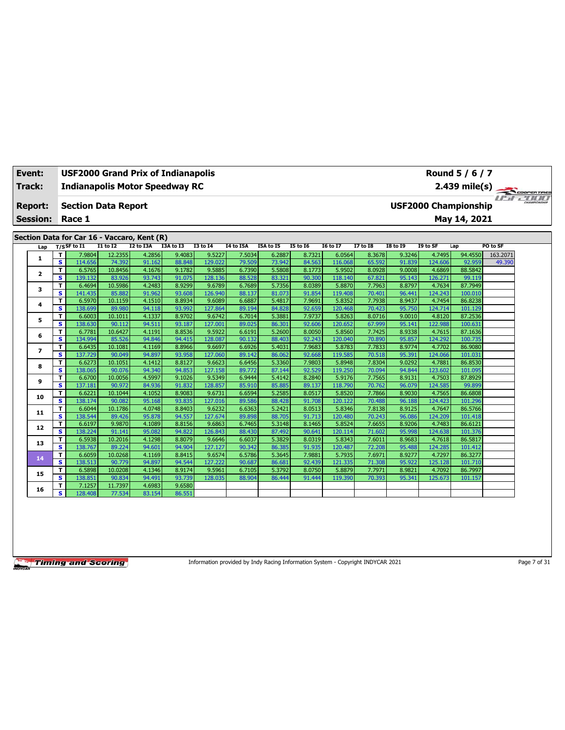| Event: | USF2000 Grand Prix of Indianapolis | Round 5 / 6 / 7 |
|---|---|---|
| Track: | Indianapolis Motor Speedway RC | 2.439 mile(s) |
| Report: | Section Data Report | USF2000 Championship |
| Session: | Race 1 | May 14, 2021 |

## Section Data for Car 16 - Vaccaro, Kent (R)

| Lap | T/S | SF to I1 | I1 to I2 | I2 to I3A | I3A to I3 | I3 to I4 | I4 to I5A | I5A to I5 | I5 to I6 | I6 to I7 | I7 to I8 | I8 to I9 | I9 to SF | Lap | PO to SF |
|---|---|---|---|---|---|---|---|---|---|---|---|---|---|---|---|
| 1 | T | 7.9804 | 12.2355 | 4.2856 | 9.4083 | 9.5227 | 7.5034 | 6.2887 | 8.7321 | 6.0564 | 8.3678 | 9.3246 | 4.7495 | 94.4550 | 163.2071 |
| | S | 114.656 | 74.392 | 91.162 | 88.848 | 129.022 | 79.509 | 73.942 | 84.563 | 116.068 | 65.592 | 91.839 | 124.606 | 92.959 | 49.390 |
| 2 | T | 6.5765 | 10.8456 | 4.1676 | 9.1782 | 9.5885 | 6.7390 | 5.5808 | 8.1773 | 5.9502 | 8.0928 | 9.0008 | 4.6869 | 88.5842 | |
| | S | 139.132 | 83.926 | 93.743 | 91.075 | 128.136 | 88.528 | 83.321 | 90.300 | 118.140 | 67.821 | 95.143 | 126.271 | 99.119 | |
| 3 | T | 6.4694 | 10.5986 | 4.2483 | 8.9299 | 9.6789 | 6.7689 | 5.7356 | 8.0389 | 5.8870 | 7.7963 | 8.8797 | 4.7634 | 87.7949 | |
| | S | 141.435 | 85.882 | 91.962 | 93.608 | 126.940 | 88.137 | 81.073 | 91.854 | 119.408 | 70.401 | 96.441 | 124.243 | 100.010 | |
| 4 | T | 6.5970 | 10.1159 | 4.1510 | 8.8934 | 9.6089 | 6.6887 | 5.4817 | 7.9691 | 5.8352 | 7.7938 | 8.9437 | 4.7454 | 86.8238 | |
| | S | 138.699 | 89.980 | 94.118 | 93.992 | 127.864 | 89.194 | 84.828 | 92.659 | 120.468 | 70.423 | 95.750 | 124.714 | 101.129 | |
| 5 | T | 6.6003 | 10.1011 | 4.1337 | 8.9702 | 9.6742 | 6.7014 | 5.3881 | 7.9737 | 5.8263 | 8.0716 | 9.0010 | 4.8120 | 87.2536 | |
| | S | 138.630 | 90.112 | 94.511 | 93.187 | 127.001 | 89.025 | 86.301 | 92.606 | 120.652 | 67.999 | 95.141 | 122.988 | 100.631 | |
| 6 | T | 6.7781 | 10.6427 | 4.1191 | 8.8536 | 9.5922 | 6.6191 | 5.2600 | 8.0050 | 5.8560 | 7.7425 | 8.9338 | 4.7615 | 87.1636 | |
| | S | 134.994 | 85.526 | 94.846 | 94.415 | 128.087 | 90.132 | 88.403 | 92.243 | 120.040 | 70.890 | 95.857 | 124.292 | 100.735 | |
| 7 | T | 6.6435 | 10.1081 | 4.1169 | 8.8966 | 9.6697 | 6.6926 | 5.4031 | 7.9683 | 5.8783 | 7.7833 | 8.9774 | 4.7702 | 86.9080 | |
| | S | 137.729 | 90.049 | 94.897 | 93.958 | 127.060 | 89.142 | 86.062 | 92.668 | 119.585 | 70.518 | 95.391 | 124.066 | 101.031 | |
| 8 | T | 6.6273 | 10.1051 | 4.1412 | 8.8127 | 9.6623 | 6.6456 | 5.3360 | 7.9803 | 5.8948 | 7.8304 | 9.0292 | 4.7881 | 86.8530 | |
| | S | 138.065 | 90.076 | 94.340 | 94.853 | 127.158 | 89.772 | 87.144 | 92.529 | 119.250 | 70.094 | 94.844 | 123.602 | 101.095 | |
| 9 | T | 6.6700 | 10.0056 | 4.5997 | 9.1026 | 9.5349 | 6.9444 | 5.4142 | 8.2840 | 5.9176 | 7.7565 | 8.9131 | 4.7503 | 87.8929 | |
| | S | 137.181 | 90.972 | 84.936 | 91.832 | 128.857 | 85.910 | 85.885 | 89.137 | 118.790 | 70.762 | 96.079 | 124.585 | 99.899 | |
| 10 | T | 6.6221 | 10.1044 | 4.1052 | 8.9083 | 9.6731 | 6.6594 | 5.2585 | 8.0517 | 5.8520 | 7.7866 | 8.9030 | 4.7565 | 86.6808 | |
| | S | 138.174 | 90.082 | 95.168 | 93.835 | 127.016 | 89.586 | 88.428 | 91.708 | 120.122 | 70.488 | 96.188 | 124.423 | 101.296 | |
| 11 | T | 6.6044 | 10.1786 | 4.0748 | 8.8403 | 9.6232 | 6.6363 | 5.2421 | 8.0513 | 5.8346 | 7.8138 | 8.9125 | 4.7647 | 86.5766 | |
| | S | 138.544 | 89.426 | 95.878 | 94.557 | 127.674 | 89.898 | 88.705 | 91.713 | 120.480 | 70.243 | 96.086 | 124.209 | 101.418 | |
| 12 | T | 6.6197 | 9.9870 | 4.1089 | 8.8156 | 9.6863 | 6.7465 | 5.3148 | 8.1465 | 5.8524 | 7.6655 | 8.9206 | 4.7483 | 86.6121 | |
| | S | 138.224 | 91.141 | 95.082 | 94.822 | 126.843 | 88.430 | 87.492 | 90.641 | 120.114 | 71.602 | 95.998 | 124.638 | 101.376 | |
| 13 | T | 6.5938 | 10.2016 | 4.1298 | 8.8079 | 9.6646 | 6.6037 | 5.3829 | 8.0319 | 5.8343 | 7.6011 | 8.9683 | 4.7618 | 86.5817 | |
| | S | 138.767 | 89.224 | 94.601 | 94.904 | 127.127 | 90.342 | 86.385 | 91.935 | 120.487 | 72.208 | 95.488 | 124.285 | 101.412 | |
| 14 | T | 6.6059 | 10.0268 | 4.1169 | 8.8415 | 9.6574 | 6.5786 | 5.3645 | 7.9881 | 5.7935 | 7.6971 | 8.9277 | 4.7297 | 86.3277 | |
| | S | 138.513 | 90.779 | 94.897 | 94.544 | 127.222 | 90.687 | 86.681 | 92.439 | 121.335 | 71.308 | 95.922 | 125.128 | 101.710 | |
| 15 | T | 6.5898 | 10.0208 | 4.1346 | 8.9174 | 9.5961 | 6.7105 | 5.3792 | 8.0750 | 5.8879 | 7.7971 | 8.9821 | 4.7092 | 86.7997 | |
| | S | 138.851 | 90.834 | 94.491 | 93.739 | 128.035 | 88.904 | 86.444 | 91.444 | 119.390 | 70.393 | 95.341 | 125.673 | 101.157 | |
| 16 | T | 7.1257 | 11.7397 | 4.6983 | 9.6580 | | | | | | | | | | |
| | S | 128.408 | 77.534 | 83.154 | 86.551 | | | | | | | | | | |

Information provided by Indy Racing Information System - Copyright INDYCAR 2021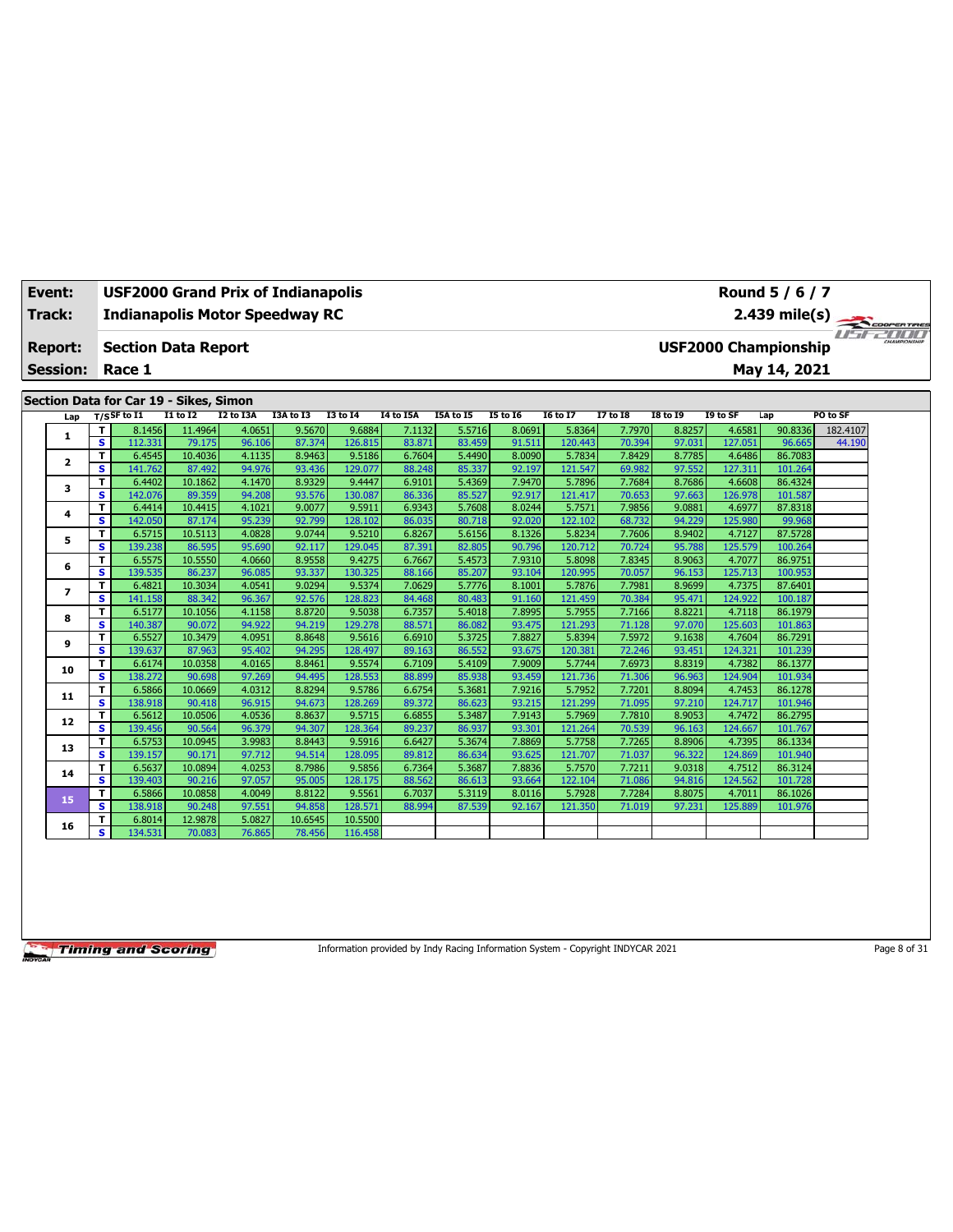| Event: | USF2000 Grand Prix of Indianapolis | Round 5 / 6 / 7 |
|---|---|---|
| Track: | Indianapolis Motor Speedway RC | 2.439 mile(s) |
| Report: | Section Data Report | USF2000 Championship |
| Session: | Race 1 | May 14, 2021 |

## Section Data for Car 19 - Sikes, Simon

| Lap | T/S | SF to I1 | I1 to I2 | I2 to I3A | I3A to I3 | I3 to I4 | I4 to I5A | I5A to I5 | I5 to I6 | I6 to I7 | I7 to I8 | I8 to I9 | I9 to SF | Lap | PO to SF |
|---|---|---|---|---|---|---|---|---|---|---|---|---|---|---|---|
| 1 | T | 8.1456 | 11.4964 | 4.0651 | 9.5670 | 9.6884 | 7.1132 | 5.5716 | 8.0691 | 5.8364 | 7.7970 | 8.8257 | 4.6581 | 90.8336 | 182.4107 |
| | S | 112.331 | 79.175 | 96.106 | 87.374 | 126.815 | 83.871 | 83.459 | 91.511 | 120.443 | 70.394 | 97.031 | 127.051 | 96.665 | 44.190 |
| 2 | T | 6.4545 | 10.4036 | 4.1135 | 8.9463 | 9.5186 | 6.7604 | 5.4490 | 8.0090 | 5.7834 | 7.8429 | 8.7785 | 4.6486 | 86.7083 | |
| | S | 141.762 | 87.492 | 94.976 | 93.436 | 129.077 | 88.248 | 85.337 | 92.197 | 121.547 | 69.982 | 97.552 | 127.311 | 101.264 | |
| 3 | T | 6.4402 | 10.1862 | 4.1470 | 8.9329 | 9.4447 | 6.9101 | 5.4369 | 7.9470 | 5.7896 | 7.7684 | 8.7686 | 4.6608 | 86.4324 | |
| | S | 142.076 | 89.359 | 94.208 | 93.576 | 130.087 | 86.336 | 85.527 | 92.917 | 121.417 | 70.653 | 97.663 | 126.978 | 101.587 | |
| 4 | T | 6.4414 | 10.4415 | 4.1021 | 9.0077 | 9.5911 | 6.9343 | 5.7608 | 8.0244 | 5.7571 | 7.9856 | 9.0881 | 4.6977 | 87.8318 | |
| | S | 142.050 | 87.174 | 95.239 | 92.799 | 128.102 | 86.035 | 80.718 | 92.020 | 122.102 | 68.732 | 94.229 | 125.980 | 99.968 | |
| 5 | T | 6.5715 | 10.5113 | 4.0828 | 9.0744 | 9.5210 | 6.8267 | 5.6156 | 8.1326 | 5.8234 | 7.7606 | 8.9402 | 4.7127 | 87.5728 | |
| | S | 139.238 | 86.595 | 95.690 | 92.117 | 129.045 | 87.391 | 82.805 | 90.796 | 120.712 | 70.724 | 95.788 | 125.579 | 100.264 | |
| 6 | T | 6.5575 | 10.5550 | 4.0660 | 8.9558 | 9.4275 | 6.7667 | 5.4573 | 7.9310 | 5.8098 | 7.8345 | 8.9063 | 4.7077 | 86.9751 | |
| | S | 139.535 | 86.237 | 96.085 | 93.337 | 130.325 | 88.166 | 85.207 | 93.104 | 120.995 | 70.057 | 96.153 | 125.713 | 100.953 | |
| 7 | T | 6.4821 | 10.3034 | 4.0541 | 9.0294 | 9.5374 | 7.0629 | 5.7776 | 8.1001 | 5.7876 | 7.7981 | 8.9699 | 4.7375 | 87.6401 | |
| | S | 141.158 | 88.342 | 96.367 | 92.576 | 128.823 | 84.468 | 80.483 | 91.160 | 121.459 | 70.384 | 95.471 | 124.922 | 100.187 | |
| 8 | T | 6.5177 | 10.1056 | 4.1158 | 8.8720 | 9.5038 | 6.7357 | 5.4018 | 7.8995 | 5.7955 | 7.7166 | 8.8221 | 4.7118 | 86.1979 | |
| | S | 140.387 | 90.072 | 94.922 | 94.219 | 129.278 | 88.571 | 86.082 | 93.475 | 121.293 | 71.128 | 97.070 | 125.603 | 101.863 | |
| 9 | T | 6.5527 | 10.3479 | 4.0951 | 8.8648 | 9.5616 | 6.6910 | 5.3725 | 7.8827 | 5.8394 | 7.5972 | 9.1638 | 4.7604 | 86.7291 | |
| | S | 139.637 | 87.963 | 95.402 | 94.295 | 128.497 | 89.163 | 86.552 | 93.675 | 120.381 | 72.246 | 93.451 | 124.321 | 101.239 | |
| 10 | T | 6.6174 | 10.0358 | 4.0165 | 8.8461 | 9.5574 | 6.7109 | 5.4109 | 7.9009 | 5.7744 | 7.6973 | 8.8319 | 4.7382 | 86.1377 | |
| | S | 138.272 | 90.698 | 97.269 | 94.495 | 128.553 | 88.899 | 85.938 | 93.459 | 121.736 | 71.306 | 96.963 | 124.904 | 101.934 | |
| 11 | T | 6.5866 | 10.0669 | 4.0312 | 8.8294 | 9.5786 | 6.6754 | 5.3681 | 7.9216 | 5.7952 | 7.7201 | 8.8094 | 4.7453 | 86.1278 | |
| | S | 138.918 | 90.418 | 96.915 | 94.673 | 128.269 | 89.372 | 86.623 | 93.215 | 121.299 | 71.095 | 97.210 | 124.717 | 101.946 | |
| 12 | T | 6.5612 | 10.0506 | 4.0536 | 8.8637 | 9.5715 | 6.6855 | 5.3487 | 7.9143 | 5.7969 | 7.7810 | 8.9053 | 4.7472 | 86.2795 | |
| | S | 139.456 | 90.564 | 96.379 | 94.307 | 128.364 | 89.237 | 86.937 | 93.301 | 121.264 | 70.539 | 96.163 | 124.667 | 101.767 | |
| 13 | T | 6.5753 | 10.0945 | 3.9983 | 8.8443 | 9.5916 | 6.6427 | 5.3674 | 7.8869 | 5.7758 | 7.7265 | 8.8906 | 4.7395 | 86.1334 | |
| | S | 139.157 | 90.171 | 97.712 | 94.514 | 128.095 | 89.812 | 86.634 | 93.625 | 121.707 | 71.037 | 96.322 | 124.869 | 101.940 | |
| 14 | T | 6.5637 | 10.0894 | 4.0253 | 8.7986 | 9.5856 | 6.7364 | 5.3687 | 7.8836 | 5.7570 | 7.7211 | 9.0318 | 4.7512 | 86.3124 | |
| | S | 139.403 | 90.216 | 97.057 | 95.005 | 128.175 | 88.562 | 86.613 | 93.664 | 122.104 | 71.086 | 94.816 | 124.562 | 101.728 | |
| 15 | T | 6.5866 | 10.0858 | 4.0049 | 8.8122 | 9.5561 | 6.7037 | 5.3119 | 8.0116 | 5.7928 | 7.7284 | 8.8075 | 4.7011 | 86.1026 | |
| | S | 138.918 | 90.248 | 97.551 | 94.858 | 128.571 | 88.994 | 87.539 | 92.167 | 121.350 | 71.019 | 97.231 | 125.889 | 101.976 | |
| 16 | T | 6.8014 | 12.9878 | 5.0827 | 10.6545 | 10.5500 | | | | | | | | | |
| | S | 134.531 | 70.083 | 76.865 | 78.456 | 116.458 | | | | | | | | | |

Information provided by Indy Racing Information System - Copyright INDYCAR 2021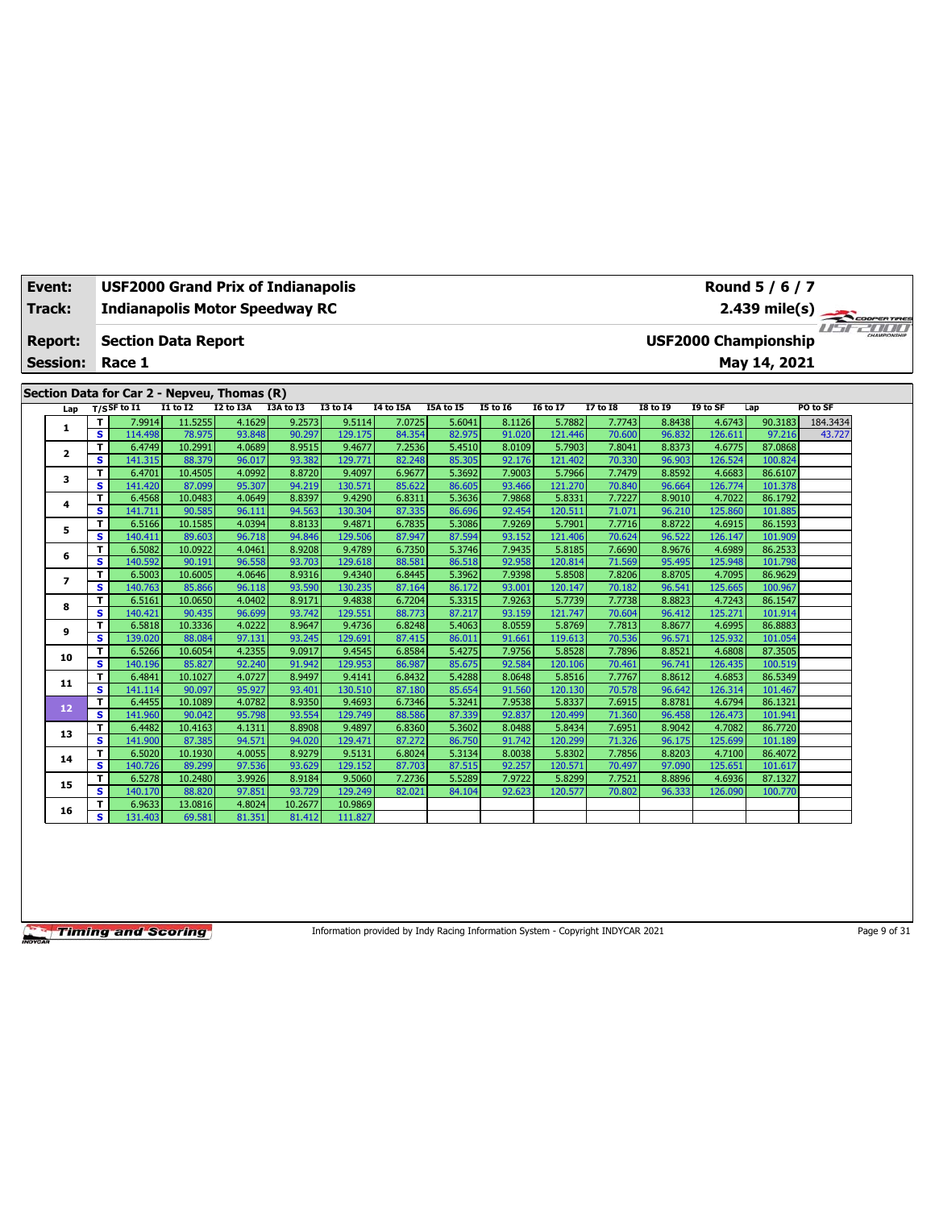| Event: | USF2000 Grand Prix of Indianapolis | Round 5 / 6 / 7 |
|---|---|---|
| Track: | Indianapolis Motor Speedway RC | 2.439 mile(s) |
| Report: | Section Data Report | USF2000 Championship |
| Session: | Race 1 | May 14, 2021 |

## Section Data for Car 2 - Nepveu, Thomas (R)

| Lap | T/S | SF to I1 | I1 to I2 | I2 to I3A | I3A to I3 | I3 to I4 | I4 to I5A | I5A to I5 | I5 to I6 | I6 to I7 | I7 to I8 | I8 to I9 | I9 to SF | Lap | PO to SF |
|---|---|---|---|---|---|---|---|---|---|---|---|---|---|---|---|
| 1 | T | 7.9914 | 11.5255 | 4.1629 | 9.2573 | 9.5114 | 7.0725 | 5.6041 | 8.1126 | 5.7882 | 7.7743 | 8.8438 | 4.6743 | 90.3183 | 184.3434 |
| | S | 114.498 | 78.975 | 93.848 | 90.297 | 129.175 | 84.354 | 82.975 | 91.020 | 121.446 | 70.600 | 96.832 | 126.611 | 97.216 | 43.727 |
| 2 | T | 6.4749 | 10.2991 | 4.0689 | 8.9515 | 9.4677 | 7.2536 | 5.4510 | 8.0109 | 5.7903 | 7.8041 | 8.8373 | 4.6775 | 87.0868 | |
| | S | 141.315 | 88.379 | 96.017 | 93.382 | 129.771 | 82.248 | 85.305 | 92.176 | 121.402 | 70.330 | 96.903 | 126.524 | 100.824 | |
| 3 | T | 6.4701 | 10.4505 | 4.0992 | 8.8720 | 9.4097 | 6.9677 | 5.3692 | 7.9003 | 5.7966 | 7.7479 | 8.8592 | 4.6683 | 86.6107 | |
| | S | 141.420 | 87.099 | 95.307 | 94.219 | 130.571 | 85.622 | 86.605 | 93.466 | 121.270 | 70.840 | 96.664 | 126.774 | 101.378 | |
| 4 | T | 6.4568 | 10.0483 | 4.0649 | 8.8397 | 9.4290 | 6.8311 | 5.3636 | 7.9868 | 5.8331 | 7.7227 | 8.9010 | 4.7022 | 86.1792 | |
| | S | 141.711 | 90.585 | 96.111 | 94.563 | 130.304 | 87.335 | 86.696 | 92.454 | 120.511 | 71.071 | 96.210 | 125.860 | 101.885 | |
| 5 | T | 6.5166 | 10.1585 | 4.0394 | 8.8133 | 9.4871 | 6.7835 | 5.3086 | 7.9269 | 5.7901 | 7.7716 | 8.8722 | 4.6915 | 86.1593 | |
| | S | 140.411 | 89.603 | 96.718 | 94.846 | 129.506 | 87.947 | 87.594 | 93.152 | 121.406 | 70.624 | 96.522 | 126.147 | 101.909 | |
| 6 | T | 6.5082 | 10.0922 | 4.0461 | 8.9208 | 9.4789 | 6.7350 | 5.3746 | 7.9435 | 5.8185 | 7.6690 | 8.9676 | 4.6989 | 86.2533 | |
| | S | 140.592 | 90.191 | 96.558 | 93.703 | 129.618 | 88.581 | 86.518 | 92.958 | 120.814 | 71.569 | 95.495 | 125.948 | 101.798 | |
| 7 | T | 6.5003 | 10.6005 | 4.0646 | 8.9316 | 9.4340 | 6.8445 | 5.3962 | 7.9398 | 5.8508 | 7.8206 | 8.8705 | 4.7095 | 86.9629 | |
| | S | 140.763 | 85.866 | 96.118 | 93.590 | 130.235 | 87.164 | 86.172 | 93.001 | 120.147 | 70.182 | 96.541 | 125.665 | 100.967 | |
| 8 | T | 6.5161 | 10.0650 | 4.0402 | 8.9171 | 9.4838 | 6.7204 | 5.3315 | 7.9263 | 5.7739 | 7.7738 | 8.8823 | 4.7243 | 86.1547 | |
| | S | 140.421 | 90.435 | 96.699 | 93.742 | 129.551 | 88.773 | 87.217 | 93.159 | 121.747 | 70.604 | 96.412 | 125.271 | 101.914 | |
| 9 | T | 6.5818 | 10.3336 | 4.0222 | 8.9647 | 9.4736 | 6.8248 | 5.4063 | 8.0559 | 5.8769 | 7.7813 | 8.8677 | 4.6995 | 86.8883 | |
| | S | 139.020 | 88.084 | 97.131 | 93.245 | 129.691 | 87.415 | 86.011 | 91.661 | 119.613 | 70.536 | 96.571 | 125.932 | 101.054 | |
| 10 | T | 6.5266 | 10.6054 | 4.2355 | 9.0917 | 9.4545 | 6.8584 | 5.4275 | 7.9756 | 5.8528 | 7.7896 | 8.8521 | 4.6808 | 87.3505 | |
| | S | 140.196 | 85.827 | 92.240 | 91.942 | 129.953 | 86.987 | 85.675 | 92.584 | 120.106 | 70.461 | 96.741 | 126.435 | 100.519 | |
| 11 | T | 6.4841 | 10.1027 | 4.0727 | 8.9497 | 9.4141 | 6.8432 | 5.4288 | 8.0648 | 5.8516 | 7.7767 | 8.8612 | 4.6853 | 86.5349 | |
| | S | 141.114 | 90.097 | 95.927 | 93.401 | 130.510 | 87.180 | 85.654 | 91.560 | 120.130 | 70.578 | 96.642 | 126.314 | 101.467 | |
| 12 | T | 6.4455 | 10.1089 | 4.0782 | 8.9350 | 9.4693 | 6.7346 | 5.3241 | 7.9538 | 5.8337 | 7.6915 | 8.8781 | 4.6794 | 86.1321 | |
| | S | 141.960 | 90.042 | 95.798 | 93.554 | 129.749 | 88.586 | 87.339 | 92.837 | 120.499 | 71.360 | 96.458 | 126.473 | 101.941 | |
| 13 | T | 6.4482 | 10.4163 | 4.1311 | 8.8908 | 9.4897 | 6.8360 | 5.3602 | 8.0488 | 5.8434 | 7.6951 | 8.9042 | 4.7082 | 86.7720 | |
| | S | 141.900 | 87.385 | 94.571 | 94.020 | 129.471 | 87.272 | 86.750 | 91.742 | 120.299 | 71.326 | 96.175 | 125.699 | 101.189 | |
| 14 | T | 6.5020 | 10.1930 | 4.0055 | 8.9279 | 9.5131 | 6.8024 | 5.3134 | 8.0038 | 5.8302 | 7.7856 | 8.8203 | 4.7100 | 86.4072 | |
| | S | 140.726 | 89.299 | 97.536 | 93.629 | 129.152 | 87.703 | 87.515 | 92.257 | 120.571 | 70.497 | 97.090 | 125.651 | 101.617 | |
| 15 | T | 6.5278 | 10.2480 | 3.9926 | 8.9184 | 9.5060 | 7.2736 | 5.5289 | 7.9722 | 5.8299 | 7.7521 | 8.8896 | 4.6936 | 87.1327 | |
| | S | 140.170 | 88.820 | 97.851 | 93.729 | 129.249 | 82.021 | 84.104 | 92.623 | 120.577 | 70.802 | 96.333 | 126.090 | 100.770 | |
| 16 | T | 6.9633 | 13.0816 | 4.8024 | 10.2677 | 10.9869 | | | | | | | | | |
| | S | 131.403 | 69.581 | 81.351 | 81.412 | 111.827 | | | | | | | | | |

Information provided by Indy Racing Information System - Copyright INDYCAR 2021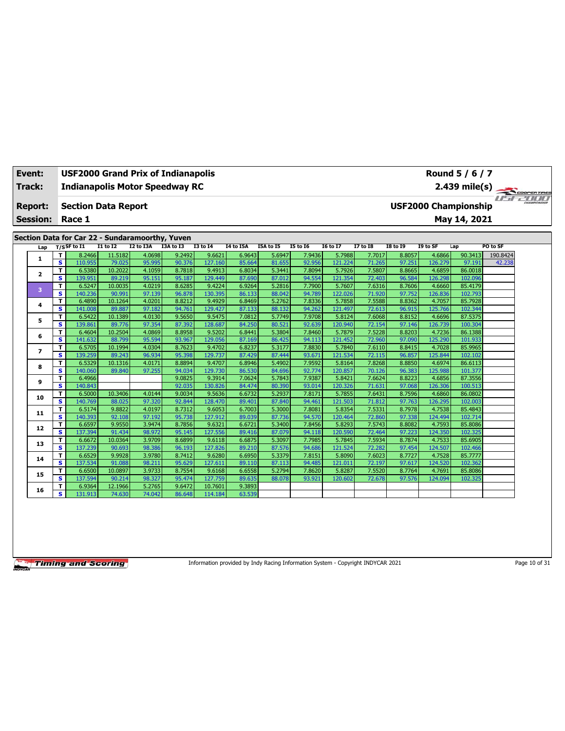| Event: | USF2000 Grand Prix of Indianapolis | Round 5 / 6 / 7 |
|---|---|---|
| Track: | Indianapolis Motor Speedway RC | 2.439 mile(s) |
| Report: | Section Data Report | USF2000 Championship |
| Session: | Race 1 | May 14, 2021 |

## Section Data for Car 22 - Sundaramoorthy, Yuven

| Lap | T/S | SF to I1 | I1 to I2 | I2 to I3A | I3A to I3 | I3 to I4 | I4 to I5A | I5A to I5 | I5 to I6 | I6 to I7 | I7 to I8 | I8 to I9 | I9 to SF | Lap | PO to SF |
|---|---|---|---|---|---|---|---|---|---|---|---|---|---|---|---|
| 1 | T | 8.2466 | 11.5182 | 4.0698 | 9.2492 | 9.6621 | 6.9643 | 5.6947 | 7.9436 | 5.7988 | 7.7017 | 8.8057 | 4.6866 | 90.3413 | 190.8424 |
|  | S | 110.955 | 79.025 | 95.995 | 90.376 | 127.160 | 85.664 | 81.655 | 92.956 | 121.224 | 71.265 | 97.251 | 126.279 | 97.191 | 42.238 |
| 2 | T | 6.5380 | 10.2022 | 4.1059 | 8.7818 | 9.4913 | 6.8034 | 5.3441 | 7.8094 | 5.7926 | 7.5807 | 8.8665 | 4.6859 | 86.0018 |  |
|  | S | 139.951 | 89.219 | 95.151 | 95.187 | 129.449 | 87.690 | 87.012 | 94.554 | 121.354 | 72.403 | 96.584 | 126.298 | 102.096 |  |
| 3 | T | 6.5247 | 10.0035 | 4.0219 | 8.6285 | 9.4224 | 6.9264 | 5.2816 | 7.7900 | 5.7607 | 7.6316 | 8.7606 | 4.6660 | 85.4179 |  |
|  | S | 140.236 | 90.991 | 97.139 | 96.878 | 130.395 | 86.133 | 88.042 | 94.789 | 122.026 | 71.920 | 97.752 | 126.836 | 102.793 |  |
| 4 | T | 6.4890 | 10.1264 | 4.0201 | 8.8212 | 9.4929 | 6.8469 | 5.2762 | 7.8336 | 5.7858 | 7.5588 | 8.8362 | 4.7057 | 85.7928 |  |
|  | S | 141.008 | 89.887 | 97.182 | 94.761 | 129.427 | 87.133 | 88.132 | 94.262 | 121.497 | 72.613 | 96.915 | 125.766 | 102.344 |  |
| 5 | T | 6.5422 | 10.1389 | 4.0130 | 9.5650 | 9.5475 | 7.0812 | 5.7749 | 7.9708 | 5.8124 | 7.6068 | 8.8152 | 4.6696 | 87.5375 |  |
|  | S | 139.861 | 89.776 | 97.354 | 87.392 | 128.687 | 84.250 | 80.521 | 92.639 | 120.940 | 72.154 | 97.146 | 126.739 | 100.304 |  |
| 6 | T | 6.4604 | 10.2504 | 4.0869 | 8.8958 | 9.5202 | 6.8441 | 5.3804 | 7.8460 | 5.7879 | 7.5228 | 8.8203 | 4.7236 | 86.1388 |  |
|  | S | 141.632 | 88.799 | 95.594 | 93.967 | 129.056 | 87.169 | 86.425 | 94.113 | 121.452 | 72.960 | 97.090 | 125.290 | 101.933 |  |
| 7 | T | 6.5705 | 10.1994 | 4.0304 | 8.7623 | 9.4702 | 6.8237 | 5.3177 | 7.8830 | 5.7840 | 7.6110 | 8.8415 | 4.7028 | 85.9965 |  |
|  | S | 139.259 | 89.243 | 96.934 | 95.398 | 129.737 | 87.429 | 87.444 | 93.671 | 121.534 | 72.115 | 96.857 | 125.844 | 102.102 |  |
| 8 | T | 6.5329 | 10.1316 | 4.0171 | 8.8894 | 9.4707 | 6.8946 | 5.4902 | 7.9592 | 5.8164 | 7.8268 | 8.8850 | 4.6974 | 86.6113 |  |
|  | S | 140.060 | 89.840 | 97.255 | 94.034 | 129.730 | 86.530 | 84.696 | 92.774 | 120.857 | 70.126 | 96.383 | 125.988 | 101.377 |  |
| 9 | T | 6.4966 |  |  | 9.0825 | 9.3914 | 7.0624 | 5.7843 | 7.9387 | 5.8421 | 7.6624 | 8.8223 | 4.6856 | 87.3556 |  |
|  | S | 140.843 |  |  | 92.035 | 130.826 | 84.474 | 80.390 | 93.014 | 120.326 | 71.631 | 97.068 | 126.306 | 100.513 |  |
| 10 | T | 6.5000 | 10.3406 | 4.0144 | 9.0034 | 9.5636 | 6.6732 | 5.2937 | 7.8171 | 5.7855 | 7.6431 | 8.7596 | 4.6860 | 86.0802 |  |
|  | S | 140.769 | 88.025 | 97.320 | 92.844 | 128.470 | 89.401 | 87.840 | 94.461 | 121.503 | 71.812 | 97.763 | 126.295 | 102.003 |  |
| 11 | T | 6.5174 | 9.8822 | 4.0197 | 8.7312 | 9.6053 | 6.7003 | 5.3000 | 7.8081 | 5.8354 | 7.5331 | 8.7978 | 4.7538 | 85.4843 |  |
|  | S | 140.393 | 92.108 | 97.192 | 95.738 | 127.912 | 89.039 | 87.736 | 94.570 | 120.464 | 72.860 | 97.338 | 124.494 | 102.714 |  |
| 12 | T | 6.6597 | 9.9550 | 3.9474 | 8.7856 | 9.6321 | 6.6721 | 5.3400 | 7.8456 | 5.8293 | 7.5743 | 8.8082 | 4.7593 | 85.8086 |  |
|  | S | 137.394 | 91.434 | 98.972 | 95.145 | 127.556 | 89.416 | 87.079 | 94.118 | 120.590 | 72.464 | 97.223 | 124.350 | 102.325 |  |
| 13 | T | 6.6672 | 10.0364 | 3.9709 | 8.6899 | 9.6118 | 6.6875 | 5.3097 | 7.7985 | 5.7845 | 7.5934 | 8.7874 | 4.7533 | 85.6905 |  |
|  | S | 137.239 | 90.693 | 98.386 | 96.193 | 127.826 | 89.210 | 87.576 | 94.686 | 121.524 | 72.282 | 97.454 | 124.507 | 102.466 |  |
| 14 | T | 6.6529 | 9.9928 | 3.9780 | 8.7412 | 9.6280 | 6.6950 | 5.3379 | 7.8151 | 5.8090 | 7.6023 | 8.7727 | 4.7528 | 85.7777 |  |
|  | S | 137.534 | 91.088 | 98.211 | 95.629 | 127.611 | 89.110 | 87.113 | 94.485 | 121.011 | 72.197 | 97.617 | 124.520 | 102.362 |  |
| 15 | T | 6.6500 | 10.0897 | 3.9733 | 8.7554 | 9.6168 | 6.6558 | 5.2794 | 7.8620 | 5.8287 | 7.5520 | 8.7764 | 4.7691 | 85.8086 |  |
|  | S | 137.594 | 90.214 | 98.327 | 95.474 | 127.759 | 89.635 | 88.078 | 93.921 | 120.602 | 72.678 | 97.576 | 124.094 | 102.325 |  |
| 16 | T | 6.9364 | 12.1966 | 5.2765 | 9.6472 | 10.7601 | 9.3893 |  |  |  |  |  |  |  |  |
|  | S | 131.913 | 74.630 | 74.042 | 86.648 | 114.184 | 63.539 |  |  |  |  |  |  |  |  |

Information provided by Indy Racing Information System - Copyright INDYCAR 2021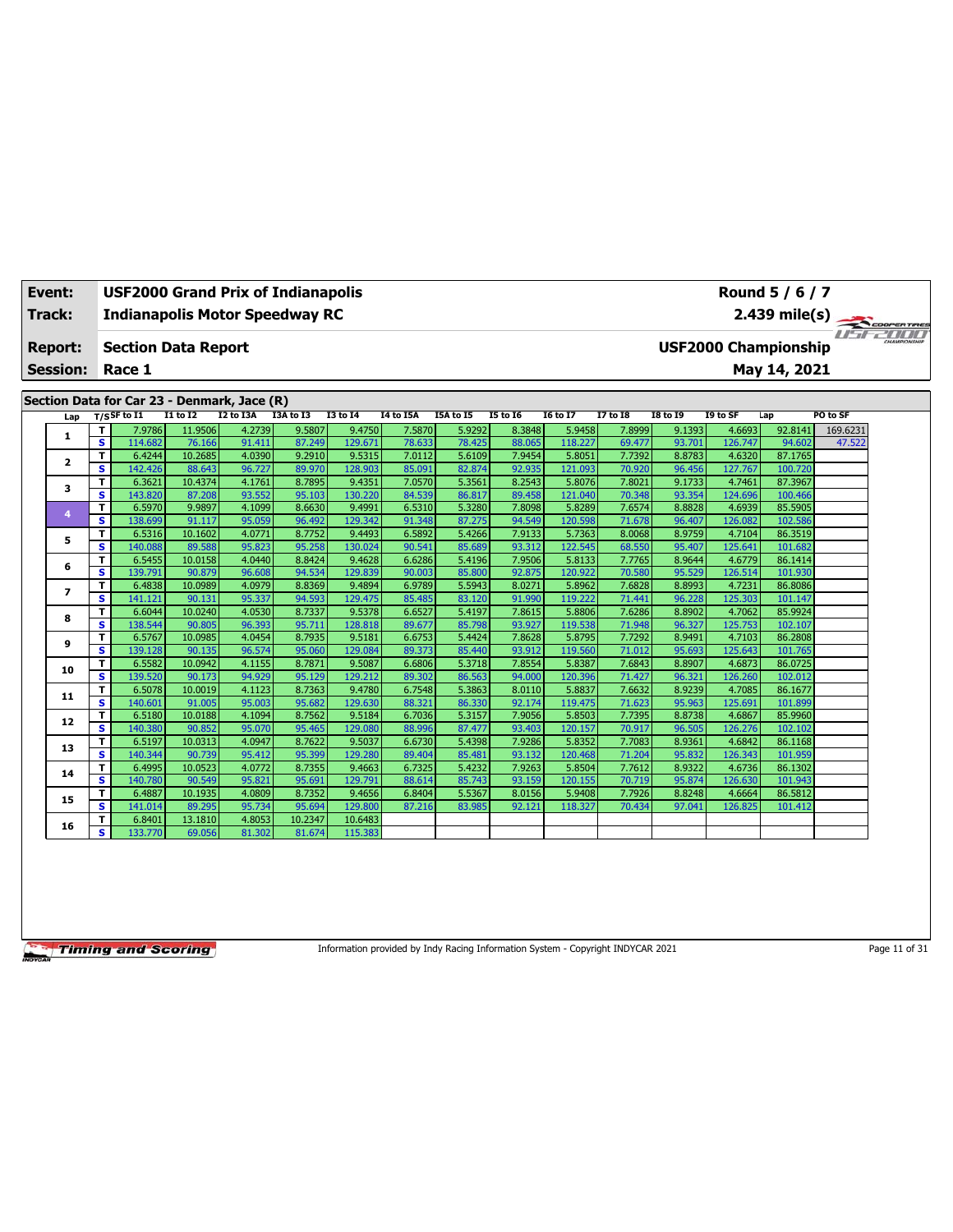| Event: | USF2000 Grand Prix of Indianapolis | Round 5 / 6 / 7 |
|---|---|---|
| Track: | Indianapolis Motor Speedway RC | 2.439 mile(s) |
| Report: | Section Data Report | USF2000 Championship |
| Session: | Race 1 | May 14, 2021 |

## Section Data for Car 23 - Denmark, Jace (R)

| Lap | T/S | SF to I1 | I1 to I2 | I2 to I3A | I3A to I3 | I3 to I4 | I4 to I5A | I5A to I5 | I5 to I6 | I6 to I7 | I7 to I8 | I8 to I9 | I9 to SF | Lap | PO to SF |
|---|---|---|---|---|---|---|---|---|---|---|---|---|---|---|---|
| 1 | T | 7.9786 | 11.9506 | 4.2739 | 9.5807 | 9.4750 | 7.5870 | 5.9292 | 8.3848 | 5.9458 | 7.8999 | 9.1393 | 4.6693 | 92.8141 | 169.6231 |
| | S | 114.682 | 76.166 | 91.411 | 87.249 | 129.671 | 78.633 | 78.425 | 88.065 | 118.227 | 69.477 | 93.701 | 126.747 | 94.602 | 47.522 |
| 2 | T | 6.4244 | 10.2685 | 4.0390 | 9.2910 | 9.5315 | 7.0112 | 5.6109 | 7.9454 | 5.8051 | 7.7392 | 8.8783 | 4.6320 | 87.1765 | |
| | S | 142.426 | 88.643 | 96.727 | 89.970 | 128.903 | 85.091 | 82.874 | 92.935 | 121.093 | 70.920 | 96.456 | 127.767 | 100.720 | |
| 3 | T | 6.3621 | 10.4374 | 4.1761 | 8.7895 | 9.4351 | 7.0570 | 5.3561 | 8.2543 | 5.8076 | 7.8021 | 9.1733 | 4.7461 | 87.3967 | |
| | S | 143.820 | 87.208 | 93.552 | 95.103 | 130.220 | 84.539 | 86.817 | 89.458 | 121.040 | 70.348 | 93.354 | 124.696 | 100.466 | |
| 4 | T | 6.5970 | 9.9897 | 4.1099 | 8.6630 | 9.4991 | 6.5310 | 5.3280 | 7.8098 | 5.8289 | 7.6574 | 8.8828 | 4.6939 | 85.5905 | |
| | S | 138.699 | 91.117 | 95.059 | 96.492 | 129.342 | 91.348 | 87.275 | 94.549 | 120.598 | 71.678 | 96.407 | 126.082 | 102.586 | |
| 5 | T | 6.5316 | 10.1602 | 4.0771 | 8.7752 | 9.4493 | 6.5892 | 5.4266 | 7.9133 | 5.7363 | 8.0068 | 8.9759 | 4.7104 | 86.3519 | |
| | S | 140.088 | 89.588 | 95.823 | 95.258 | 130.024 | 90.541 | 85.689 | 93.312 | 122.545 | 68.550 | 95.407 | 125.641 | 101.682 | |
| 6 | T | 6.5455 | 10.0158 | 4.0440 | 8.8424 | 9.4628 | 6.6286 | 5.4196 | 7.9506 | 5.8133 | 7.7765 | 8.9644 | 4.6779 | 86.1414 | |
| | S | 139.791 | 90.879 | 96.608 | 94.534 | 129.839 | 90.003 | 85.800 | 92.875 | 120.922 | 70.580 | 95.529 | 126.514 | 101.930 | |
| 7 | T | 6.4838 | 10.0989 | 4.0979 | 8.8369 | 9.4894 | 6.9789 | 5.5943 | 8.0271 | 5.8962 | 7.6828 | 8.8993 | 4.7231 | 86.8086 | |
| | S | 141.121 | 90.131 | 95.337 | 94.593 | 129.475 | 85.485 | 83.120 | 91.990 | 119.222 | 71.441 | 96.228 | 125.303 | 101.147 | |
| 8 | T | 6.6044 | 10.0240 | 4.0530 | 8.7337 | 9.5378 | 6.6527 | 5.4197 | 7.8615 | 5.8806 | 7.6286 | 8.8902 | 4.7062 | 85.9924 | |
| | S | 138.544 | 90.805 | 96.393 | 95.711 | 128.818 | 89.677 | 85.798 | 93.927 | 119.538 | 71.948 | 96.327 | 125.753 | 102.107 | |
| 9 | T | 6.5767 | 10.0985 | 4.0454 | 8.7935 | 9.5181 | 6.6753 | 5.4424 | 7.8628 | 5.8795 | 7.7292 | 8.9491 | 4.7103 | 86.2808 | |
| | S | 139.128 | 90.135 | 96.574 | 95.060 | 129.084 | 89.373 | 85.440 | 93.912 | 119.560 | 71.012 | 95.693 | 125.643 | 101.765 | |
| 10 | T | 6.5582 | 10.0942 | 4.1155 | 8.7871 | 9.5087 | 6.6806 | 5.3718 | 7.8554 | 5.8387 | 7.6843 | 8.8907 | 4.6873 | 86.0725 | |
| | S | 139.520 | 90.173 | 94.929 | 95.129 | 129.212 | 89.302 | 86.563 | 94.000 | 120.396 | 71.427 | 96.321 | 126.260 | 102.012 | |
| 11 | T | 6.5078 | 10.0019 | 4.1123 | 8.7363 | 9.4780 | 6.7548 | 5.3863 | 8.0110 | 5.8837 | 7.6632 | 8.9239 | 4.7085 | 86.1677 | |
| | S | 140.601 | 91.005 | 95.003 | 95.682 | 129.630 | 88.321 | 86.330 | 92.174 | 119.475 | 71.623 | 95.963 | 125.691 | 101.899 | |
| 12 | T | 6.5180 | 10.0188 | 4.1094 | 8.7562 | 9.5184 | 6.7036 | 5.3157 | 7.9056 | 5.8503 | 7.7395 | 8.8738 | 4.6867 | 85.9960 | |
| | S | 140.380 | 90.852 | 95.070 | 95.465 | 129.080 | 88.996 | 87.477 | 93.403 | 120.157 | 70.917 | 96.505 | 126.276 | 102.102 | |
| 13 | T | 6.5197 | 10.0313 | 4.0947 | 8.7622 | 9.5037 | 6.6730 | 5.4398 | 7.9286 | 5.8352 | 7.7083 | 8.9361 | 4.6842 | 86.1168 | |
| | S | 140.344 | 90.739 | 95.412 | 95.399 | 129.280 | 89.404 | 85.481 | 93.132 | 120.468 | 71.204 | 95.832 | 126.343 | 101.959 | |
| 14 | T | 6.4995 | 10.0523 | 4.0772 | 8.7355 | 9.4663 | 6.7325 | 5.4232 | 7.9263 | 5.8504 | 7.7612 | 8.9322 | 4.6736 | 86.1302 | |
| | S | 140.780 | 90.549 | 95.821 | 95.691 | 129.791 | 88.614 | 85.743 | 93.159 | 120.155 | 70.719 | 95.874 | 126.630 | 101.943 | |
| 15 | T | 6.4887 | 10.1935 | 4.0809 | 8.7352 | 9.4656 | 6.8404 | 5.5367 | 8.0156 | 5.9408 | 7.7926 | 8.8248 | 4.6664 | 86.5812 | |
| | S | 141.014 | 89.295 | 95.734 | 95.694 | 129.800 | 87.216 | 83.985 | 92.121 | 118.327 | 70.434 | 97.041 | 126.825 | 101.412 | |
| 16 | T | 6.8401 | 13.1810 | 4.8053 | 10.2347 | 10.6483 | | | | | | | | | |
| | S | 133.770 | 69.056 | 81.302 | 81.674 | 115.383 | | | | | | | | | |

Information provided by Indy Racing Information System - Copyright INDYCAR 2021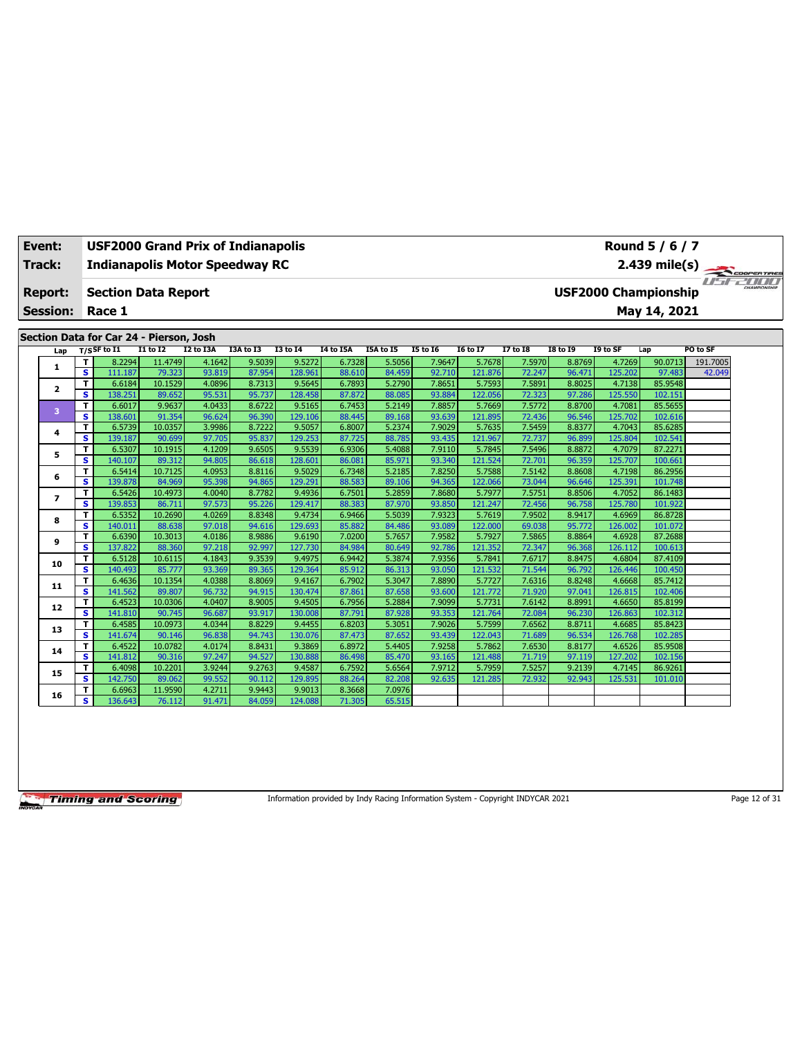| Event: | USF2000 Grand Prix of Indianapolis | Round 5 / 6 / 7 |
|---|---|---|
| Track: | Indianapolis Motor Speedway RC | 2.439 mile(s) |
| Report: | Section Data Report | USF2000 Championship |
| Session: | Race 1 | May 14, 2021 |

## Section Data for Car 24 - Pierson, Josh

| Lap | T/S | SF to I1 | I1 to I2 | I2 to I3A | I3A to I3 | I3 to I4 | I4 to I5A | I5A to I5 | I5 to I6 | I6 to I7 | I7 to I8 | I8 to I9 | I9 to SF | Lap | PO to SF |
|---|---|---|---|---|---|---|---|---|---|---|---|---|---|---|---|
| 1 | T | 8.2294 | 11.4749 | 4.1642 | 9.5039 | 9.5272 | 6.7328 | 5.5056 | 7.9647 | 5.7678 | 7.5970 | 8.8769 | 4.7269 | 90.0713 | 191.7005 |
| | S | 111.187 | 79.323 | 93.819 | 87.954 | 128.961 | 88.610 | 84.459 | 92.710 | 121.876 | 72.247 | 96.471 | 125.202 | 97.483 | 42.049 |
| 2 | T | 6.6184 | 10.1529 | 4.0896 | 8.7313 | 9.5645 | 6.7893 | 5.2790 | 7.8651 | 5.7593 | 7.5891 | 8.8025 | 4.7138 | 85.9548 | |
| | S | 138.251 | 89.652 | 95.531 | 95.737 | 128.458 | 87.872 | 88.085 | 93.884 | 122.056 | 72.323 | 97.286 | 125.550 | 102.151 | |
| 3 | T | 6.6017 | 9.9637 | 4.0433 | 8.6722 | 9.5165 | 6.7453 | 5.2149 | 7.8857 | 5.7669 | 7.5772 | 8.8700 | 4.7081 | 85.5655 | |
| | S | 138.601 | 91.354 | 96.624 | 96.390 | 129.106 | 88.445 | 89.168 | 93.639 | 121.895 | 72.436 | 96.546 | 125.702 | 102.616 | |
| 4 | T | 6.5739 | 10.0357 | 3.9986 | 8.7222 | 9.5057 | 6.8007 | 5.2374 | 7.9029 | 5.7635 | 7.5459 | 8.8377 | 4.7043 | 85.6285 | |
| | S | 139.187 | 90.699 | 97.705 | 95.837 | 129.253 | 87.725 | 88.785 | 93.435 | 121.967 | 72.737 | 96.899 | 125.804 | 102.541 | |
| 5 | T | 6.5307 | 10.1915 | 4.1209 | 9.6505 | 9.5539 | 6.9306 | 5.4088 | 7.9110 | 5.7845 | 7.5496 | 8.8872 | 4.7079 | 87.2271 | |
| | S | 140.107 | 89.312 | 94.805 | 86.618 | 128.601 | 86.081 | 85.971 | 93.340 | 121.524 | 72.701 | 96.359 | 125.707 | 100.661 | |
| 6 | T | 6.5414 | 10.7125 | 4.0953 | 8.8116 | 9.5029 | 6.7348 | 5.2185 | 7.8250 | 5.7588 | 7.5142 | 8.8608 | 4.7198 | 86.2956 | |
| | S | 139.878 | 84.969 | 95.398 | 94.865 | 129.291 | 88.583 | 89.106 | 94.365 | 122.066 | 73.044 | 96.646 | 125.391 | 101.748 | |
| 7 | T | 6.5426 | 10.4973 | 4.0040 | 8.7782 | 9.4936 | 6.7501 | 5.2859 | 7.8680 | 5.7977 | 7.5751 | 8.8506 | 4.7052 | 86.1483 | |
| | S | 139.853 | 86.711 | 97.573 | 95.226 | 129.417 | 88.383 | 87.970 | 93.850 | 121.247 | 72.456 | 96.758 | 125.780 | 101.922 | |
| 8 | T | 6.5352 | 10.2690 | 4.0269 | 8.8348 | 9.4734 | 6.9466 | 5.5039 | 7.9323 | 5.7619 | 7.9502 | 8.9417 | 4.6969 | 86.8728 | |
| | S | 140.011 | 88.638 | 97.018 | 94.616 | 129.693 | 85.882 | 84.486 | 93.089 | 122.000 | 69.038 | 95.772 | 126.002 | 101.072 | |
| 9 | T | 6.6390 | 10.3013 | 4.0186 | 8.9886 | 9.6190 | 7.0200 | 5.7657 | 7.9582 | 5.7927 | 7.5865 | 8.8864 | 4.6928 | 87.2688 | |
| | S | 137.822 | 88.360 | 97.218 | 92.997 | 127.730 | 84.984 | 80.649 | 92.786 | 121.352 | 72.347 | 96.368 | 126.112 | 100.613 | |
| 10 | T | 6.5128 | 10.6115 | 4.1843 | 9.3539 | 9.4975 | 6.9442 | 5.3874 | 7.9356 | 5.7841 | 7.6717 | 8.8475 | 4.6804 | 87.4109 | |
| | S | 140.493 | 85.777 | 93.369 | 89.365 | 129.364 | 85.912 | 86.313 | 93.050 | 121.532 | 71.544 | 96.792 | 126.446 | 100.450 | |
| 11 | T | 6.4636 | 10.1354 | 4.0388 | 8.8069 | 9.4167 | 6.7902 | 5.3047 | 7.8890 | 5.7727 | 7.6316 | 8.8248 | 4.6668 | 85.7412 | |
| | S | 141.562 | 89.807 | 96.732 | 94.915 | 130.474 | 87.861 | 87.658 | 93.600 | 121.772 | 71.920 | 97.041 | 126.815 | 102.406 | |
| 12 | T | 6.4523 | 10.0306 | 4.0407 | 8.9005 | 9.4505 | 6.7956 | 5.2884 | 7.9099 | 5.7731 | 7.6142 | 8.8991 | 4.6650 | 85.8199 | |
| | S | 141.810 | 90.745 | 96.687 | 93.917 | 130.008 | 87.791 | 87.928 | 93.353 | 121.764 | 72.084 | 96.230 | 126.863 | 102.312 | |
| 13 | T | 6.4585 | 10.0973 | 4.0344 | 8.8229 | 9.4455 | 6.8203 | 5.3051 | 7.9026 | 5.7599 | 7.6562 | 8.8711 | 4.6685 | 85.8423 | |
| | S | 141.674 | 90.146 | 96.838 | 94.743 | 130.076 | 87.473 | 87.652 | 93.439 | 122.043 | 71.689 | 96.534 | 126.768 | 102.285 | |
| 14 | T | 6.4522 | 10.0782 | 4.0174 | 8.8431 | 9.3869 | 6.8972 | 5.4405 | 7.9258 | 5.7862 | 7.6530 | 8.8177 | 4.6526 | 85.9508 | |
| | S | 141.812 | 90.316 | 97.247 | 94.527 | 130.888 | 86.498 | 85.470 | 93.165 | 121.488 | 71.719 | 97.119 | 127.202 | 102.156 | |
| 15 | T | 6.4098 | 10.2201 | 3.9244 | 9.2763 | 9.4587 | 6.7592 | 5.6564 | 7.9712 | 5.7959 | 7.5257 | 9.2139 | 4.7145 | 86.9261 | |
| | S | 142.750 | 89.062 | 99.552 | 90.112 | 129.895 | 88.264 | 82.208 | 92.635 | 121.285 | 72.932 | 92.943 | 125.531 | 101.010 | |
| 16 | T | 6.6963 | 11.9590 | 4.2711 | 9.9443 | 9.9013 | 8.3668 | 7.0976 | | | | | | | |
| | S | 136.643 | 76.112 | 91.471 | 84.059 | 124.088 | 71.305 | 65.515 | | | | | | | |

Information provided by Indy Racing Information System - Copyright INDYCAR 2021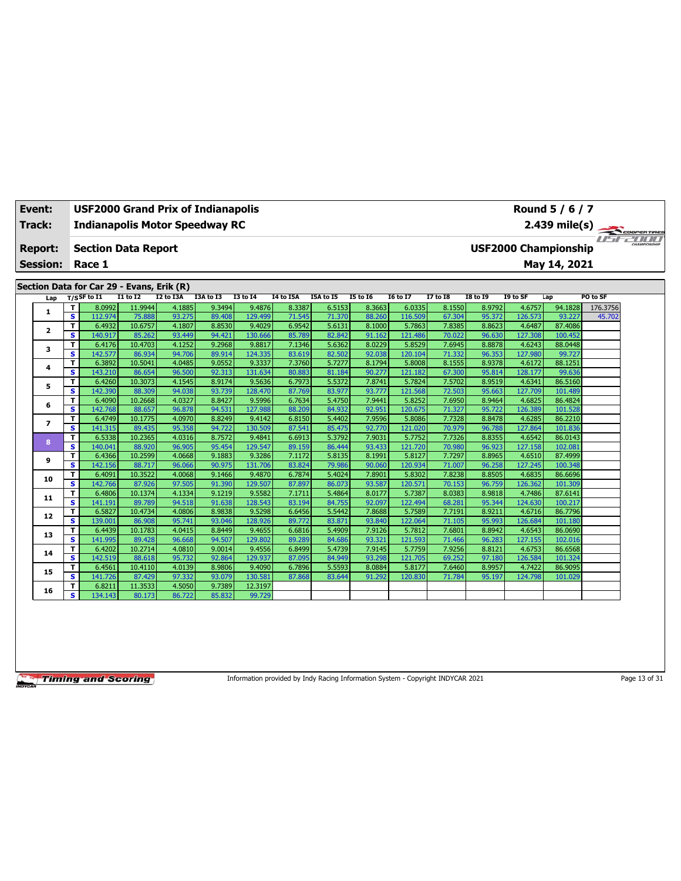| Event: | USF2000 Grand Prix of Indianapolis | Round 5 / 6 / 7 |
|---|---|---|
| Track: | Indianapolis Motor Speedway RC | 2.439 mile(s) |
| Report: | Section Data Report | USF2000 Championship |
| Session: | Race 1 | May 14, 2021 |

## Section Data for Car 29 - Evans, Erik (R)

| Lap | T/S | SF to I1 | I1 to I2 | I2 to I3A | I3A to I3 | I3 to I4 | I4 to I5A | I5A to I5 | I5 to I6 | I6 to I7 | I7 to I8 | I8 to I9 | I9 to SF | Lap | PO to SF |
|---|---|---|---|---|---|---|---|---|---|---|---|---|---|---|---|
| 1 | T | 8.0992 | 11.9944 | 4.1885 | 9.3494 | 9.4876 | 8.3387 | 6.5153 | 8.3663 | 6.0335 | 8.1550 | 8.9792 | 4.6757 | 94.1828 | 176.3756 |
|  | S | 112.974 | 75.888 | 93.275 | 89.408 | 129.499 | 71.545 | 71.370 | 88.260 | 116.509 | 67.304 | 95.372 | 126.573 | 93.227 | 45.702 |
| 2 | T | 6.4932 | 10.6757 | 4.1807 | 8.8530 | 9.4029 | 6.9542 | 5.6131 | 8.1000 | 5.7863 | 7.8385 | 8.8623 | 4.6487 | 87.4086 |  |
|  | S | 140.917 | 85.262 | 93.449 | 94.421 | 130.666 | 85.789 | 82.842 | 91.162 | 121.486 | 70.022 | 96.630 | 127.308 | 100.452 |  |
| 3 | T | 6.4176 | 10.4703 | 4.1252 | 9.2968 | 9.8817 | 7.1346 | 5.6362 | 8.0229 | 5.8529 | 7.6945 | 8.8878 | 4.6243 | 88.0448 |  |
|  | S | 142.577 | 86.934 | 94.706 | 89.914 | 124.335 | 83.619 | 82.502 | 92.038 | 120.104 | 71.332 | 96.353 | 127.980 | 99.727 |  |
| 4 | T | 6.3892 | 10.5041 | 4.0485 | 9.0552 | 9.3337 | 7.3760 | 5.7277 | 8.1794 | 5.8008 | 8.1555 | 8.9378 | 4.6172 | 88.1251 |  |
|  | S | 143.210 | 86.654 | 96.500 | 92.313 | 131.634 | 80.883 | 81.184 | 90.277 | 121.182 | 67.300 | 95.814 | 128.177 | 99.636 |  |
| 5 | T | 6.4260 | 10.3073 | 4.1545 | 8.9174 | 9.5636 | 6.7973 | 5.5372 | 7.8741 | 5.7824 | 7.5702 | 8.9519 | 4.6341 | 86.5160 |  |
|  | S | 142.390 | 88.309 | 94.038 | 93.739 | 128.470 | 87.769 | 83.977 | 93.777 | 121.568 | 72.503 | 95.663 | 127.709 | 101.489 |  |
| 6 | T | 6.4090 | 10.2668 | 4.0327 | 8.8427 | 9.5996 | 6.7634 | 5.4750 | 7.9441 | 5.8252 | 7.6950 | 8.9464 | 4.6825 | 86.4824 |  |
|  | S | 142.768 | 88.657 | 96.878 | 94.531 | 127.988 | 88.209 | 84.932 | 92.951 | 120.675 | 71.327 | 95.722 | 126.389 | 101.528 |  |
| 7 | T | 6.4749 | 10.1775 | 4.0970 | 8.8249 | 9.4142 | 6.8150 | 5.4402 | 7.9596 | 5.8086 | 7.7328 | 8.8478 | 4.6285 | 86.2210 |  |
|  | S | 141.315 | 89.435 | 95.358 | 94.722 | 130.509 | 87.541 | 85.475 | 92.770 | 121.020 | 70.979 | 96.788 | 127.864 | 101.836 |  |
| 8 | T | 6.5338 | 10.2365 | 4.0316 | 8.7572 | 9.4841 | 6.6913 | 5.3792 | 7.9031 | 5.7752 | 7.7326 | 8.8355 | 4.6542 | 86.0143 |  |
|  | S | 140.041 | 88.920 | 96.905 | 95.454 | 129.547 | 89.159 | 86.444 | 93.433 | 121.720 | 70.980 | 96.923 | 127.158 | 102.081 |  |
| 9 | T | 6.4366 | 10.2599 | 4.0668 | 9.1883 | 9.3286 | 7.1172 | 5.8135 | 8.1991 | 5.8127 | 7.7297 | 8.8965 | 4.6510 | 87.4999 |  |
|  | S | 142.156 | 88.717 | 96.066 | 90.975 | 131.706 | 83.824 | 79.986 | 90.060 | 120.934 | 71.007 | 96.258 | 127.245 | 100.348 |  |
| 10 | T | 6.4091 | 10.3522 | 4.0068 | 9.1466 | 9.4870 | 6.7874 | 5.4024 | 7.8901 | 5.8302 | 7.8238 | 8.8505 | 4.6835 | 86.6696 |  |
|  | S | 142.766 | 87.926 | 97.505 | 91.390 | 129.507 | 87.897 | 86.073 | 93.587 | 120.571 | 70.153 | 96.759 | 126.362 | 101.309 |  |
| 11 | T | 6.4806 | 10.1374 | 4.1334 | 9.1219 | 9.5582 | 7.1711 | 5.4864 | 8.0177 | 5.7387 | 8.0383 | 8.9818 | 4.7486 | 87.6141 |  |
|  | S | 141.191 | 89.789 | 94.518 | 91.638 | 128.543 | 83.194 | 84.755 | 92.097 | 122.494 | 68.281 | 95.344 | 124.630 | 100.217 |  |
| 12 | T | 6.5827 | 10.4734 | 4.0806 | 8.9838 | 9.5298 | 6.6456 | 5.5442 | 7.8688 | 5.7589 | 7.7191 | 8.9211 | 4.6716 | 86.7796 |  |
|  | S | 139.001 | 86.908 | 95.741 | 93.046 | 128.926 | 89.772 | 83.871 | 93.840 | 122.064 | 71.105 | 95.993 | 126.684 | 101.180 |  |
| 13 | T | 6.4439 | 10.1783 | 4.0415 | 8.8449 | 9.4655 | 6.6816 | 5.4909 | 7.9126 | 5.7812 | 7.6801 | 8.8942 | 4.6543 | 86.0690 |  |
|  | S | 141.995 | 89.428 | 96.668 | 94.507 | 129.802 | 89.289 | 84.686 | 93.321 | 121.593 | 71.466 | 96.283 | 127.155 | 102.016 |  |
| 14 | T | 6.4202 | 10.2714 | 4.0810 | 9.0014 | 9.4556 | 6.8499 | 5.4739 | 7.9145 | 5.7759 | 7.9256 | 8.8121 | 4.6753 | 86.6568 |  |
|  | S | 142.519 | 88.618 | 95.732 | 92.864 | 129.937 | 87.095 | 84.949 | 93.298 | 121.705 | 69.252 | 97.180 | 126.584 | 101.324 |  |
| 15 | T | 6.4561 | 10.4110 | 4.0139 | 8.9806 | 9.4090 | 6.7896 | 5.5593 | 8.0884 | 5.8177 | 7.6460 | 8.9957 | 4.7422 | 86.9095 |  |
|  | S | 141.726 | 87.429 | 97.332 | 93.079 | 130.581 | 87.868 | 83.644 | 91.292 | 120.830 | 71.784 | 95.197 | 124.798 | 101.029 |  |
| 16 | T | 6.8211 | 11.3533 | 4.5050 | 9.7389 | 12.3197 |  |  |  |  |  |  |  |  |  |
|  | S | 134.143 | 80.173 | 86.722 | 85.832 | 99.729 |  |  |  |  |  |  |  |  |  |

Information provided by Indy Racing Information System - Copyright INDYCAR 2021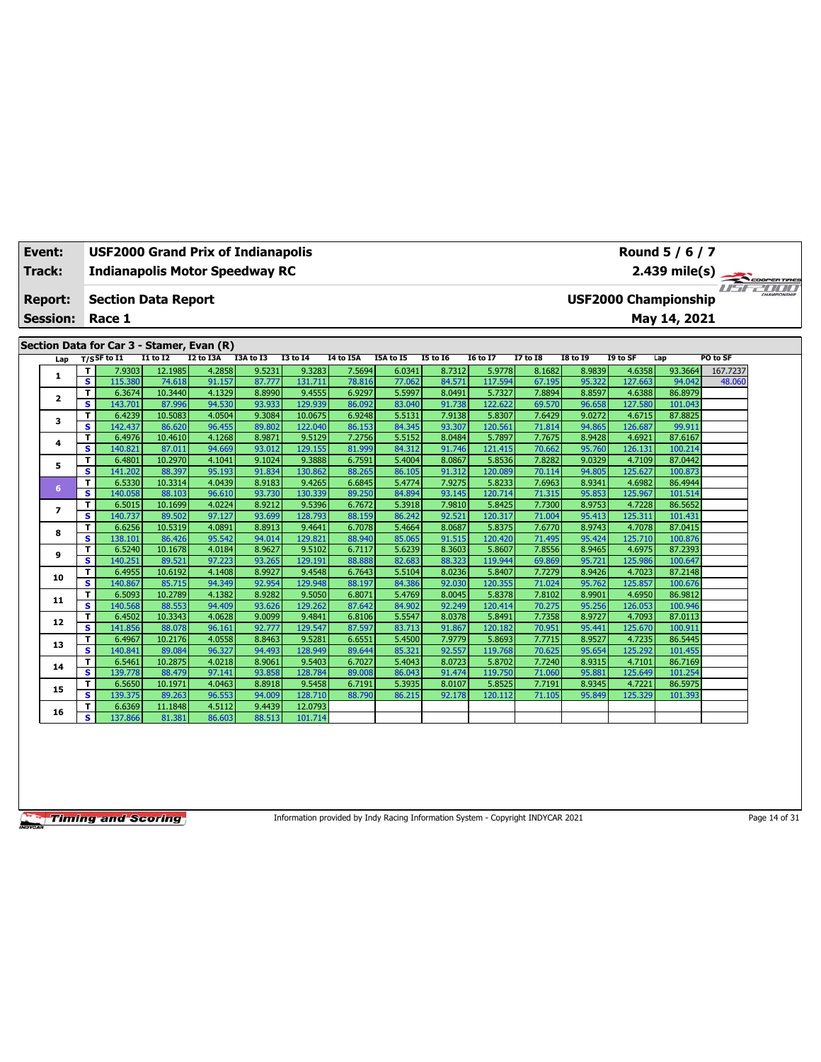| Event: | USF2000 Grand Prix of Indianapolis | Round 5 / 6 / 7 |
|---|---|---|
| Track: | Indianapolis Motor Speedway RC | 2.439 mile(s) |
| Report: | Section Data Report | USF2000 Championship |
| Session: | Race 1 | May 14, 2021 |

## Section Data for Car 3 - Stamer, Evan (R)

| Lap | T/S | SF to I1 | I1 to I2 | I2 to I3A | I3A to I3 | I3 to I4 | I4 to I5A | I5A to I5 | I5 to I6 | I6 to I7 | I7 to I8 | I8 to I9 | I9 to SF | Lap | PO to SF |
|---|---|---|---|---|---|---|---|---|---|---|---|---|---|---|---|
| 1 | T | 7.9303 | 12.1985 | 4.2858 | 9.5231 | 9.3283 | 7.5694 | 6.0341 | 8.7312 | 5.9778 | 8.1682 | 8.9839 | 4.6358 | 93.3664 | 167.7237 |
| | S | 115.380 | 74.618 | 91.157 | 87.777 | 131.711 | 78.816 | 77.062 | 84.571 | 117.594 | 67.195 | 95.322 | 127.663 | 94.042 | 48.060 |
| 2 | T | 6.3674 | 10.3440 | 4.1329 | 8.8990 | 9.4555 | 6.9297 | 5.5997 | 8.0491 | 5.7327 | 7.8894 | 8.8597 | 4.6388 | 86.8979 | |
| | S | 143.701 | 87.996 | 94.530 | 93.933 | 129.939 | 86.092 | 83.040 | 91.738 | 122.622 | 69.570 | 96.658 | 127.580 | 101.043 | |
| 3 | T | 6.4239 | 10.5083 | 4.0504 | 9.3084 | 10.0675 | 6.9248 | 5.5131 | 7.9138 | 5.8307 | 7.6429 | 9.0272 | 4.6715 | 87.8825 | |
| | S | 142.437 | 86.620 | 96.455 | 89.802 | 122.040 | 86.153 | 84.345 | 93.307 | 120.561 | 71.814 | 94.865 | 126.687 | 99.911 | |
| 4 | T | 6.4976 | 10.4610 | 4.1268 | 8.9871 | 9.5129 | 7.2756 | 5.5152 | 8.0484 | 5.7897 | 7.7675 | 8.9428 | 4.6921 | 87.6167 | |
| | S | 140.821 | 87.011 | 94.669 | 93.012 | 129.155 | 81.999 | 84.312 | 91.746 | 121.415 | 70.662 | 95.760 | 126.131 | 100.214 | |
| 5 | T | 6.4801 | 10.2970 | 4.1041 | 9.1024 | 9.3888 | 6.7591 | 5.4004 | 8.0867 | 5.8536 | 7.8282 | 9.0329 | 4.7109 | 87.0442 | |
| | S | 141.202 | 88.397 | 95.193 | 91.834 | 130.862 | 88.265 | 86.105 | 91.312 | 120.089 | 70.114 | 94.805 | 125.627 | 100.873 | |
| 6 | T | 6.5330 | 10.3314 | 4.0439 | 8.9183 | 9.4265 | 6.6845 | 5.4774 | 7.9275 | 5.8233 | 7.6963 | 8.9341 | 4.6982 | 86.4944 | |
| | S | 140.058 | 88.103 | 96.610 | 93.730 | 130.339 | 89.250 | 84.894 | 93.145 | 120.714 | 71.315 | 95.853 | 125.967 | 101.514 | |
| 7 | T | 6.5015 | 10.1699 | 4.0224 | 8.9212 | 9.5396 | 6.7672 | 5.3918 | 7.9810 | 5.8425 | 7.7300 | 8.9753 | 4.7228 | 86.5652 | |
| | S | 140.737 | 89.502 | 97.127 | 93.699 | 128.793 | 88.159 | 86.242 | 92.521 | 120.317 | 71.004 | 95.413 | 125.311 | 101.431 | |
| 8 | T | 6.6256 | 10.5319 | 4.0891 | 8.8913 | 9.4641 | 6.7078 | 5.4664 | 8.0687 | 5.8375 | 7.6770 | 8.9743 | 4.7078 | 87.0415 | |
| | S | 138.101 | 86.426 | 95.542 | 94.014 | 129.821 | 88.940 | 85.065 | 91.515 | 120.420 | 71.495 | 95.424 | 125.710 | 100.876 | |
| 9 | T | 6.5240 | 10.1678 | 4.0184 | 8.9627 | 9.5102 | 6.7117 | 5.6239 | 8.3603 | 5.8607 | 7.8556 | 8.9465 | 4.6975 | 87.2393 | |
| | S | 140.251 | 89.521 | 97.223 | 93.265 | 129.191 | 88.888 | 82.683 | 88.323 | 119.944 | 69.869 | 95.721 | 125.986 | 100.647 | |
| 10 | T | 6.4955 | 10.6192 | 4.1408 | 8.9927 | 9.4548 | 6.7643 | 5.5104 | 8.0236 | 5.8407 | 7.7279 | 8.9426 | 4.7023 | 87.2148 | |
| | S | 140.867 | 85.715 | 94.349 | 92.954 | 129.948 | 88.197 | 84.386 | 92.030 | 120.355 | 71.024 | 95.762 | 125.857 | 100.676 | |
| 11 | T | 6.5093 | 10.2789 | 4.1382 | 8.9282 | 9.5050 | 6.8071 | 5.4769 | 8.0045 | 5.8378 | 7.8102 | 8.9901 | 4.6950 | 86.9812 | |
| | S | 140.568 | 88.553 | 94.409 | 93.626 | 129.262 | 87.642 | 84.902 | 92.249 | 120.414 | 70.275 | 95.256 | 126.053 | 100.946 | |
| 12 | T | 6.4502 | 10.3343 | 4.0628 | 9.0099 | 9.4841 | 6.8106 | 5.5547 | 8.0378 | 5.8491 | 7.7358 | 8.9727 | 4.7093 | 87.0113 | |
| | S | 141.856 | 88.078 | 96.161 | 92.777 | 129.547 | 87.597 | 83.713 | 91.867 | 120.182 | 70.951 | 95.441 | 125.670 | 100.911 | |
| 13 | T | 6.4967 | 10.2176 | 4.0558 | 8.8463 | 9.5281 | 6.6551 | 5.4500 | 7.9779 | 5.8693 | 7.7715 | 8.9527 | 4.7235 | 86.5445 | |
| | S | 140.841 | 89.084 | 96.327 | 94.493 | 128.949 | 89.644 | 85.321 | 92.557 | 119.768 | 70.625 | 95.654 | 125.292 | 101.455 | |
| 14 | T | 6.5461 | 10.2875 | 4.0218 | 8.9061 | 9.5403 | 6.7027 | 5.4043 | 8.0723 | 5.8702 | 7.7240 | 8.9315 | 4.7101 | 86.7169 | |
| | S | 139.778 | 88.479 | 97.141 | 93.858 | 128.784 | 89.008 | 86.043 | 91.474 | 119.750 | 71.060 | 95.881 | 125.649 | 101.254 | |
| 15 | T | 6.5650 | 10.1971 | 4.0463 | 8.8918 | 9.5458 | 6.7191 | 5.3935 | 8.0107 | 5.8525 | 7.7191 | 8.9345 | 4.7221 | 86.5975 | |
| | S | 139.375 | 89.263 | 96.553 | 94.009 | 128.710 | 88.790 | 86.215 | 92.178 | 120.112 | 71.105 | 95.849 | 125.329 | 101.393 | |
| 16 | T | 6.6369 | 11.1848 | 4.5112 | 9.4439 | 12.0793 | | | | | | | | | |
| | S | 137.866 | 81.381 | 86.603 | 88.513 | 101.714 | | | | | | | | | |

Information provided by Indy Racing Information System - Copyright INDYCAR 2021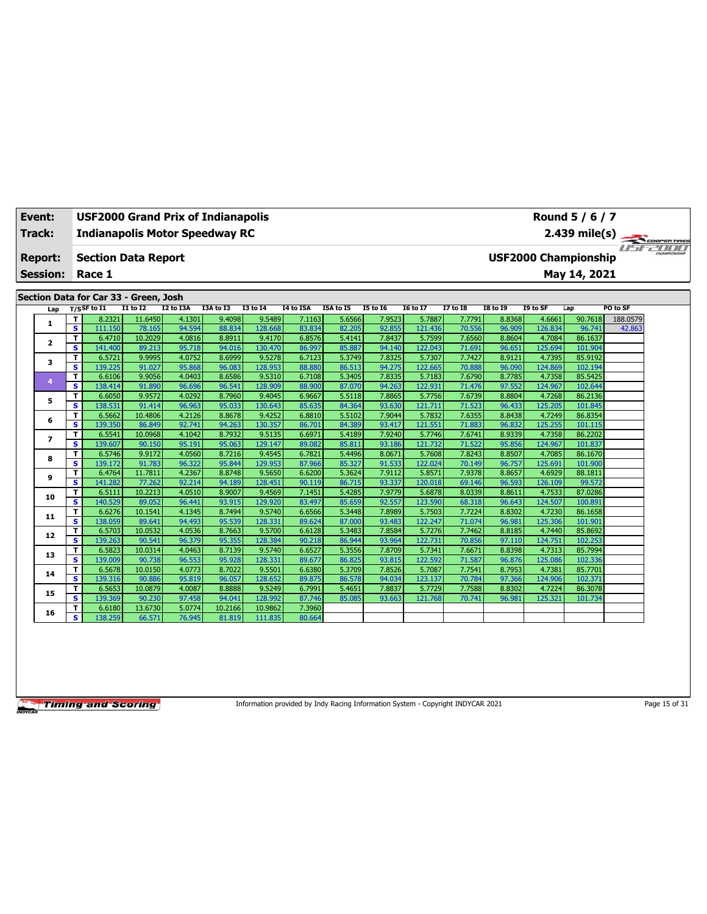| Event: | USF2000 Grand Prix of Indianapolis | Round 5 / 6 / 7 |
|---|---|---|
| Track: | Indianapolis Motor Speedway RC | 2.439 mile(s) |
| Report: | Section Data Report | USF2000 Championship |
| Session: | Race 1 | May 14, 2021 |

## Section Data for Car 33 - Green, Josh

| Lap | T/S | SF to I1 | I1 to I2 | I2 to I3A | I3A to I3 | I3 to I4 | I4 to I5A | I5A to I5 | I5 to I6 | I6 to I7 | I7 to I8 | I8 to I9 | I9 to SF | Lap | PO to SF |
|---|---|---|---|---|---|---|---|---|---|---|---|---|---|---|---|
| 1 | T | 8.2321 | 11.6450 | 4.1301 | 9.4098 | 9.5489 | 7.1163 | 5.6566 | 7.9523 | 5.7887 | 7.7791 | 8.8368 | 4.6661 | 90.7618 | 188.0579 |
| | S | 111.150 | 78.165 | 94.594 | 88.834 | 128.668 | 83.834 | 82.205 | 92.855 | 121.436 | 70.556 | 96.909 | 126.834 | 96.741 | 42.863 |
| 2 | T | 6.4710 | 10.2029 | 4.0816 | 8.8911 | 9.4170 | 6.8576 | 5.4141 | 7.8437 | 5.7599 | 7.6560 | 8.8604 | 4.7084 | 86.1637 | |
| | S | 141.400 | 89.213 | 95.718 | 94.016 | 130.470 | 86.997 | 85.887 | 94.140 | 122.043 | 71.691 | 96.651 | 125.694 | 101.904 | |
| 3 | T | 6.5721 | 9.9995 | 4.0752 | 8.6999 | 9.5278 | 6.7123 | 5.3749 | 7.8325 | 5.7307 | 7.7427 | 8.9121 | 4.7395 | 85.9192 | |
| | S | 139.225 | 91.027 | 95.868 | 96.083 | 128.953 | 88.880 | 86.513 | 94.275 | 122.665 | 70.888 | 96.090 | 124.869 | 102.194 | |
| 4 | T | 6.6106 | 9.9056 | 4.0403 | 8.6586 | 9.5310 | 6.7108 | 5.3405 | 7.8335 | 5.7183 | 7.6790 | 8.7785 | 4.7358 | 85.5425 | |
| | S | 138.414 | 91.890 | 96.696 | 96.541 | 128.909 | 88.900 | 87.070 | 94.263 | 122.931 | 71.476 | 97.552 | 124.967 | 102.644 | |
| 5 | T | 6.6050 | 9.9572 | 4.0292 | 8.7960 | 9.4045 | 6.9667 | 5.5118 | 7.8865 | 5.7756 | 7.6739 | 8.8804 | 4.7268 | 86.2136 | |
| | S | 138.531 | 91.414 | 96.963 | 95.033 | 130.643 | 85.635 | 84.364 | 93.630 | 121.711 | 71.523 | 96.433 | 125.205 | 101.845 | |
| 6 | T | 6.5662 | 10.4806 | 4.2126 | 8.8678 | 9.4252 | 6.8810 | 5.5102 | 7.9044 | 5.7832 | 7.6355 | 8.8438 | 4.7249 | 86.8354 | |
| | S | 139.350 | 86.849 | 92.741 | 94.263 | 130.357 | 86.701 | 84.389 | 93.417 | 121.551 | 71.883 | 96.832 | 125.255 | 101.115 | |
| 7 | T | 6.5541 | 10.0968 | 4.1042 | 8.7932 | 9.5135 | 6.6971 | 5.4189 | 7.9240 | 5.7746 | 7.6741 | 8.9339 | 4.7358 | 86.2202 | |
| | S | 139.607 | 90.150 | 95.191 | 95.063 | 129.147 | 89.082 | 85.811 | 93.186 | 121.732 | 71.522 | 95.856 | 124.967 | 101.837 | |
| 8 | T | 6.5746 | 9.9172 | 4.0560 | 8.7216 | 9.4545 | 6.7821 | 5.4496 | 8.0671 | 5.7608 | 7.8243 | 8.8507 | 4.7085 | 86.1670 | |
| | S | 139.172 | 91.783 | 96.322 | 95.844 | 129.953 | 87.966 | 85.327 | 91.533 | 122.024 | 70.149 | 96.757 | 125.691 | 101.900 | |
| 9 | T | 6.4764 | 11.7811 | 4.2367 | 8.8748 | 9.5650 | 6.6200 | 5.3624 | 7.9112 | 5.8571 | 7.9378 | 8.8657 | 4.6929 | 88.1811 | |
| | S | 141.282 | 77.262 | 92.214 | 94.189 | 128.451 | 90.119 | 86.715 | 93.337 | 120.018 | 69.146 | 96.593 | 126.109 | 99.572 | |
| 10 | T | 6.5111 | 10.2213 | 4.0510 | 8.9007 | 9.4569 | 7.1451 | 5.4285 | 7.9779 | 5.6878 | 8.0339 | 8.8611 | 4.7533 | 87.0286 | |
| | S | 140.529 | 89.052 | 96.441 | 93.915 | 129.920 | 83.497 | 85.659 | 92.557 | 123.590 | 68.318 | 96.643 | 124.507 | 100.891 | |
| 11 | T | 6.6276 | 10.1541 | 4.1345 | 8.7494 | 9.5740 | 6.6566 | 5.3448 | 7.8989 | 5.7503 | 7.7224 | 8.8302 | 4.7230 | 86.1658 | |
| | S | 138.059 | 89.641 | 94.493 | 95.539 | 128.331 | 89.624 | 87.000 | 93.483 | 122.247 | 71.074 | 96.981 | 125.306 | 101.901 | |
| 12 | T | 6.5703 | 10.0532 | 4.0536 | 8.7663 | 9.5700 | 6.6128 | 5.3483 | 7.8584 | 5.7276 | 7.7462 | 8.8185 | 4.7440 | 85.8692 | |
| | S | 139.263 | 90.541 | 96.379 | 95.355 | 128.384 | 90.218 | 86.944 | 93.964 | 122.731 | 70.856 | 97.110 | 124.751 | 102.253 | |
| 13 | T | 6.5823 | 10.0314 | 4.0463 | 8.7139 | 9.5740 | 6.6527 | 5.3556 | 7.8709 | 5.7341 | 7.6671 | 8.8398 | 4.7313 | 85.7994 | |
| | S | 139.009 | 90.738 | 96.553 | 95.928 | 128.331 | 89.677 | 86.825 | 93.815 | 122.592 | 71.587 | 96.876 | 125.086 | 102.336 | |
| 14 | T | 6.5678 | 10.0150 | 4.0773 | 8.7022 | 9.5501 | 6.6380 | 5.3709 | 7.8526 | 5.7087 | 7.7541 | 8.7953 | 4.7381 | 85.7701 | |
| | S | 139.316 | 90.886 | 95.819 | 96.057 | 128.652 | 89.875 | 86.578 | 94.034 | 123.137 | 70.784 | 97.366 | 124.906 | 102.371 | |
| 15 | T | 6.5653 | 10.0879 | 4.0087 | 8.8888 | 9.5249 | 6.7991 | 5.4651 | 7.8837 | 5.7729 | 7.7588 | 8.8302 | 4.7224 | 86.3078 | |
| | S | 139.369 | 90.230 | 97.458 | 94.041 | 128.992 | 87.746 | 85.085 | 93.663 | 121.768 | 70.741 | 96.981 | 125.321 | 101.734 | |
| 16 | T | 6.6180 | 13.6730 | 5.0774 | 10.2166 | 10.9862 | 7.3960 | | | | | | | | |
| | S | 138.259 | 66.571 | 76.945 | 81.819 | 111.835 | 80.664 | | | | | | | | |

Information provided by Indy Racing Information System - Copyright INDYCAR 2021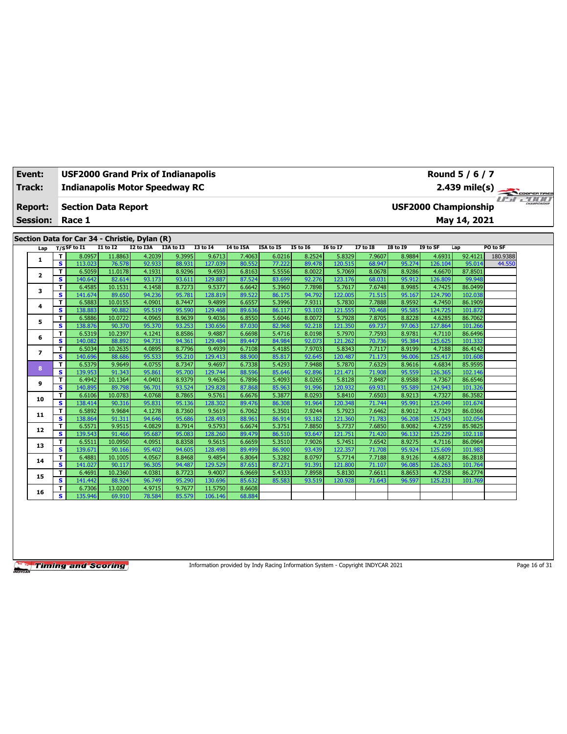| Event: | USF2000 Grand Prix of Indianapolis | Round 5 / 6 / 7 |
|---|---|---|
| Track: | Indianapolis Motor Speedway RC | 2.439 mile(s) |
| Report: | Section Data Report | USF2000 Championship |
| Session: | Race 1 | May 14, 2021 |

## Section Data for Car 34 - Christie, Dylan (R)

| Lap | T/S | SF to I1 | I1 to I2 | I2 to I3A | I3A to I3 | I3 to I4 | I4 to I5A | I5A to I5 | I5 to I6 | I6 to I7 | I7 to I8 | I8 to I9 | I9 to SF | Lap | PO to SF |
|---|---|---|---|---|---|---|---|---|---|---|---|---|---|---|---|
| 1 | T | 8.0957 | 11.8863 | 4.2039 | 9.3995 | 9.6713 | 7.4063 | 6.0216 | 8.2524 | 5.8329 | 7.9607 | 8.9884 | 4.6931 | 92.4121 | 180.9388 |
| | S | 113.023 | 76.578 | 92.933 | 88.931 | 127.039 | 80.552 | 77.222 | 89.478 | 120.515 | 68.947 | 95.274 | 126.104 | 95.014 | 44.550 |
| 2 | T | 6.5059 | 11.0178 | 4.1931 | 8.9296 | 9.4593 | 6.8163 | 5.5556 | 8.0022 | 5.7069 | 8.0678 | 8.9286 | 4.6670 | 87.8501 | |
| | S | 140.642 | 82.614 | 93.173 | 93.611 | 129.887 | 87.524 | 83.699 | 92.276 | 123.176 | 68.031 | 95.912 | 126.809 | 99.948 | |
| 3 | T | 6.4585 | 10.1531 | 4.1458 | 8.7273 | 9.5377 | 6.6642 | 5.3960 | 7.7898 | 5.7617 | 7.6748 | 8.9985 | 4.7425 | 86.0499 | |
| | S | 141.674 | 89.650 | 94.236 | 95.781 | 128.819 | 89.522 | 86.175 | 94.792 | 122.005 | 71.515 | 95.167 | 124.790 | 102.038 | |
| 4 | T | 6.5883 | 10.0155 | 4.0901 | 8.7447 | 9.4899 | 6.6557 | 5.3996 | 7.9311 | 5.7830 | 7.7888 | 8.9592 | 4.7450 | 86.1909 | |
| | S | 138.883 | 90.882 | 95.519 | 95.590 | 129.468 | 89.636 | 86.117 | 93.103 | 121.555 | 70.468 | 95.585 | 124.725 | 101.872 | |
| 5 | T | 6.5886 | 10.0722 | 4.0965 | 8.9639 | 9.4036 | 6.8550 | 5.6046 | 8.0072 | 5.7928 | 7.8705 | 8.8228 | 4.6285 | 86.7062 | |
| | S | 138.876 | 90.370 | 95.370 | 93.253 | 130.656 | 87.030 | 82.968 | 92.218 | 121.350 | 69.737 | 97.063 | 127.864 | 101.266 | |
| 6 | T | 6.5319 | 10.2397 | 4.1241 | 8.8586 | 9.4887 | 6.6698 | 5.4716 | 8.0198 | 5.7970 | 7.7593 | 8.9781 | 4.7110 | 86.6496 | |
| | S | 140.082 | 88.892 | 94.731 | 94.361 | 129.484 | 89.447 | 84.984 | 92.073 | 121.262 | 70.736 | 95.384 | 125.625 | 101.332 | |
| 7 | T | 6.5034 | 10.2635 | 4.0895 | 8.7796 | 9.4939 | 6.7108 | 5.4185 | 7.9703 | 5.8343 | 7.7117 | 8.9199 | 4.7188 | 86.4142 | |
| | S | 140.696 | 88.686 | 95.533 | 95.210 | 129.413 | 88.900 | 85.817 | 92.645 | 120.487 | 71.173 | 96.006 | 125.417 | 101.608 | |
| 8 | T | 6.5379 | 9.9649 | 4.0755 | 8.7347 | 9.4697 | 6.7338 | 5.4293 | 7.9488 | 5.7870 | 7.6329 | 8.9616 | 4.6834 | 85.9595 | |
| | S | 139.953 | 91.343 | 95.861 | 95.700 | 129.744 | 88.596 | 85.646 | 92.896 | 121.471 | 71.908 | 95.559 | 126.365 | 102.146 | |
| 9 | T | 6.4942 | 10.1364 | 4.0401 | 8.9379 | 9.4636 | 6.7896 | 5.4093 | 8.0265 | 5.8128 | 7.8487 | 8.9588 | 4.7367 | 86.6546 | |
| | S | 140.895 | 89.798 | 96.701 | 93.524 | 129.828 | 87.868 | 85.963 | 91.996 | 120.932 | 69.931 | 95.589 | 124.943 | 101.326 | |
| 10 | T | 6.6106 | 10.0783 | 4.0768 | 8.7865 | 9.5761 | 6.6676 | 5.3877 | 8.0293 | 5.8410 | 7.6503 | 8.9213 | 4.7327 | 86.3582 | |
| | S | 138.414 | 90.316 | 95.831 | 95.136 | 128.302 | 89.476 | 86.308 | 91.964 | 120.348 | 71.744 | 95.991 | 125.049 | 101.674 | |
| 11 | T | 6.5892 | 9.9684 | 4.1278 | 8.7360 | 9.5619 | 6.7062 | 5.3501 | 7.9244 | 5.7923 | 7.6462 | 8.9012 | 4.7329 | 86.0366 | |
| | S | 138.864 | 91.311 | 94.646 | 95.686 | 128.493 | 88.961 | 86.914 | 93.182 | 121.360 | 71.783 | 96.208 | 125.043 | 102.054 | |
| 12 | T | 6.5571 | 9.9515 | 4.0829 | 8.7914 | 9.5793 | 6.6674 | 5.3751 | 7.8850 | 5.7737 | 7.6850 | 8.9082 | 4.7259 | 85.9825 | |
| | S | 139.543 | 91.466 | 95.687 | 95.083 | 128.260 | 89.479 | 86.510 | 93.647 | 121.751 | 71.420 | 96.132 | 125.229 | 102.118 | |
| 13 | T | 6.5511 | 10.0950 | 4.0951 | 8.8358 | 9.5615 | 6.6659 | 5.3510 | 7.9026 | 5.7451 | 7.6542 | 8.9275 | 4.7116 | 86.0964 | |
| | S | 139.671 | 90.166 | 95.402 | 94.605 | 128.498 | 89.499 | 86.900 | 93.439 | 122.357 | 71.708 | 95.924 | 125.609 | 101.983 | |
| 14 | T | 6.4881 | 10.1005 | 4.0567 | 8.8468 | 9.4854 | 6.8064 | 5.3282 | 8.0797 | 5.7714 | 7.7188 | 8.9126 | 4.6872 | 86.2818 | |
| | S | 141.027 | 90.117 | 96.305 | 94.487 | 129.529 | 87.651 | 87.271 | 91.391 | 121.800 | 71.107 | 96.085 | 126.263 | 101.764 | |
| 15 | T | 6.4691 | 10.2360 | 4.0381 | 8.7723 | 9.4007 | 6.9669 | 5.4333 | 7.8958 | 5.8130 | 7.6611 | 8.8653 | 4.7258 | 86.2774 | |
| | S | 141.442 | 88.924 | 96.749 | 95.290 | 130.696 | 85.632 | 85.583 | 93.519 | 120.928 | 71.643 | 96.597 | 125.231 | 101.769 | |
| 16 | T | 6.7306 | 13.0200 | 4.9715 | 9.7677 | 11.5750 | 8.6608 | | | | | | | | |
| | S | 135.946 | 69.910 | 78.584 | 85.579 | 106.146 | 68.884 | | | | | | | | |

Information provided by Indy Racing Information System - Copyright INDYCAR 2021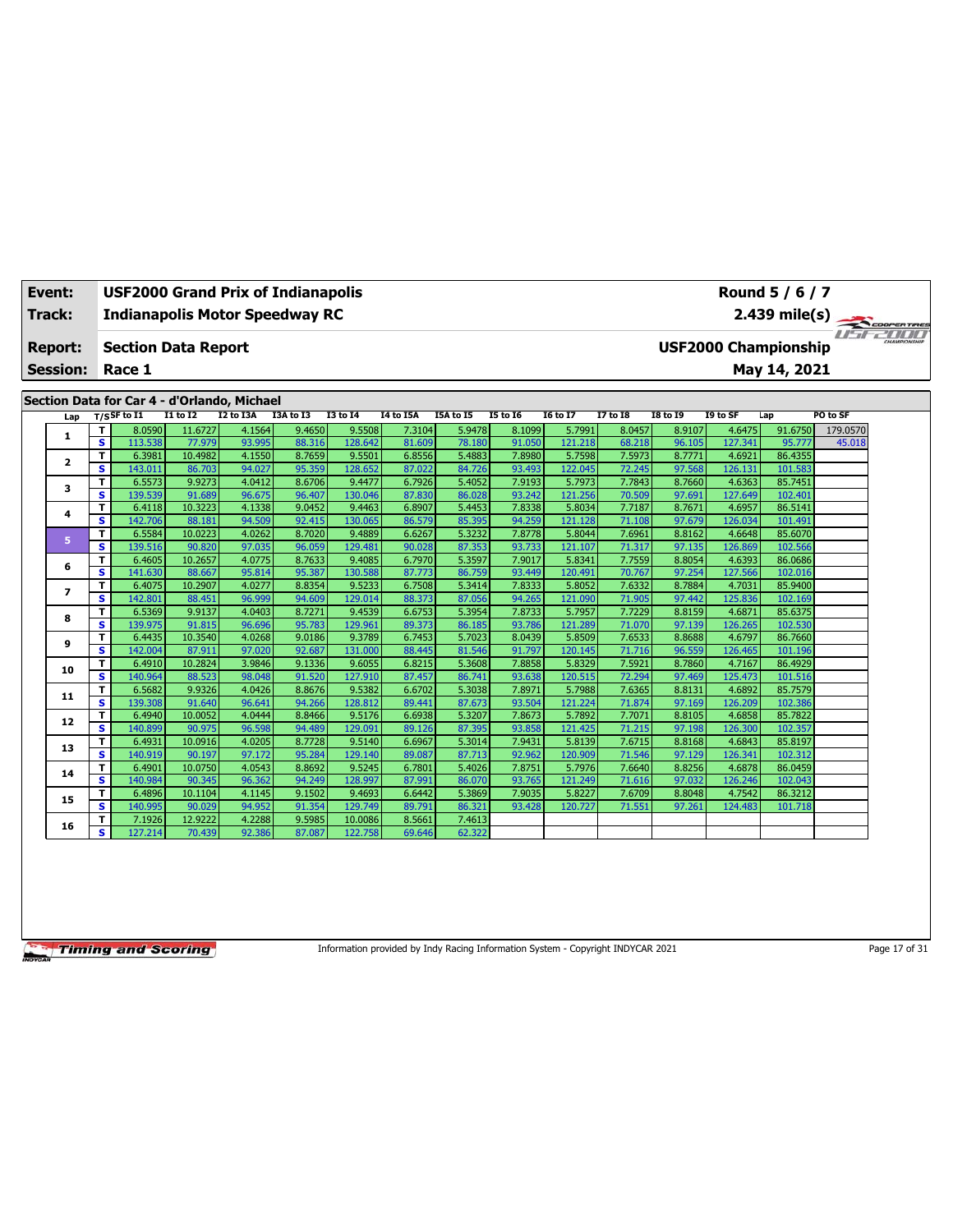| **Event:** | **USF2000 Grand Prix of Indianapolis** | **Round 5 / 6 / 7** |
|---|---|---|
| **Track:** | **Indianapolis Motor Speedway RC** | **2.439 mile(s)** |
| **Report:** | **Section Data Report** | **USF2000 Championship** |
| **Session:** | **Race 1** | **May 14, 2021** |

## Section Data for Car 4 - d'Orlando, Michael

| Lap | T/S | SF to I1 | I1 to I2 | I2 to I3A | I3A to I3 | I3 to I4 | I4 to I5A | I5A to I5 | I5 to I6 | I6 to I7 | I7 to I8 | I8 to I9 | I9 to SF | Lap | PO to SF |
|---|---|---|---|---|---|---|---|---|---|---|---|---|---|---|---|
| 1 | T | 8.0590 | 11.6727 | 4.1564 | 9.4650 | 9.5508 | 7.3104 | 5.9478 | 8.1099 | 5.7991 | 8.0457 | 8.9107 | 4.6475 | 91.6750 | 179.0570 |
| | S | 113.538 | 77.979 | 93.995 | 88.316 | 128.642 | 81.609 | 78.180 | 91.050 | 121.218 | 68.218 | 96.105 | 127.341 | 95.777 | 45.018 |
| 2 | T | 6.3981 | 10.4982 | 4.1550 | 8.7659 | 9.5501 | 6.8556 | 5.4883 | 7.8980 | 5.7598 | 7.5973 | 8.7771 | 4.6921 | 86.4355 | |
| | S | 143.011 | 86.703 | 94.027 | 95.359 | 128.652 | 87.022 | 84.726 | 93.493 | 122.045 | 72.245 | 97.568 | 126.131 | 101.583 | |
| 3 | T | 6.5573 | 9.9273 | 4.0412 | 8.6706 | 9.4477 | 6.7926 | 5.4052 | 7.9193 | 5.7973 | 7.7843 | 8.7660 | 4.6363 | 85.7451 | |
| | S | 139.539 | 91.689 | 96.675 | 96.407 | 130.046 | 87.830 | 86.028 | 93.242 | 121.256 | 70.509 | 97.691 | 127.649 | 102.401 | |
| 4 | T | 6.4118 | 10.3223 | 4.1338 | 9.0452 | 9.4463 | 6.8907 | 5.4453 | 7.8338 | 5.8034 | 7.7187 | 8.7671 | 4.6957 | 86.5141 | |
| | S | 142.706 | 88.181 | 94.509 | 92.415 | 130.065 | 86.579 | 85.395 | 94.259 | 121.128 | 71.108 | 97.679 | 126.034 | 101.491 | |
| 5 | T | 6.5584 | 10.0223 | 4.0262 | 8.7020 | 9.4889 | 6.6267 | 5.3232 | 7.8778 | 5.8044 | 7.6961 | 8.8162 | 4.6648 | 85.6070 | |
| | S | 139.516 | 90.820 | 97.035 | 96.059 | 129.481 | 90.028 | 87.353 | 93.733 | 121.107 | 71.317 | 97.135 | 126.869 | 102.566 | |
| 6 | T | 6.4605 | 10.2657 | 4.0775 | 8.7633 | 9.4085 | 6.7970 | 5.3597 | 7.9017 | 5.8341 | 7.7559 | 8.8054 | 4.6393 | 86.0686 | |
| | S | 141.630 | 88.667 | 95.814 | 95.387 | 130.588 | 87.773 | 86.759 | 93.449 | 120.491 | 70.767 | 97.254 | 127.566 | 102.016 | |
| 7 | T | 6.4075 | 10.2907 | 4.0277 | 8.8354 | 9.5233 | 6.7508 | 5.3414 | 7.8333 | 5.8052 | 7.6332 | 8.7884 | 4.7031 | 85.9400 | |
| | S | 142.801 | 88.451 | 96.999 | 94.609 | 129.014 | 88.373 | 87.056 | 94.265 | 121.090 | 71.905 | 97.442 | 125.836 | 102.169 | |
| 8 | T | 6.5369 | 9.9137 | 4.0403 | 8.7271 | 9.4539 | 6.6753 | 5.3954 | 7.8733 | 5.7957 | 7.7229 | 8.8159 | 4.6871 | 85.6375 | |
| | S | 139.975 | 91.815 | 96.696 | 95.783 | 129.961 | 89.373 | 86.185 | 93.786 | 121.289 | 71.070 | 97.139 | 126.265 | 102.530 | |
| 9 | T | 6.4435 | 10.3540 | 4.0268 | 9.0186 | 9.3789 | 6.7453 | 5.7023 | 8.0439 | 5.8509 | 7.6533 | 8.8688 | 4.6797 | 86.7660 | |
| | S | 142.004 | 87.911 | 97.020 | 92.687 | 131.000 | 88.445 | 81.546 | 91.797 | 120.145 | 71.716 | 96.559 | 126.465 | 101.196 | |
| 10 | T | 6.4910 | 10.2824 | 3.9846 | 9.1336 | 9.6055 | 6.8215 | 5.3608 | 7.8858 | 5.8329 | 7.5921 | 8.7860 | 4.7167 | 86.4929 | |
| | S | 140.964 | 88.523 | 98.048 | 91.520 | 127.910 | 87.457 | 86.741 | 93.638 | 120.515 | 72.294 | 97.469 | 125.473 | 101.516 | |
| 11 | T | 6.5682 | 9.9326 | 4.0426 | 8.8676 | 9.5382 | 6.6702 | 5.3038 | 7.8971 | 5.7988 | 7.6365 | 8.8131 | 4.6892 | 85.7579 | |
| | S | 139.308 | 91.640 | 96.641 | 94.266 | 128.812 | 89.441 | 87.673 | 93.504 | 121.224 | 71.874 | 97.169 | 126.209 | 102.386 | |
| 12 | T | 6.4940 | 10.0052 | 4.0444 | 8.8466 | 9.5176 | 6.6938 | 5.3207 | 7.8673 | 5.7892 | 7.7071 | 8.8105 | 4.6858 | 85.7822 | |
| | S | 140.899 | 90.975 | 96.598 | 94.489 | 129.091 | 89.126 | 87.395 | 93.858 | 121.425 | 71.215 | 97.198 | 126.300 | 102.357 | |
| 13 | T | 6.4931 | 10.0916 | 4.0205 | 8.7728 | 9.5140 | 6.6967 | 5.3014 | 7.9431 | 5.8139 | 7.6715 | 8.8168 | 4.6843 | 85.8197 | |
| | S | 140.919 | 90.197 | 97.172 | 95.284 | 129.140 | 89.087 | 87.713 | 92.962 | 120.909 | 71.546 | 97.129 | 126.341 | 102.312 | |
| 14 | T | 6.4901 | 10.0750 | 4.0543 | 8.8692 | 9.5245 | 6.7801 | 5.4026 | 7.8751 | 5.7976 | 7.6640 | 8.8256 | 4.6878 | 86.0459 | |
| | S | 140.984 | 90.345 | 96.362 | 94.249 | 128.997 | 87.991 | 86.070 | 93.765 | 121.249 | 71.616 | 97.032 | 126.246 | 102.043 | |
| 15 | T | 6.4896 | 10.1104 | 4.1145 | 9.1502 | 9.4693 | 6.6442 | 5.3869 | 7.9035 | 5.8227 | 7.6709 | 8.8048 | 4.7542 | 86.3212 | |
| | S | 140.995 | 90.029 | 94.952 | 91.354 | 129.749 | 89.791 | 86.321 | 93.428 | 120.727 | 71.551 | 97.261 | 124.483 | 101.718 | |
| 16 | T | 7.1926 | 12.9222 | 4.2288 | 9.5985 | 10.0086 | 8.5661 | 7.4613 | | | | | | | |
| | S | 127.214 | 70.439 | 92.386 | 87.087 | 122.758 | 69.646 | 62.322 | | | | | | | |

Information provided by Indy Racing Information System - Copyright INDYCAR 2021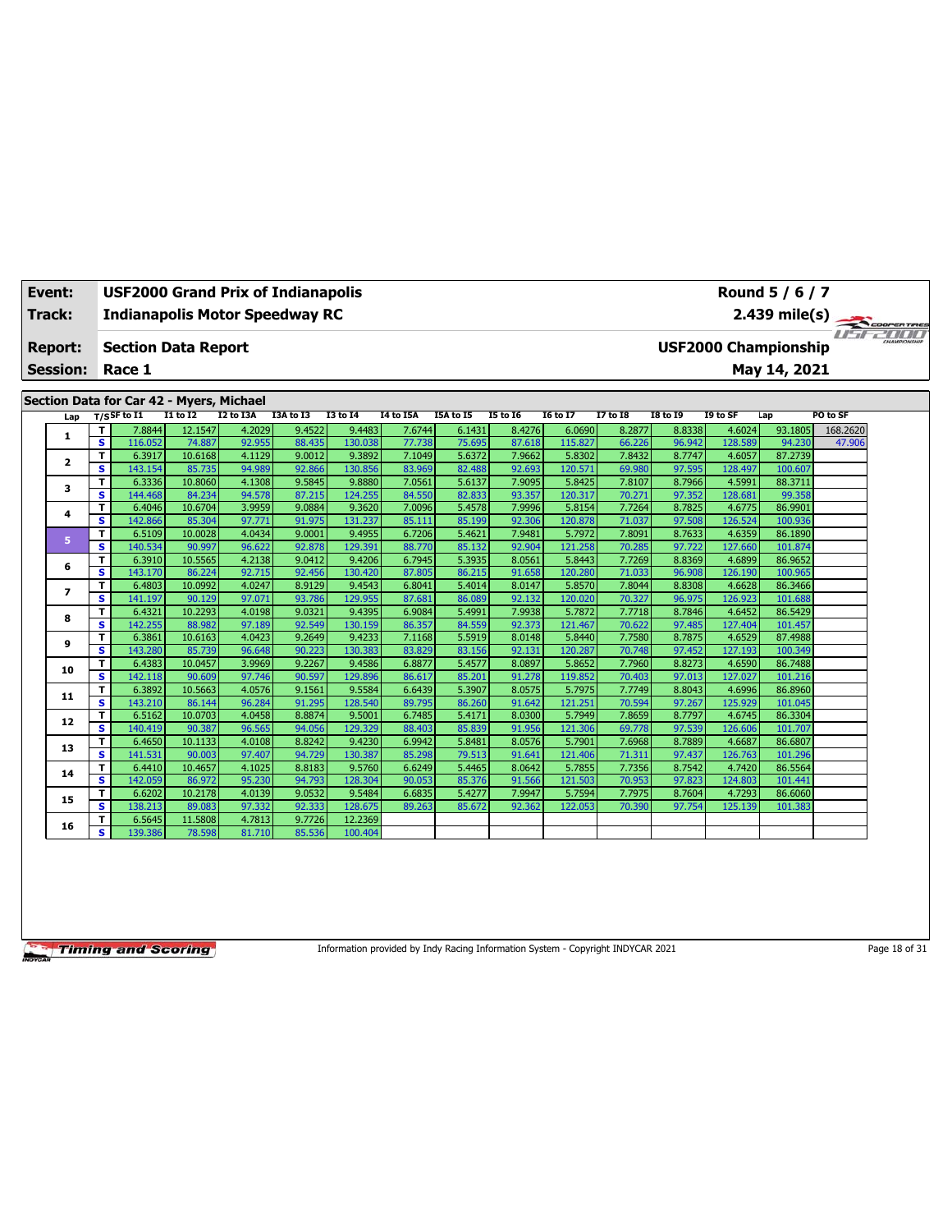| **Event:** | **USF2000 Grand Prix of Indianapolis** | **Round 5 / 6 / 7** |
|---|---|---|
| **Track:** | **Indianapolis Motor Speedway RC** | **2.439 mile(s)** |
| **Report:** | **Section Data Report** | **USF2000 Championship** |
| **Session:** | **Race 1** | **May 14, 2021** |

**Section Data for Car 42 - Myers, Michael**

| Lap | T/S | SF to I1 | I1 to I2 | I2 to I3A | I3A to I3 | I3 to I4 | I4 to I5A | I5A to I5 | I5 to I6 | I6 to I7 | I7 to I8 | I8 to I9 | I9 to SF | Lap | PO to SF |
|---|---|---|---|---|---|---|---|---|---|---|---|---|---|---|---|
| 1 | T | 7.8844 | 12.1547 | 4.2029 | 9.4522 | 9.4483 | 7.6744 | 6.1431 | 8.4276 | 6.0690 | 8.2877 | 8.8338 | 4.6024 | 93.1805 | 168.2620 |
| | S | 116.052 | 74.887 | 92.955 | 88.435 | 130.038 | 77.738 | 75.695 | 87.618 | 115.827 | 66.226 | 96.942 | 128.589 | 94.230 | 47.906 |
| 2 | T | 6.3917 | 10.6168 | 4.1129 | 9.0012 | 9.3892 | 7.1049 | 5.6372 | 7.9662 | 5.8302 | 7.8432 | 8.7747 | 4.6057 | 87.2739 | |
| | S | 143.154 | 85.735 | 94.989 | 92.866 | 130.856 | 83.969 | 82.488 | 92.693 | 120.571 | 69.980 | 97.595 | 128.497 | 100.607 | |
| 3 | T | 6.3336 | 10.8060 | 4.1308 | 9.5845 | 9.8880 | 7.0561 | 5.6137 | 7.9095 | 5.8425 | 7.8107 | 8.7966 | 4.5991 | 88.3711 | |
| | S | 144.468 | 84.234 | 94.578 | 87.215 | 124.255 | 84.550 | 82.833 | 93.357 | 120.317 | 70.271 | 97.352 | 128.681 | 99.358 | |
| 4 | T | 6.4046 | 10.6704 | 3.9959 | 9.0884 | 9.3620 | 7.0096 | 5.4578 | 7.9996 | 5.8154 | 7.7264 | 8.7825 | 4.6775 | 86.9901 | |
| | S | 142.866 | 85.304 | 97.771 | 91.975 | 131.237 | 85.111 | 85.199 | 92.306 | 120.878 | 71.037 | 97.508 | 126.524 | 100.936 | |
| 5 | T | 6.5109 | 10.0028 | 4.0434 | 9.0001 | 9.4955 | 6.7206 | 5.4621 | 7.9481 | 5.7972 | 7.8091 | 8.7633 | 4.6359 | 86.1890 | |
| | S | 140.534 | 90.997 | 96.622 | 92.878 | 129.391 | 88.770 | 85.132 | 92.904 | 121.258 | 70.285 | 97.722 | 127.660 | 101.874 | |
| 6 | T | 6.3910 | 10.5565 | 4.2138 | 9.0412 | 9.4206 | 6.7945 | 5.3935 | 8.0561 | 5.8443 | 7.7269 | 8.8369 | 4.6899 | 86.9652 | |
| | S | 143.170 | 86.224 | 92.715 | 92.456 | 130.420 | 87.805 | 86.215 | 91.658 | 120.280 | 71.033 | 96.908 | 126.190 | 100.965 | |
| 7 | T | 6.4803 | 10.0992 | 4.0247 | 8.9129 | 9.4543 | 6.8041 | 5.4014 | 8.0147 | 5.8570 | 7.8044 | 8.8308 | 4.6628 | 86.3466 | |
| | S | 141.197 | 90.129 | 97.071 | 93.786 | 129.955 | 87.681 | 86.089 | 92.132 | 120.020 | 70.327 | 96.975 | 126.923 | 101.688 | |
| 8 | T | 6.4321 | 10.2293 | 4.0198 | 9.0321 | 9.4395 | 6.9084 | 5.4991 | 7.9938 | 5.7872 | 7.7718 | 8.7846 | 4.6452 | 86.5429 | |
| | S | 142.255 | 88.982 | 97.189 | 92.549 | 130.159 | 86.357 | 84.559 | 92.373 | 121.467 | 70.622 | 97.485 | 127.404 | 101.457 | |
| 9 | T | 6.3861 | 10.6163 | 4.0423 | 9.2649 | 9.4233 | 7.1168 | 5.5919 | 8.0148 | 5.8440 | 7.7580 | 8.7875 | 4.6529 | 87.4988 | |
| | S | 143.280 | 85.739 | 96.648 | 90.223 | 130.383 | 83.829 | 83.156 | 92.131 | 120.287 | 70.748 | 97.452 | 127.193 | 100.349 | |
| 10 | T | 6.4383 | 10.0457 | 3.9969 | 9.2267 | 9.4586 | 6.8877 | 5.4577 | 8.0897 | 5.8652 | 7.7960 | 8.8273 | 4.6590 | 86.7488 | |
| | S | 142.118 | 90.609 | 97.746 | 90.597 | 129.896 | 86.617 | 85.201 | 91.278 | 119.852 | 70.403 | 97.013 | 127.027 | 101.216 | |
| 11 | T | 6.3892 | 10.5663 | 4.0576 | 9.1561 | 9.5584 | 6.6439 | 5.3907 | 8.0575 | 5.7975 | 7.7749 | 8.8043 | 4.6996 | 86.8960 | |
| | S | 143.210 | 86.144 | 96.284 | 91.295 | 128.540 | 89.795 | 86.260 | 91.642 | 121.251 | 70.594 | 97.267 | 125.929 | 101.045 | |
| 12 | T | 6.5162 | 10.0703 | 4.0458 | 8.8874 | 9.5001 | 6.7485 | 5.4171 | 8.0300 | 5.7949 | 7.8659 | 8.7797 | 4.6745 | 86.3304 | |
| | S | 140.419 | 90.387 | 96.565 | 94.056 | 129.329 | 88.403 | 85.839 | 91.956 | 121.306 | 69.778 | 97.539 | 126.606 | 101.707 | |
| 13 | T | 6.4650 | 10.1133 | 4.0108 | 8.8242 | 9.4230 | 6.9942 | 5.8481 | 8.0576 | 5.7901 | 7.6968 | 8.7889 | 4.6687 | 86.6807 | |
| | S | 141.531 | 90.003 | 97.407 | 94.729 | 130.387 | 85.298 | 79.513 | 91.641 | 121.406 | 71.311 | 97.437 | 126.763 | 101.296 | |
| 14 | T | 6.4410 | 10.4657 | 4.1025 | 8.8183 | 9.5760 | 6.6249 | 5.4465 | 8.0642 | 5.7855 | 7.7356 | 8.7542 | 4.7420 | 86.5564 | |
| | S | 142.059 | 86.972 | 95.230 | 94.793 | 128.304 | 90.053 | 85.376 | 91.566 | 121.503 | 70.953 | 97.823 | 124.803 | 101.441 | |
| 15 | T | 6.6202 | 10.2178 | 4.0139 | 9.0532 | 9.5484 | 6.6835 | 5.4277 | 7.9947 | 5.7594 | 7.7975 | 8.7604 | 4.7293 | 86.6060 | |
| | S | 138.213 | 89.083 | 97.332 | 92.333 | 128.675 | 89.263 | 85.672 | 92.362 | 122.053 | 70.390 | 97.754 | 125.139 | 101.383 | |
| 16 | T | 6.5645 | 11.5808 | 4.7813 | 9.7726 | 12.2369 | | | | | | | | | |
| | S | 139.386 | 78.598 | 81.710 | 85.536 | 100.404 | | | | | | | | | |

Information provided by Indy Racing Information System - Copyright INDYCAR 2021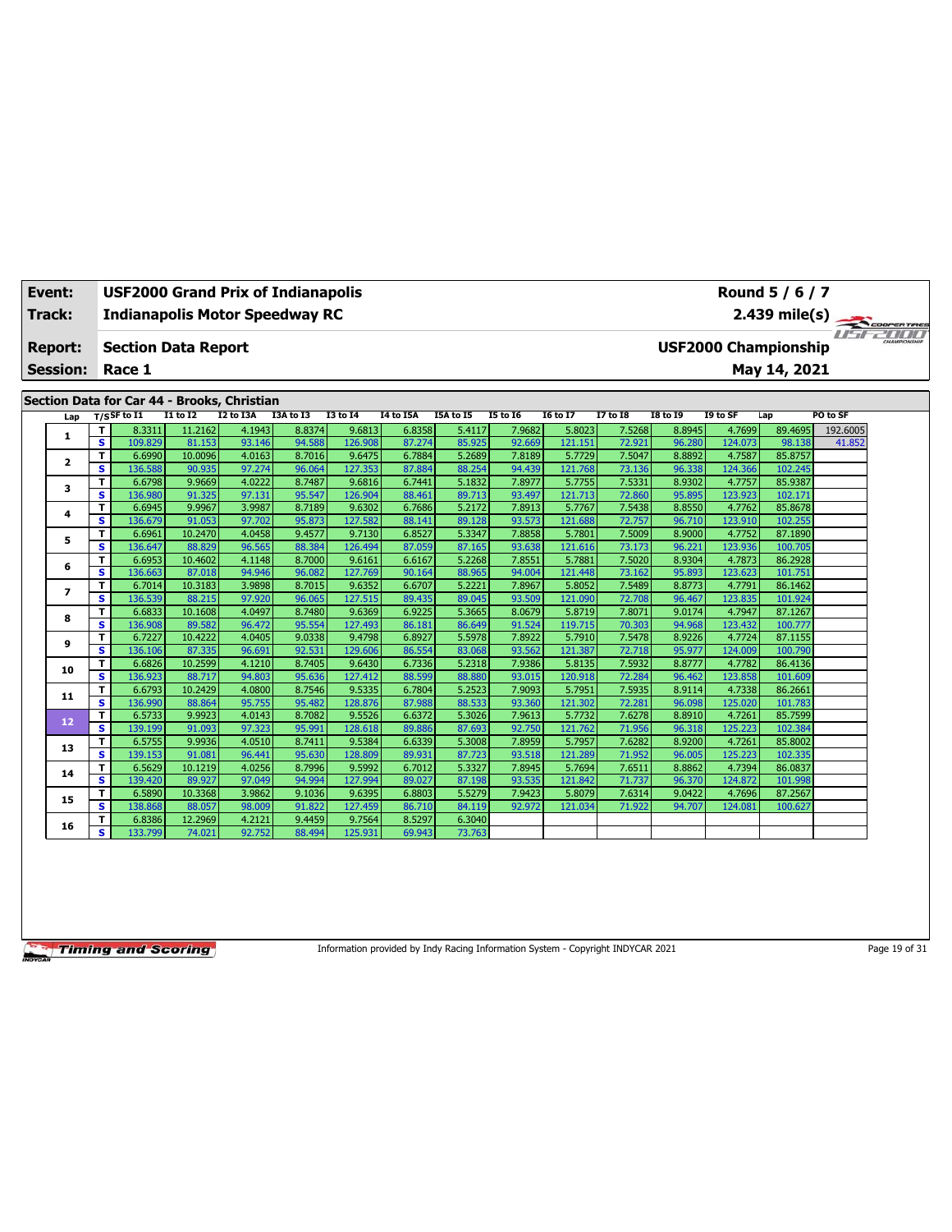| Event: | USF2000 Grand Prix of Indianapolis | Round 5 / 6 / 7 |
|---|---|---|
| Track: | Indianapolis Motor Speedway RC | 2.439 mile(s) |
| Report: | Section Data Report | USF2000 Championship |
| Session: | Race 1 | May 14, 2021 |

## Section Data for Car 44 - Brooks, Christian

| Lap | T/S | SF to I1 | I1 to I2 | I2 to I3A | I3A to I3 | I3 to I4 | I4 to I5A | I5A to I5 | I5 to I6 | I6 to I7 | I7 to I8 | I8 to I9 | I9 to SF | Lap | PO to SF |
|---|---|---|---|---|---|---|---|---|---|---|---|---|---|---|---|
| 1 | T | 8.3311 | 11.2162 | 4.1943 | 8.8374 | 9.6813 | 6.8358 | 5.4117 | 7.9682 | 5.8023 | 7.5268 | 8.8945 | 4.7699 | 89.4695 | 192.6005 |
| | S | 109.829 | 81.153 | 93.146 | 94.588 | 126.908 | 87.274 | 85.925 | 92.669 | 121.151 | 72.921 | 96.280 | 124.073 | 98.138 | 41.852 |
| 2 | T | 6.6990 | 10.0096 | 4.0163 | 8.7016 | 9.6475 | 6.7884 | 5.2689 | 7.8189 | 5.7729 | 7.5047 | 8.8892 | 4.7587 | 85.8757 | |
| | S | 136.588 | 90.935 | 97.274 | 96.064 | 127.353 | 87.884 | 88.254 | 94.439 | 121.768 | 73.136 | 96.338 | 124.366 | 102.245 | |
| 3 | T | 6.6798 | 9.9669 | 4.0222 | 8.7487 | 9.6816 | 6.7441 | 5.1832 | 7.8977 | 5.7755 | 7.5331 | 8.9302 | 4.7757 | 85.9387 | |
| | S | 136.980 | 91.325 | 97.131 | 95.547 | 126.904 | 88.461 | 89.713 | 93.497 | 121.713 | 72.860 | 95.895 | 123.923 | 102.171 | |
| 4 | T | 6.6945 | 9.9967 | 3.9987 | 8.7189 | 9.6302 | 6.7686 | 5.2172 | 7.8913 | 5.7767 | 7.5438 | 8.8550 | 4.7762 | 85.8678 | |
| | S | 136.679 | 91.053 | 97.702 | 95.873 | 127.582 | 88.141 | 89.128 | 93.573 | 121.688 | 72.757 | 96.710 | 123.910 | 102.255 | |
| 5 | T | 6.6961 | 10.2470 | 4.0458 | 9.4577 | 9.7130 | 6.8527 | 5.3347 | 7.8858 | 5.7801 | 7.5009 | 8.9000 | 4.7752 | 87.1890 | |
| | S | 136.647 | 88.829 | 96.565 | 88.384 | 126.494 | 87.059 | 87.165 | 93.638 | 121.616 | 73.173 | 96.221 | 123.936 | 100.705 | |
| 6 | T | 6.6953 | 10.4602 | 4.1148 | 8.7000 | 9.6161 | 6.6167 | 5.2268 | 7.8551 | 5.7881 | 7.5020 | 8.9304 | 4.7873 | 86.2928 | |
| | S | 136.663 | 87.018 | 94.946 | 96.082 | 127.769 | 90.164 | 88.965 | 94.004 | 121.448 | 73.162 | 95.893 | 123.623 | 101.751 | |
| 7 | T | 6.7014 | 10.3183 | 3.9898 | 8.7015 | 9.6352 | 6.6707 | 5.2221 | 7.8967 | 5.8052 | 7.5489 | 8.8773 | 4.7791 | 86.1462 | |
| | S | 136.539 | 88.215 | 97.920 | 96.065 | 127.515 | 89.435 | 89.045 | 93.509 | 121.090 | 72.708 | 96.467 | 123.835 | 101.924 | |
| 8 | T | 6.6833 | 10.1608 | 4.0497 | 8.7480 | 9.6369 | 6.9225 | 5.3665 | 8.0679 | 5.8719 | 7.8071 | 9.0174 | 4.7947 | 87.1267 | |
| | S | 136.908 | 89.582 | 96.472 | 95.554 | 127.493 | 86.181 | 86.649 | 91.524 | 119.715 | 70.303 | 94.968 | 123.432 | 100.777 | |
| 9 | T | 6.7227 | 10.4222 | 4.0405 | 9.0338 | 9.4798 | 6.8927 | 5.5978 | 7.8922 | 5.7910 | 7.5478 | 8.9226 | 4.7724 | 87.1155 | |
| | S | 136.106 | 87.335 | 96.691 | 92.531 | 129.606 | 86.554 | 83.068 | 93.562 | 121.387 | 72.718 | 95.977 | 124.009 | 100.790 | |
| 10 | T | 6.6826 | 10.2599 | 4.1210 | 8.7405 | 9.6430 | 6.7336 | 5.2318 | 7.9386 | 5.8135 | 7.5932 | 8.8777 | 4.7782 | 86.4136 | |
| | S | 136.923 | 88.717 | 94.803 | 95.636 | 127.412 | 88.599 | 88.880 | 93.015 | 120.918 | 72.284 | 96.462 | 123.858 | 101.609 | |
| 11 | T | 6.6793 | 10.2429 | 4.0800 | 8.7546 | 9.5335 | 6.7804 | 5.2523 | 7.9093 | 5.7951 | 7.5935 | 8.9114 | 4.7338 | 86.2661 | |
| | S | 136.990 | 88.864 | 95.755 | 95.482 | 128.876 | 87.988 | 88.533 | 93.360 | 121.302 | 72.281 | 96.098 | 125.020 | 101.783 | |
| 12 | T | 6.5733 | 9.9923 | 4.0143 | 8.7082 | 9.5526 | 6.6372 | 5.3026 | 7.9613 | 5.7732 | 7.6278 | 8.8910 | 4.7261 | 85.7599 | |
| | S | 139.199 | 91.093 | 97.323 | 95.991 | 128.618 | 89.886 | 87.693 | 92.750 | 121.762 | 71.956 | 96.318 | 125.223 | 102.384 | |
| 13 | T | 6.5755 | 9.9936 | 4.0510 | 8.7411 | 9.5384 | 6.6339 | 5.3008 | 7.8959 | 5.7957 | 7.6282 | 8.9200 | 4.7261 | 85.8002 | |
| | S | 139.153 | 91.081 | 96.441 | 95.630 | 128.809 | 89.931 | 87.723 | 93.518 | 121.289 | 71.952 | 96.005 | 125.223 | 102.335 | |
| 14 | T | 6.5629 | 10.1219 | 4.0256 | 8.7996 | 9.5992 | 6.7012 | 5.3327 | 7.8945 | 5.7694 | 7.6511 | 8.8862 | 4.7394 | 86.0837 | |
| | S | 139.420 | 89.927 | 97.049 | 94.994 | 127.994 | 89.027 | 87.198 | 93.535 | 121.842 | 71.737 | 96.370 | 124.872 | 101.998 | |
| 15 | T | 6.5890 | 10.3368 | 3.9862 | 9.1036 | 9.6395 | 6.8803 | 5.5279 | 7.9423 | 5.8079 | 7.6314 | 9.0422 | 4.7696 | 87.2567 | |
| | S | 138.868 | 88.057 | 98.009 | 91.822 | 127.459 | 86.710 | 84.119 | 92.972 | 121.034 | 71.922 | 94.707 | 124.081 | 100.627 | |
| 16 | T | 6.8386 | 12.2969 | 4.2121 | 9.4459 | 9.7564 | 8.5297 | 6.3040 | | | | | | | |
| | S | 133.799 | 74.021 | 92.752 | 88.494 | 125.931 | 69.943 | 73.763 | | | | | | | |

Information provided by Indy Racing Information System - Copyright INDYCAR 2021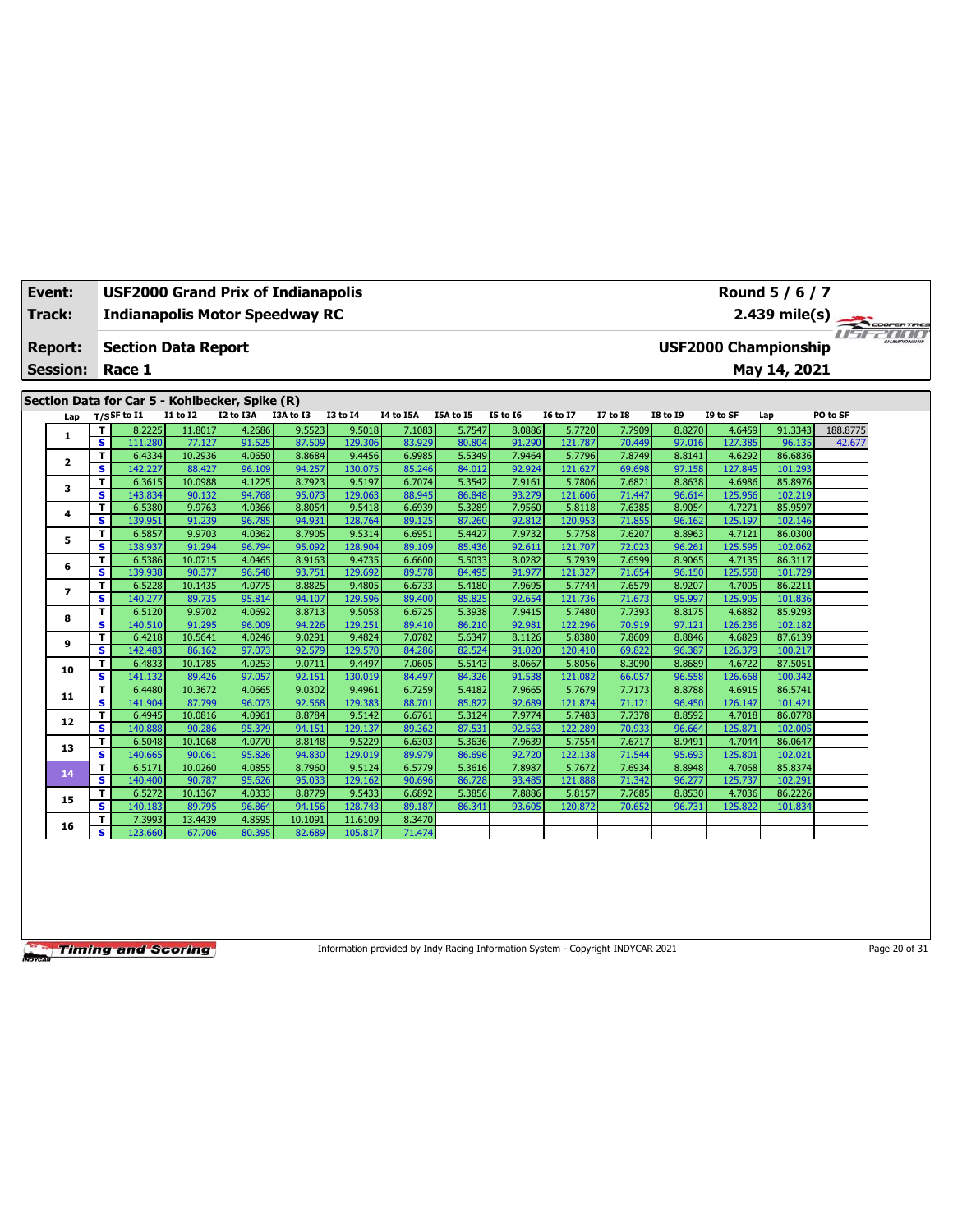| Event: | USF2000 Grand Prix of Indianapolis | Round 5 / 6 / 7 |
|---|---|---|
| Track: | Indianapolis Motor Speedway RC | 2.439 mile(s) |
| Report: | Section Data Report | USF2000 Championship |
| Session: | Race 1 | May 14, 2021 |

## Section Data for Car 5 - Kohlbecker, Spike (R)

| Lap | T/S | SF to I1 | I1 to I2 | I2 to I3A | I3A to I3 | I3 to I4 | I4 to I5A | I5A to I5 | I5 to I6 | I6 to I7 | I7 to I8 | I8 to I9 | I9 to SF | Lap | PO to SF |
|---|---|---|---|---|---|---|---|---|---|---|---|---|---|---|---|
| 1 | T | 8.2225 | 11.8017 | 4.2686 | 9.5523 | 9.5018 | 7.1083 | 5.7547 | 8.0886 | 5.7720 | 7.7909 | 8.8270 | 4.6459 | 91.3343 | 188.8775 |
|  | S | 111.280 | 77.127 | 91.525 | 87.509 | 129.306 | 83.929 | 80.804 | 91.290 | 121.787 | 70.449 | 97.016 | 127.385 | 96.135 | 42.677 |
| 2 | T | 6.4334 | 10.2936 | 4.0650 | 8.8684 | 9.4456 | 6.9985 | 5.5349 | 7.9464 | 5.7796 | 7.8749 | 8.8141 | 4.6292 | 86.6836 |  |
|  | S | 142.227 | 88.427 | 96.109 | 94.257 | 130.075 | 85.246 | 84.012 | 92.924 | 121.627 | 69.698 | 97.158 | 127.845 | 101.293 |  |
| 3 | T | 6.3615 | 10.0988 | 4.1225 | 8.7923 | 9.5197 | 6.7074 | 5.3542 | 7.9161 | 5.7806 | 7.6821 | 8.8638 | 4.6986 | 85.8976 |  |
|  | S | 143.834 | 90.132 | 94.768 | 95.073 | 129.063 | 88.945 | 86.848 | 93.279 | 121.606 | 71.447 | 96.614 | 125.956 | 102.219 |  |
| 4 | T | 6.5380 | 9.9763 | 4.0366 | 8.8054 | 9.5418 | 6.6939 | 5.3289 | 7.9560 | 5.8118 | 7.6385 | 8.9054 | 4.7271 | 85.9597 |  |
|  | S | 139.951 | 91.239 | 96.785 | 94.931 | 128.764 | 89.125 | 87.260 | 92.812 | 120.953 | 71.855 | 96.162 | 125.197 | 102.146 |  |
| 5 | T | 6.5857 | 9.9703 | 4.0362 | 8.7905 | 9.5314 | 6.6951 | 5.4427 | 7.9732 | 5.7758 | 7.6207 | 8.8963 | 4.7121 | 86.0300 |  |
|  | S | 138.937 | 91.294 | 96.794 | 95.092 | 128.904 | 89.109 | 85.436 | 92.611 | 121.707 | 72.023 | 96.261 | 125.595 | 102.062 |  |
| 6 | T | 6.5386 | 10.0715 | 4.0465 | 8.9163 | 9.4735 | 6.6600 | 5.5033 | 8.0282 | 5.7939 | 7.6599 | 8.9065 | 4.7135 | 86.3117 |  |
|  | S | 139.938 | 90.377 | 96.548 | 93.751 | 129.692 | 89.578 | 84.495 | 91.977 | 121.327 | 71.654 | 96.150 | 125.558 | 101.729 |  |
| 7 | T | 6.5228 | 10.1435 | 4.0775 | 8.8825 | 9.4805 | 6.6733 | 5.4180 | 7.9695 | 5.7744 | 7.6579 | 8.9207 | 4.7005 | 86.2211 |  |
|  | S | 140.277 | 89.735 | 95.814 | 94.107 | 129.596 | 89.400 | 85.825 | 92.654 | 121.736 | 71.673 | 95.997 | 125.905 | 101.836 |  |
| 8 | T | 6.5120 | 9.9702 | 4.0692 | 8.8713 | 9.5058 | 6.6725 | 5.3938 | 7.9415 | 5.7480 | 7.7393 | 8.8175 | 4.6882 | 85.9293 |  |
|  | S | 140.510 | 91.295 | 96.009 | 94.226 | 129.251 | 89.410 | 86.210 | 92.981 | 122.296 | 70.919 | 97.121 | 126.236 | 102.182 |  |
| 9 | T | 6.4218 | 10.5641 | 4.0246 | 9.0291 | 9.4824 | 7.0782 | 5.6347 | 8.1126 | 5.8380 | 7.8609 | 8.8846 | 4.6829 | 87.6139 |  |
|  | S | 142.483 | 86.162 | 97.073 | 92.579 | 129.570 | 84.286 | 82.524 | 91.020 | 120.410 | 69.822 | 96.387 | 126.379 | 100.217 |  |
| 10 | T | 6.4833 | 10.1785 | 4.0253 | 9.0711 | 9.4497 | 7.0605 | 5.5143 | 8.0667 | 5.8056 | 8.3090 | 8.8689 | 4.6722 | 87.5051 |  |
|  | S | 141.132 | 89.426 | 97.057 | 92.151 | 130.019 | 84.497 | 84.326 | 91.538 | 121.082 | 66.057 | 96.558 | 126.668 | 100.342 |  |
| 11 | T | 6.4480 | 10.3672 | 4.0665 | 9.0302 | 9.4961 | 6.7259 | 5.4182 | 7.9665 | 5.7679 | 7.7173 | 8.8788 | 4.6915 | 86.5741 |  |
|  | S | 141.904 | 87.799 | 96.073 | 92.568 | 129.383 | 88.701 | 85.822 | 92.689 | 121.874 | 71.121 | 96.450 | 126.147 | 101.421 |  |
| 12 | T | 6.4945 | 10.0816 | 4.0961 | 8.8784 | 9.5142 | 6.6761 | 5.3124 | 7.9774 | 5.7483 | 7.7378 | 8.8592 | 4.7018 | 86.0778 |  |
|  | S | 140.888 | 90.286 | 95.379 | 94.151 | 129.137 | 89.362 | 87.531 | 92.563 | 122.289 | 70.933 | 96.664 | 125.871 | 102.005 |  |
| 13 | T | 6.5048 | 10.1068 | 4.0770 | 8.8148 | 9.5229 | 6.6303 | 5.3636 | 7.9639 | 5.7554 | 7.6717 | 8.9491 | 4.7044 | 86.0647 |  |
|  | S | 140.665 | 90.061 | 95.826 | 94.830 | 129.019 | 89.979 | 86.696 | 92.720 | 122.138 | 71.544 | 95.693 | 125.801 | 102.021 |  |
| 14 | T | 6.5171 | 10.0260 | 4.0855 | 8.7960 | 9.5124 | 6.5779 | 5.3616 | 7.8987 | 5.7672 | 7.6934 | 8.8948 | 4.7068 | 85.8374 |  |
|  | S | 140.400 | 90.787 | 95.626 | 95.033 | 129.162 | 90.696 | 86.728 | 93.485 | 121.888 | 71.342 | 96.277 | 125.737 | 102.291 |  |
| 15 | T | 6.5272 | 10.1367 | 4.0333 | 8.8779 | 9.5433 | 6.6892 | 5.3856 | 7.8886 | 5.8157 | 7.7685 | 8.8530 | 4.7036 | 86.2226 |  |
|  | S | 140.183 | 89.795 | 96.864 | 94.156 | 128.743 | 89.187 | 86.341 | 93.605 | 120.872 | 70.652 | 96.731 | 125.822 | 101.834 |  |
| 16 | T | 7.3993 | 13.4439 | 4.8595 | 10.1091 | 11.6109 | 8.3470 |  |  |  |  |  |  |  |  |
|  | S | 123.660 | 67.706 | 80.395 | 82.689 | 105.817 | 71.474 |  |  |  |  |  |  |  |  |

Information provided by Indy Racing Information System - Copyright INDYCAR 2021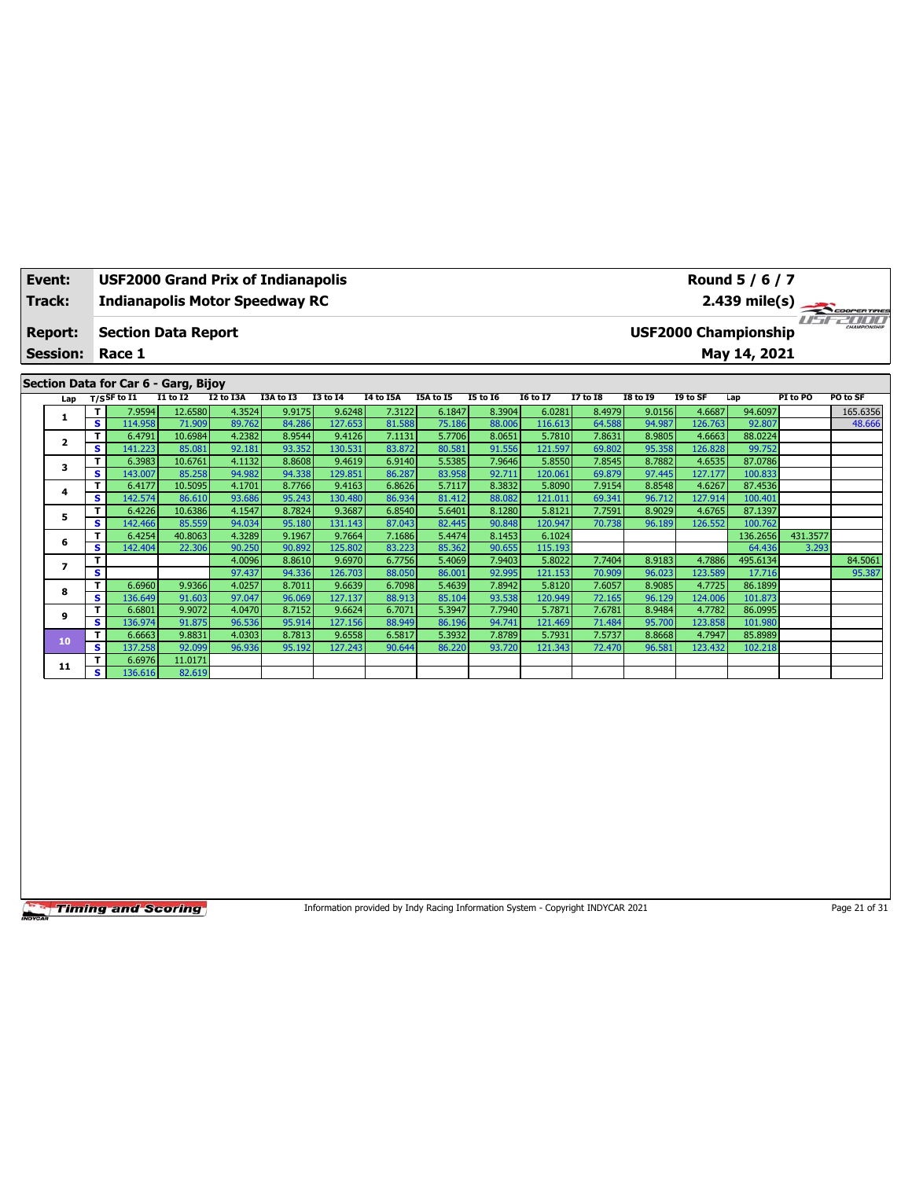| Event: | USF2000 Grand Prix of Indianapolis | Round 5 / 6 / 7 |
|---|---|---|
| Track: | Indianapolis Motor Speedway RC | 2.439 mile(s) |
| Report: | Section Data Report | USF2000 Championship |
| Session: | Race 1 | May 14, 2021 |

## Section Data for Car 6 - Garg, Bijoy

| Lap | T/S | SF to I1 | I1 to I2 | I2 to I3A | I3A to I3 | I3 to I4 | I4 to I5A | I5A to I5 | I5 to I6 | I6 to I7 | I7 to I8 | I8 to I9 | I9 to SF | Lap | PI to PO | PO to SF |
|---|---|---|---|---|---|---|---|---|---|---|---|---|---|---|---|---|
| 1 | T | 7.9594 | 12.6580 | 4.3524 | 9.9175 | 9.6248 | 7.3122 | 6.1847 | 8.3904 | 6.0281 | 8.4979 | 9.0156 | 4.6687 | 94.6097 | | 165.6356 |
| | S | 114.958 | 71.909 | 89.762 | 84.286 | 127.653 | 81.588 | 75.186 | 88.006 | 116.613 | 64.588 | 94.987 | 126.763 | 92.807 | | 48.666 |
| 2 | T | 6.4791 | 10.6984 | 4.2382 | 8.9544 | 9.4126 | 7.1131 | 5.7706 | 8.0651 | 5.7810 | 7.8631 | 8.9805 | 4.6663 | 88.0224 | | |
| | S | 141.223 | 85.081 | 92.181 | 93.352 | 130.531 | 83.872 | 80.581 | 91.556 | 121.597 | 69.802 | 95.358 | 126.828 | 99.752 | | |
| 3 | T | 6.3983 | 10.6761 | 4.1132 | 8.8608 | 9.4619 | 6.9140 | 5.5385 | 7.9646 | 5.8550 | 7.8545 | 8.7882 | 4.6535 | 87.0786 | | |
| | S | 143.007 | 85.258 | 94.982 | 94.338 | 129.851 | 86.287 | 83.958 | 92.711 | 120.061 | 69.879 | 97.445 | 127.177 | 100.833 | | |
| 4 | T | 6.4177 | 10.5095 | 4.1701 | 8.7766 | 9.4163 | 6.8626 | 5.7117 | 8.3832 | 5.8090 | 7.9154 | 8.8548 | 4.6267 | 87.4536 | | |
| | S | 142.574 | 86.610 | 93.686 | 95.243 | 130.480 | 86.934 | 81.412 | 88.082 | 121.011 | 69.341 | 96.712 | 127.914 | 100.401 | | |
| 5 | T | 6.4226 | 10.6386 | 4.1547 | 8.7824 | 9.3687 | 6.8540 | 5.6401 | 8.1280 | 5.8121 | 7.7591 | 8.9029 | 4.6765 | 87.1397 | | |
| | S | 142.466 | 85.559 | 94.034 | 95.180 | 131.143 | 87.043 | 82.445 | 90.848 | 120.947 | 70.738 | 96.189 | 126.552 | 100.762 | | |
| 6 | T | 6.4254 | 40.8063 | 4.3289 | 9.1967 | 9.7664 | 7.1686 | 5.4474 | 8.1453 | 6.1024 | | | | 136.2656 | 431.3577 | |
| | S | 142.404 | 22.306 | 90.250 | 90.892 | 125.802 | 83.223 | 85.362 | 90.655 | 115.193 | | | | 64.436 | 3.293 | |
| 7 | T | | | 4.0096 | 8.8610 | 9.6970 | 6.7756 | 5.4069 | 7.9403 | 5.8022 | 7.7404 | 8.9183 | 4.7886 | 495.6134 | | 84.5061 |
| | S | | | 97.437 | 94.336 | 126.703 | 88.050 | 86.001 | 92.995 | 121.153 | 70.909 | 96.023 | 123.589 | 17.716 | | 95.387 |
| 8 | T | 6.6960 | 9.9366 | 4.0257 | 8.7011 | 9.6639 | 6.7098 | 5.4639 | 7.8942 | 5.8120 | 7.6057 | 8.9085 | 4.7725 | 86.1899 | | |
| | S | 136.649 | 91.603 | 97.047 | 96.069 | 127.137 | 88.913 | 85.104 | 93.538 | 120.949 | 72.165 | 96.129 | 124.006 | 101.873 | | |
| 9 | T | 6.6801 | 9.9072 | 4.0470 | 8.7152 | 9.6624 | 6.7071 | 5.3947 | 7.7940 | 5.7871 | 7.6781 | 8.9484 | 4.7782 | 86.0995 | | |
| | S | 136.974 | 91.875 | 96.536 | 95.914 | 127.156 | 88.949 | 86.196 | 94.741 | 121.469 | 71.484 | 95.700 | 123.858 | 101.980 | | |
| 10 | T | 6.6663 | 9.8831 | 4.0303 | 8.7813 | 9.6558 | 6.5817 | 5.3932 | 7.8789 | 5.7931 | 7.5737 | 8.8668 | 4.7947 | 85.8989 | | |
| | S | 137.258 | 92.099 | 96.936 | 95.192 | 127.243 | 90.644 | 86.220 | 93.720 | 121.343 | 72.470 | 96.581 | 123.432 | 102.218 | | |
| 11 | T | 6.6976 | 11.0171 | | | | | | | | | | | | | |
| | S | 136.616 | 82.619 | | | | | | | | | | | | | |

Information provided by Indy Racing Information System - Copyright INDYCAR 2021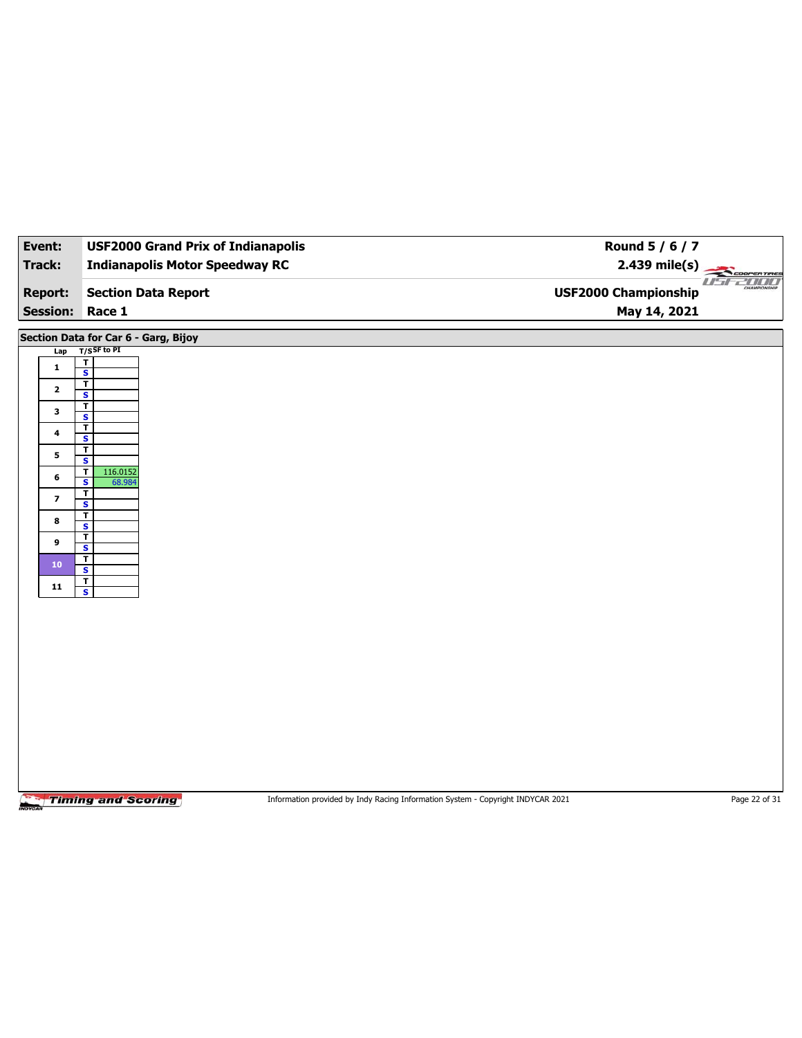| **Event:** | **USF2000 Grand Prix of Indianapolis** | **Round 5 / 6 / 7** |
|---|---|---|
| **Track:** | **Indianapolis Motor Speedway RC** | **2.439 mile(s)** |
| **Report:** | **Section Data Report** | **USF2000 Championship** |
| **Session:** | **Race 1** | **May 14, 2021** |

**Section Data for Car 6 - Garg, Bijoy**

| Lap | T/S | SF to PI |
|---|---|---|
| 1 | T | |
| | S | |
| 2 | T | |
| | S | |
| 3 | T | |
| | S | |
| 4 | T | |
| | S | |
| 5 | T | |
| | S | |
| 6 | T | 116.0152 |
| | S | 68.984 |
| 7 | T | |
| | S | |
| 8 | T | |
| | S | |
| 9 | T | |
| | S | |
| 10 | T | |
| | S | |
| 11 | T | |
| | S | |

Information provided by Indy Racing Information System - Copyright INDYCAR 2021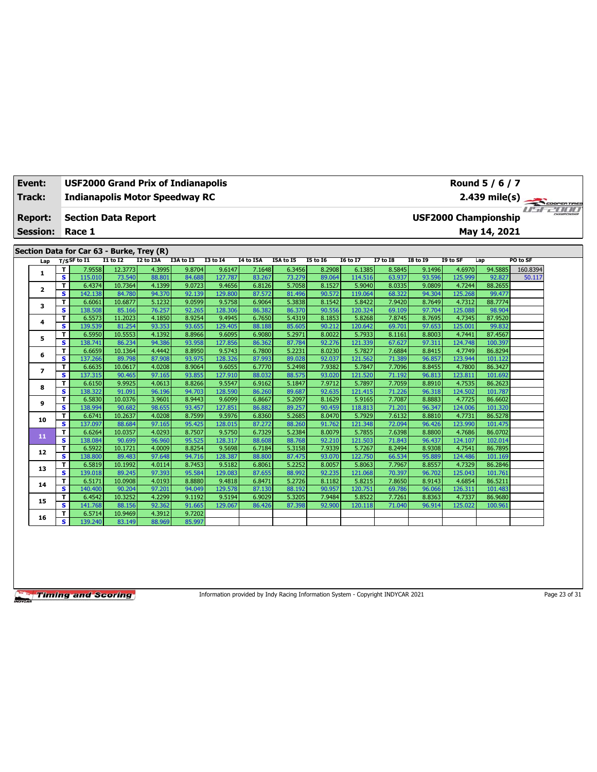| Event: | USF2000 Grand Prix of Indianapolis | Round 5 / 6 / 7 |
|---|---|---|
| Track: | Indianapolis Motor Speedway RC | 2.439 mile(s) |
| Report: | Section Data Report | USF2000 Championship |
| Session: | Race 1 | May 14, 2021 |

## Section Data for Car 63 - Burke, Trey (R)

| Lap | T/S | SF to I1 | I1 to I2 | I2 to I3A | I3A to I3 | I3 to I4 | I4 to I5A | I5A to I5 | I5 to I6 | I6 to I7 | I7 to I8 | I8 to I9 | I9 to SF | Lap | PO to SF |
|---|---|---|---|---|---|---|---|---|---|---|---|---|---|---|---|
| 1 | T | 7.9558 | 12.3773 | 4.3995 | 9.8704 | 9.6147 | 7.1648 | 6.3456 | 8.2908 | 6.1385 | 8.5845 | 9.1496 | 4.6970 | 94.5885 | 160.8394 |
| | S | 115.010 | 73.540 | 88.801 | 84.688 | 127.787 | 83.267 | 73.279 | 89.064 | 114.516 | 63.937 | 93.596 | 125.999 | 92.827 | 50.117 |
| 2 | T | 6.4374 | 10.7364 | 4.1399 | 9.0723 | 9.4656 | 6.8126 | 5.7058 | 8.1527 | 5.9040 | 8.0335 | 9.0809 | 4.7244 | 88.2655 | |
| | S | 142.138 | 84.780 | 94.370 | 92.139 | 129.800 | 87.572 | 81.496 | 90.572 | 119.064 | 68.322 | 94.304 | 125.268 | 99.477 | |
| 3 | T | 6.6061 | 10.6877 | 5.1232 | 9.0599 | 9.5758 | 6.9064 | 5.3838 | 8.1542 | 5.8422 | 7.9420 | 8.7649 | 4.7312 | 88.7774 | |
| | S | 138.508 | 85.166 | 76.257 | 92.265 | 128.306 | 86.382 | 86.370 | 90.556 | 120.324 | 69.109 | 97.704 | 125.088 | 98.904 | |
| 4 | T | 6.5573 | 11.2023 | 4.1850 | 8.9254 | 9.4945 | 6.7650 | 5.4319 | 8.1853 | 5.8268 | 7.8745 | 8.7695 | 4.7345 | 87.9520 | |
| | S | 139.539 | 81.254 | 93.353 | 93.655 | 129.405 | 88.188 | 85.605 | 90.212 | 120.642 | 69.701 | 97.653 | 125.001 | 99.832 | |
| 5 | T | 6.5950 | 10.5553 | 4.1392 | 8.8966 | 9.6095 | 6.9080 | 5.2971 | 8.0022 | 5.7933 | 8.1161 | 8.8003 | 4.7441 | 87.4567 | |
| | S | 138.741 | 86.234 | 94.386 | 93.958 | 127.856 | 86.362 | 87.784 | 92.276 | 121.339 | 67.627 | 97.311 | 124.748 | 100.397 | |
| 6 | T | 6.6659 | 10.1364 | 4.4442 | 8.8950 | 9.5743 | 6.7800 | 5.2231 | 8.0230 | 5.7827 | 7.6884 | 8.8415 | 4.7749 | 86.8294 | |
| | S | 137.266 | 89.798 | 87.908 | 93.975 | 128.326 | 87.993 | 89.028 | 92.037 | 121.562 | 71.389 | 96.857 | 123.944 | 101.122 | |
| 7 | T | 6.6635 | 10.0617 | 4.0208 | 8.9064 | 9.6055 | 6.7770 | 5.2498 | 7.9382 | 5.7847 | 7.7096 | 8.8455 | 4.7800 | 86.3427 | |
| | S | 137.315 | 90.465 | 97.165 | 93.855 | 127.910 | 88.032 | 88.575 | 93.020 | 121.520 | 71.192 | 96.813 | 123.811 | 101.692 | |
| 8 | T | 6.6150 | 9.9925 | 4.0613 | 8.8266 | 9.5547 | 6.9162 | 5.1847 | 7.9712 | 5.7897 | 7.7059 | 8.8910 | 4.7535 | 86.2623 | |
| | S | 138.322 | 91.091 | 96.196 | 94.703 | 128.590 | 86.260 | 89.687 | 92.635 | 121.415 | 71.226 | 96.318 | 124.502 | 101.787 | |
| 9 | T | 6.5830 | 10.0376 | 3.9601 | 8.9443 | 9.6099 | 6.8667 | 5.2097 | 8.1629 | 5.9165 | 7.7087 | 8.8883 | 4.7725 | 86.6602 | |
| | S | 138.994 | 90.682 | 98.655 | 93.457 | 127.851 | 86.882 | 89.257 | 90.459 | 118.813 | 71.201 | 96.347 | 124.006 | 101.320 | |
| 10 | T | 6.6741 | 10.2637 | 4.0208 | 8.7599 | 9.5976 | 6.8360 | 5.2685 | 8.0470 | 5.7929 | 7.6132 | 8.8810 | 4.7731 | 86.5278 | |
| | S | 137.097 | 88.684 | 97.165 | 95.425 | 128.015 | 87.272 | 88.260 | 91.762 | 121.348 | 72.094 | 96.426 | 123.990 | 101.475 | |
| 11 | T | 6.6264 | 10.0357 | 4.0293 | 8.7507 | 9.5750 | 6.7329 | 5.2384 | 8.0079 | 5.7855 | 7.6398 | 8.8800 | 4.7686 | 86.0702 | |
| | S | 138.084 | 90.699 | 96.960 | 95.525 | 128.317 | 88.608 | 88.768 | 92.210 | 121.503 | 71.843 | 96.437 | 124.107 | 102.014 | |
| 12 | T | 6.5922 | 10.1721 | 4.0009 | 8.8254 | 9.5698 | 6.7184 | 5.3158 | 7.9339 | 5.7267 | 8.2494 | 8.9308 | 4.7541 | 86.7895 | |
| | S | 138.800 | 89.483 | 97.648 | 94.716 | 128.387 | 88.800 | 87.475 | 93.070 | 122.750 | 66.534 | 95.889 | 124.486 | 101.169 | |
| 13 | T | 6.5819 | 10.1992 | 4.0114 | 8.7453 | 9.5182 | 6.8061 | 5.2252 | 8.0057 | 5.8063 | 7.7967 | 8.8557 | 4.7329 | 86.2846 | |
| | S | 139.018 | 89.245 | 97.393 | 95.584 | 129.083 | 87.655 | 88.992 | 92.235 | 121.068 | 70.397 | 96.702 | 125.043 | 101.761 | |
| 14 | T | 6.5171 | 10.0908 | 4.0193 | 8.8880 | 9.4818 | 6.8471 | 5.2726 | 8.1182 | 5.8215 | 7.8650 | 8.9143 | 4.6854 | 86.5211 | |
| | S | 140.400 | 90.204 | 97.201 | 94.049 | 129.578 | 87.130 | 88.192 | 90.957 | 120.751 | 69.786 | 96.066 | 126.311 | 101.483 | |
| 15 | T | 6.4542 | 10.3252 | 4.2299 | 9.1192 | 9.5194 | 6.9029 | 5.3205 | 7.9484 | 5.8522 | 7.7261 | 8.8363 | 4.7337 | 86.9680 | |
| | S | 141.768 | 88.156 | 92.362 | 91.665 | 129.067 | 86.426 | 87.398 | 92.900 | 120.118 | 71.040 | 96.914 | 125.022 | 100.961 | |
| 16 | T | 6.5714 | 10.9469 | 4.3912 | 9.7202 | | | | | | | | | | |
| | S | 139.240 | 83.149 | 88.969 | 85.997 | | | | | | | | | | |

Information provided by Indy Racing Information System - Copyright INDYCAR 2021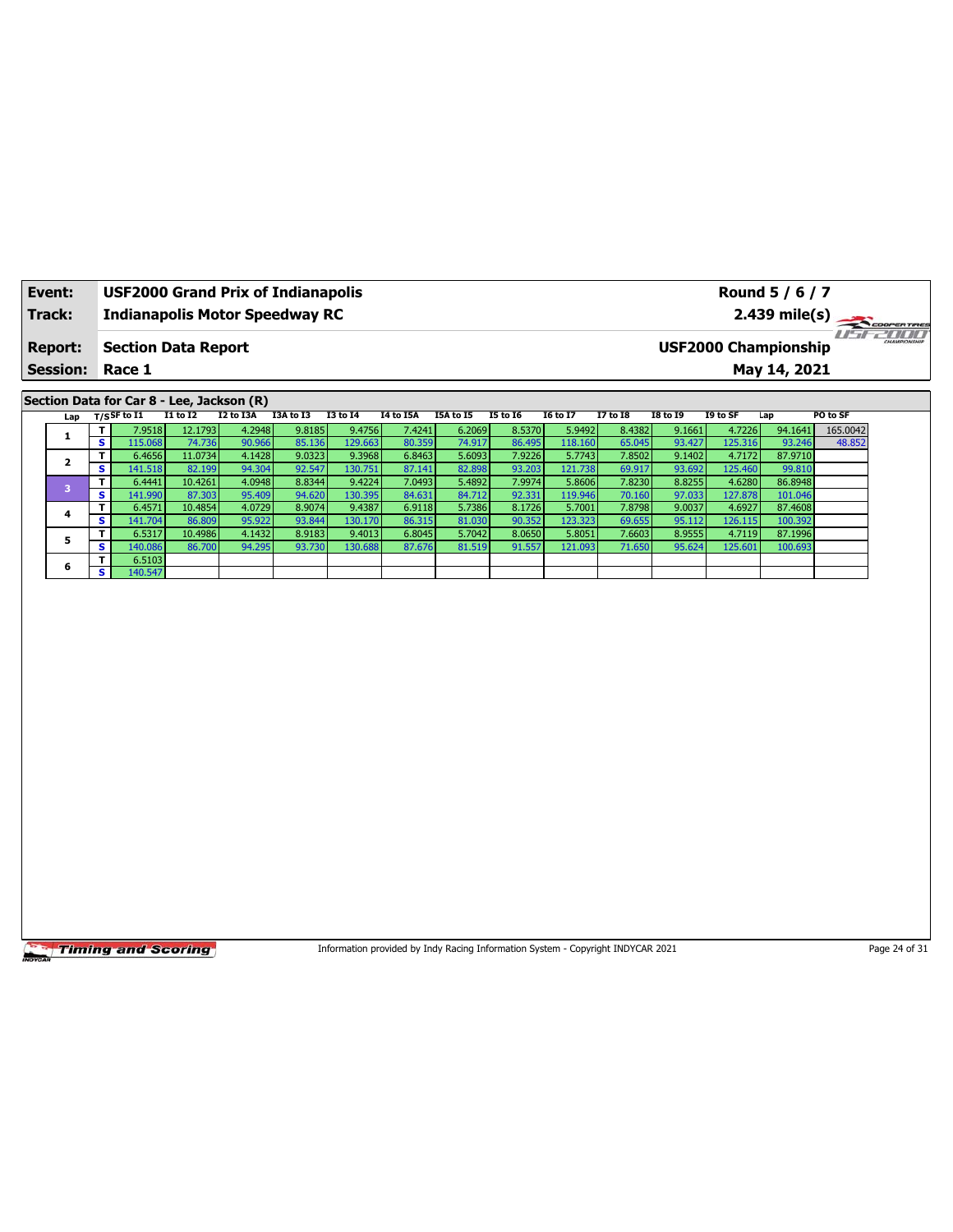| Event: | USF2000 Grand Prix of Indianapolis | Round 5 / 6 / 7 |
|---|---|---|
| Track: | Indianapolis Motor Speedway RC | 2.439 mile(s) |
| Report: | Section Data Report | USF2000 Championship |
| Session: | Race 1 | May 14, 2021 |

## Section Data for Car 8 - Lee, Jackson (R)

| Lap | T/S | SF to I1 | I1 to I2 | I2 to I3A | I3A to I3 | I3 to I4 | I4 to I5A | I5A to I5 | I5 to I6 | I6 to I7 | I7 to I8 | I8 to I9 | I9 to SF | Lap | PO to SF |
|---|---|---|---|---|---|---|---|---|---|---|---|---|---|---|---|
| 1 | T | 7.9518 | 12.1793 | 4.2948 | 9.8185 | 9.4756 | 7.4241 | 6.2069 | 8.5370 | 5.9492 | 8.4382 | 9.1661 | 4.7226 | 94.1641 | 165.0042 |
| | S | 115.068 | 74.736 | 90.966 | 85.136 | 129.663 | 80.359 | 74.917 | 86.495 | 118.160 | 65.045 | 93.427 | 125.316 | 93.246 | 48.852 |
| 2 | T | 6.4656 | 11.0734 | 4.1428 | 9.0323 | 9.3968 | 6.8463 | 5.6093 | 7.9226 | 5.7743 | 7.8502 | 9.1402 | 4.7172 | 87.9710 | |
| | S | 141.518 | 82.199 | 94.304 | 92.547 | 130.751 | 87.141 | 82.898 | 93.203 | 121.738 | 69.917 | 93.692 | 125.460 | 99.810 | |
| 3 | T | 6.4441 | 10.4261 | 4.0948 | 8.8344 | 9.4224 | 7.0493 | 5.4892 | 7.9974 | 5.8606 | 7.8230 | 8.8255 | 4.6280 | 86.8948 | |
| | S | 141.990 | 87.303 | 95.409 | 94.620 | 130.395 | 84.631 | 84.712 | 92.331 | 119.946 | 70.160 | 97.033 | 127.878 | 101.046 | |
| 4 | T | 6.4571 | 10.4854 | 4.0729 | 8.9074 | 9.4387 | 6.9118 | 5.7386 | 8.1726 | 5.7001 | 7.8798 | 9.0037 | 4.6927 | 87.4608 | |
| | S | 141.704 | 86.809 | 95.922 | 93.844 | 130.170 | 86.315 | 81.030 | 90.352 | 123.323 | 69.655 | 95.112 | 126.115 | 100.392 | |
| 5 | T | 6.5317 | 10.4986 | 4.1432 | 8.9183 | 9.4013 | 6.8045 | 5.7042 | 8.0650 | 5.8051 | 7.6603 | 8.9555 | 4.7119 | 87.1996 | |
| | S | 140.086 | 86.700 | 94.295 | 93.730 | 130.688 | 87.676 | 81.519 | 91.557 | 121.093 | 71.650 | 95.624 | 125.601 | 100.693 | |
| 6 | T | 6.5103 | | | | | | | | | | | | | |
| | S | 140.547 | | | | | | | | | | | | | |

Information provided by Indy Racing Information System - Copyright INDYCAR 2021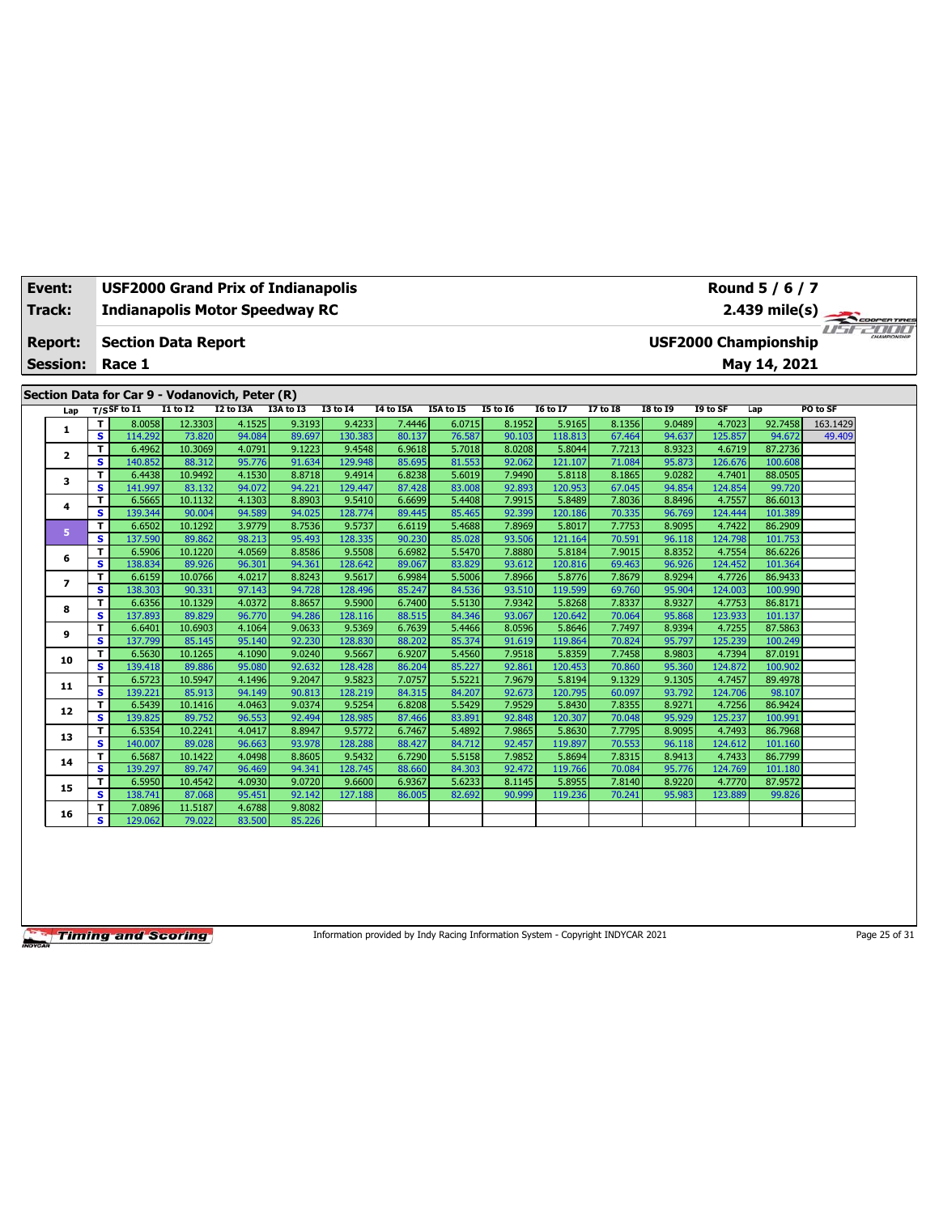| Event: | USF2000 Grand Prix of Indianapolis | Round 5 / 6 / 7 |
|---|---|---|
| Track: | Indianapolis Motor Speedway RC | 2.439 mile(s) |
| Report: | Section Data Report | USF2000 Championship |
| Session: | Race 1 | May 14, 2021 |

## Section Data for Car 9 - Vodanovich, Peter (R)

| Lap | T/S | SF to I1 | I1 to I2 | I2 to I3A | I3A to I3 | I3 to I4 | I4 to I5A | I5A to I5 | I5 to I6 | I6 to I7 | I7 to I8 | I8 to I9 | I9 to SF | Lap | PO to SF |
|---|---|---|---|---|---|---|---|---|---|---|---|---|---|---|---|
| 1 | T | 8.0058 | 12.3303 | 4.1525 | 9.3193 | 9.4233 | 7.4446 | 6.0715 | 8.1952 | 5.9165 | 8.1356 | 9.0489 | 4.7023 | 92.7458 | 163.1429 |
| | S | 114.292 | 73.820 | 94.084 | 89.697 | 130.383 | 80.137 | 76.587 | 90.103 | 118.813 | 67.464 | 94.637 | 125.857 | 94.672 | 49.409 |
| 2 | T | 6.4962 | 10.3069 | 4.0791 | 9.1223 | 9.4548 | 6.9618 | 5.7018 | 8.0208 | 5.8044 | 7.7213 | 8.9323 | 4.6719 | 87.2736 | |
| | S | 140.852 | 88.312 | 95.776 | 91.634 | 129.948 | 85.695 | 81.553 | 92.062 | 121.107 | 71.084 | 95.873 | 126.676 | 100.608 | |
| 3 | T | 6.4438 | 10.9492 | 4.1530 | 8.8718 | 9.4914 | 6.8238 | 5.6019 | 7.9490 | 5.8118 | 8.1865 | 9.0282 | 4.7401 | 88.0505 | |
| | S | 141.997 | 83.132 | 94.072 | 94.221 | 129.447 | 87.428 | 83.008 | 92.893 | 120.953 | 67.045 | 94.854 | 124.854 | 99.720 | |
| 4 | T | 6.5665 | 10.1132 | 4.1303 | 8.8903 | 9.5410 | 6.6699 | 5.4408 | 7.9915 | 5.8489 | 7.8036 | 8.8496 | 4.7557 | 86.6013 | |
| | S | 139.344 | 90.004 | 94.589 | 94.025 | 128.774 | 89.445 | 85.465 | 92.399 | 120.186 | 70.335 | 96.769 | 124.444 | 101.389 | |
| 5 | T | 6.6502 | 10.1292 | 3.9779 | 8.7536 | 9.5737 | 6.6119 | 5.4688 | 7.8969 | 5.8017 | 7.7753 | 8.9095 | 4.7422 | 86.2909 | |
| | S | 137.590 | 89.862 | 98.213 | 95.493 | 128.335 | 90.230 | 85.028 | 93.506 | 121.164 | 70.591 | 96.118 | 124.798 | 101.753 | |
| 6 | T | 6.5906 | 10.1220 | 4.0569 | 8.8586 | 9.5508 | 6.6982 | 5.5470 | 7.8880 | 5.8184 | 7.9015 | 8.8352 | 4.7554 | 86.6226 | |
| | S | 138.834 | 89.926 | 96.301 | 94.361 | 128.642 | 89.067 | 83.829 | 93.612 | 120.816 | 69.463 | 96.926 | 124.452 | 101.364 | |
| 7 | T | 6.6159 | 10.0766 | 4.0217 | 8.8243 | 9.5617 | 6.9984 | 5.5006 | 7.8966 | 5.8776 | 7.8679 | 8.9294 | 4.7726 | 86.9433 | |
| | S | 138.303 | 90.331 | 97.143 | 94.728 | 128.496 | 85.247 | 84.536 | 93.510 | 119.599 | 69.760 | 95.904 | 124.003 | 100.990 | |
| 8 | T | 6.6356 | 10.1329 | 4.0372 | 8.8657 | 9.5900 | 6.7400 | 5.5130 | 7.9342 | 5.8268 | 7.8337 | 8.9327 | 4.7753 | 86.8171 | |
| | S | 137.893 | 89.829 | 96.770 | 94.286 | 128.116 | 88.515 | 84.346 | 93.067 | 120.642 | 70.064 | 95.868 | 123.933 | 101.137 | |
| 9 | T | 6.6401 | 10.6903 | 4.1064 | 9.0633 | 9.5369 | 6.7639 | 5.4466 | 8.0596 | 5.8646 | 7.7497 | 8.9394 | 4.7255 | 87.5863 | |
| | S | 137.799 | 85.145 | 95.140 | 92.230 | 128.830 | 88.202 | 85.374 | 91.619 | 119.864 | 70.824 | 95.797 | 125.239 | 100.249 | |
| 10 | T | 6.5630 | 10.1265 | 4.1090 | 9.0240 | 9.5667 | 6.9207 | 5.4560 | 7.9518 | 5.8359 | 7.7458 | 8.9803 | 4.7394 | 87.0191 | |
| | S | 139.418 | 89.886 | 95.080 | 92.632 | 128.428 | 86.204 | 85.227 | 92.861 | 120.453 | 70.860 | 95.360 | 124.872 | 100.902 | |
| 11 | T | 6.5723 | 10.5947 | 4.1496 | 9.2047 | 9.5823 | 7.0757 | 5.5221 | 7.9679 | 5.8194 | 9.1329 | 9.1305 | 4.7457 | 89.4978 | |
| | S | 139.221 | 85.913 | 94.149 | 90.813 | 128.219 | 84.315 | 84.207 | 92.673 | 120.795 | 60.097 | 93.792 | 124.706 | 98.107 | |
| 12 | T | 6.5439 | 10.1416 | 4.0463 | 9.0374 | 9.5254 | 6.8208 | 5.5429 | 7.9529 | 5.8430 | 7.8355 | 8.9271 | 4.7256 | 86.9424 | |
| | S | 139.825 | 89.752 | 96.553 | 92.494 | 128.985 | 87.466 | 83.891 | 92.848 | 120.307 | 70.048 | 95.929 | 125.237 | 100.991 | |
| 13 | T | 6.5354 | 10.2241 | 4.0417 | 8.8947 | 9.5772 | 6.7467 | 5.4892 | 7.9865 | 5.8630 | 7.7795 | 8.9095 | 4.7493 | 86.7968 | |
| | S | 140.007 | 89.028 | 96.663 | 93.978 | 128.288 | 88.427 | 84.712 | 92.457 | 119.897 | 70.553 | 96.118 | 124.612 | 101.160 | |
| 14 | T | 6.5687 | 10.1422 | 4.0498 | 8.8605 | 9.5432 | 6.7290 | 5.5158 | 7.9852 | 5.8694 | 7.8315 | 8.9413 | 4.7433 | 86.7799 | |
| | S | 139.297 | 89.747 | 96.469 | 94.341 | 128.745 | 88.660 | 84.303 | 92.472 | 119.766 | 70.084 | 95.776 | 124.769 | 101.180 | |
| 15 | T | 6.5950 | 10.4542 | 4.0930 | 9.0720 | 9.6600 | 6.9367 | 5.6233 | 8.1145 | 5.8955 | 7.8140 | 8.9220 | 4.7770 | 87.9572 | |
| | S | 138.741 | 87.068 | 95.451 | 92.142 | 127.188 | 86.005 | 82.692 | 90.999 | 119.236 | 70.241 | 95.983 | 123.889 | 99.826 | |
| 16 | T | 7.0896 | 11.5187 | 4.6788 | 9.8082 | | | | | | | | | | |
| | S | 129.062 | 79.022 | 83.500 | 85.226 | | | | | | | | | | |

Information provided by Indy Racing Information System - Copyright INDYCAR 2021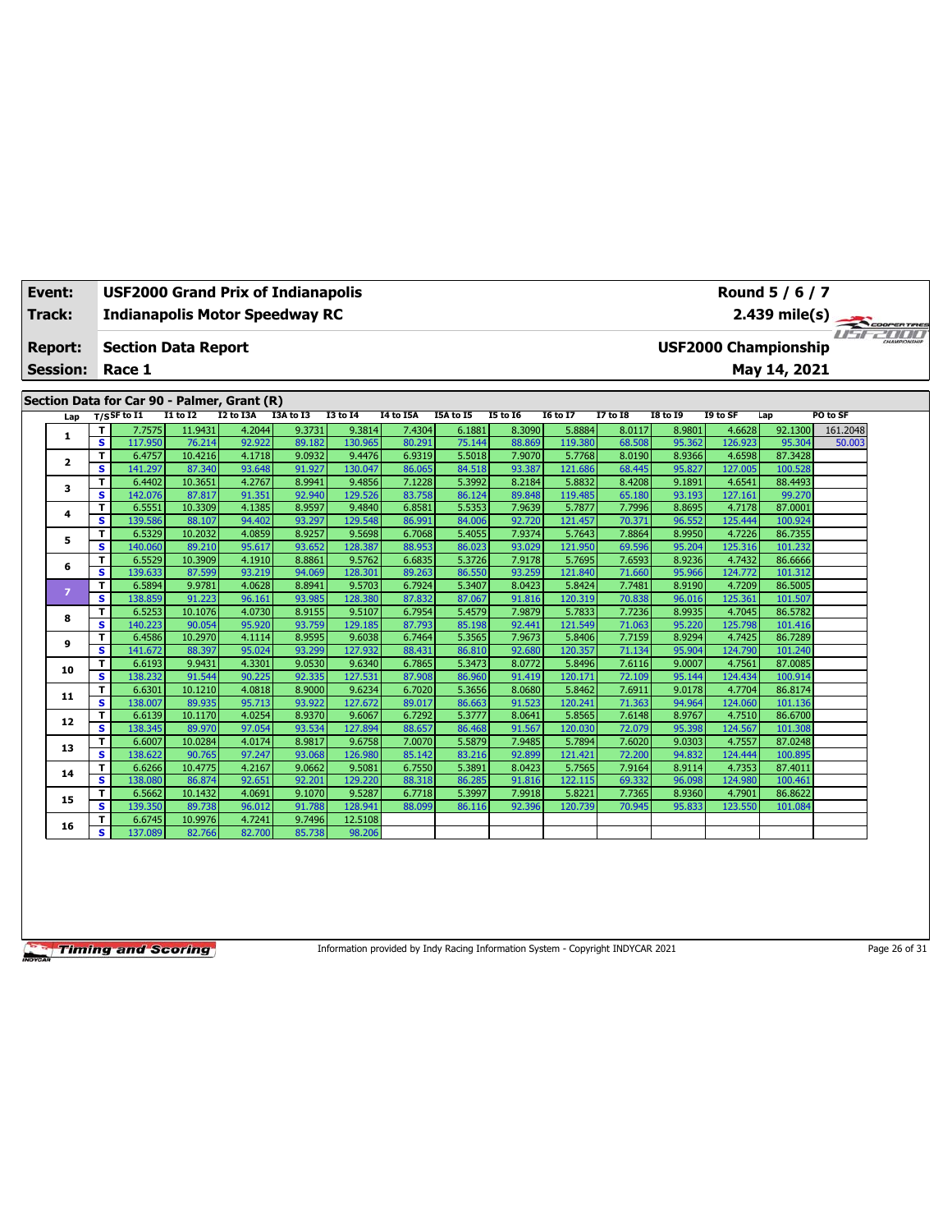| Event: | USF2000 Grand Prix of Indianapolis | Round 5 / 6 / 7 |
|---|---|---|
| Track: | Indianapolis Motor Speedway RC | 2.439 mile(s) |
| Report: | Section Data Report | USF2000 Championship |
| Session: | Race 1 | May 14, 2021 |

## Section Data for Car 90 - Palmer, Grant (R)

| Lap | T/S | SF to I1 | I1 to I2 | I2 to I3A | I3A to I3 | I3 to I4 | I4 to I5A | I5A to I5 | I5 to I6 | I6 to I7 | I7 to I8 | I8 to I9 | I9 to SF | Lap | PO to SF |
|---|---|---|---|---|---|---|---|---|---|---|---|---|---|---|---|
| 1 | T | 7.7575 | 11.9431 | 4.2044 | 9.3731 | 9.3814 | 7.4304 | 6.1881 | 8.3090 | 5.8884 | 8.0117 | 8.9801 | 4.6628 | 92.1300 | 161.2048 |
| | S | 117.950 | 76.214 | 92.922 | 89.182 | 130.965 | 80.291 | 75.144 | 88.869 | 119.380 | 68.508 | 95.362 | 126.923 | 95.304 | 50.003 |
| 2 | T | 6.4757 | 10.4216 | 4.1718 | 9.0932 | 9.4476 | 6.9319 | 5.5018 | 7.9070 | 5.7768 | 8.0190 | 8.9366 | 4.6598 | 87.3428 | |
| | S | 141.297 | 87.340 | 93.648 | 91.927 | 130.047 | 86.065 | 84.518 | 93.387 | 121.686 | 68.445 | 95.827 | 127.005 | 100.528 | |
| 3 | T | 6.4402 | 10.3651 | 4.2767 | 8.9941 | 9.4856 | 7.1228 | 5.3992 | 8.2184 | 5.8832 | 8.4208 | 9.1891 | 4.6541 | 88.4493 | |
| | S | 142.076 | 87.817 | 91.351 | 92.940 | 129.526 | 83.758 | 86.124 | 89.848 | 119.485 | 65.180 | 93.193 | 127.161 | 99.270 | |
| 4 | T | 6.5551 | 10.3309 | 4.1385 | 8.9597 | 9.4840 | 6.8581 | 5.5353 | 7.9639 | 5.7877 | 7.7996 | 8.8695 | 4.7178 | 87.0001 | |
| | S | 139.586 | 88.107 | 94.402 | 93.297 | 129.548 | 86.991 | 84.006 | 92.720 | 121.457 | 70.371 | 96.552 | 125.444 | 100.924 | |
| 5 | T | 6.5329 | 10.2032 | 4.0859 | 8.9257 | 9.5698 | 6.7068 | 5.4055 | 7.9374 | 5.7643 | 7.8864 | 8.9950 | 4.7226 | 86.7355 | |
| | S | 140.060 | 89.210 | 95.617 | 93.652 | 128.387 | 88.953 | 86.023 | 93.029 | 121.950 | 69.596 | 95.204 | 125.316 | 101.232 | |
| 6 | T | 6.5529 | 10.3909 | 4.1910 | 8.8861 | 9.5762 | 6.6835 | 5.3726 | 7.9178 | 5.7695 | 7.6593 | 8.9236 | 4.7432 | 86.6666 | |
| | S | 139.633 | 87.599 | 93.219 | 94.069 | 128.301 | 89.263 | 86.550 | 93.259 | 121.840 | 71.660 | 95.966 | 124.772 | 101.312 | |
| 7 | T | 6.5894 | 9.9781 | 4.0628 | 8.8941 | 9.5703 | 6.7924 | 5.3407 | 8.0423 | 5.8424 | 7.7481 | 8.9190 | 4.7209 | 86.5005 | |
| | S | 138.859 | 91.223 | 96.161 | 93.985 | 128.380 | 87.832 | 87.067 | 91.816 | 120.319 | 70.838 | 96.016 | 125.361 | 101.507 | |
| 8 | T | 6.5253 | 10.1076 | 4.0730 | 8.9155 | 9.5107 | 6.7954 | 5.4579 | 7.9879 | 5.7833 | 7.7236 | 8.9935 | 4.7045 | 86.5782 | |
| | S | 140.223 | 90.054 | 95.920 | 93.759 | 129.185 | 87.793 | 85.198 | 92.441 | 121.549 | 71.063 | 95.220 | 125.798 | 101.416 | |
| 9 | T | 6.4586 | 10.2970 | 4.1114 | 8.9595 | 9.6038 | 6.7464 | 5.3565 | 7.9673 | 5.8406 | 7.7159 | 8.9294 | 4.7425 | 86.7289 | |
| | S | 141.672 | 88.397 | 95.024 | 93.299 | 127.932 | 88.431 | 86.810 | 92.680 | 120.357 | 71.134 | 95.904 | 124.790 | 101.240 | |
| 10 | T | 6.6193 | 9.9431 | 4.3301 | 9.0530 | 9.6340 | 6.7865 | 5.3473 | 8.0772 | 5.8496 | 7.6116 | 9.0007 | 4.7561 | 87.0085 | |
| | S | 138.232 | 91.544 | 90.225 | 92.335 | 127.531 | 87.908 | 86.960 | 91.419 | 120.171 | 72.109 | 95.144 | 124.434 | 100.914 | |
| 11 | T | 6.6301 | 10.1210 | 4.0818 | 8.9000 | 9.6234 | 6.7020 | 5.3656 | 8.0680 | 5.8462 | 7.6911 | 9.0178 | 4.7704 | 86.8174 | |
| | S | 138.007 | 89.935 | 95.713 | 93.922 | 127.672 | 89.017 | 86.663 | 91.523 | 120.241 | 71.363 | 94.964 | 124.060 | 101.136 | |
| 12 | T | 6.6139 | 10.1170 | 4.0254 | 8.9370 | 9.6067 | 6.7292 | 5.3777 | 8.0641 | 5.8565 | 7.6148 | 8.9767 | 4.7510 | 86.6700 | |
| | S | 138.345 | 89.970 | 97.054 | 93.534 | 127.894 | 88.657 | 86.468 | 91.567 | 120.030 | 72.079 | 95.398 | 124.567 | 101.308 | |
| 13 | T | 6.6007 | 10.0284 | 4.0174 | 8.9817 | 9.6758 | 7.0070 | 5.5879 | 7.9485 | 5.7894 | 7.6020 | 9.0303 | 4.7557 | 87.0248 | |
| | S | 138.622 | 90.765 | 97.247 | 93.068 | 126.980 | 85.142 | 83.216 | 92.899 | 121.421 | 72.200 | 94.832 | 124.444 | 100.895 | |
| 14 | T | 6.6266 | 10.4775 | 4.2167 | 9.0662 | 9.5081 | 6.7550 | 5.3891 | 8.0423 | 5.7565 | 7.9164 | 8.9114 | 4.7353 | 87.4011 | |
| | S | 138.080 | 86.874 | 92.651 | 92.201 | 129.220 | 88.318 | 86.285 | 91.816 | 122.115 | 69.332 | 96.098 | 124.980 | 100.461 | |
| 15 | T | 6.5662 | 10.1432 | 4.0691 | 9.1070 | 9.5287 | 6.7718 | 5.3997 | 7.9918 | 5.8221 | 7.7365 | 8.9360 | 4.7901 | 86.8622 | |
| | S | 139.350 | 89.738 | 96.012 | 91.788 | 128.941 | 88.099 | 86.116 | 92.396 | 120.739 | 70.945 | 95.833 | 123.550 | 101.084 | |
| 16 | T | 6.6745 | 10.9976 | 4.7241 | 9.7496 | 12.5108 | | | | | | | | | |
| | S | 137.089 | 82.766 | 82.700 | 85.738 | 98.206 | | | | | | | | | |

Information provided by Indy Racing Information System - Copyright INDYCAR 2021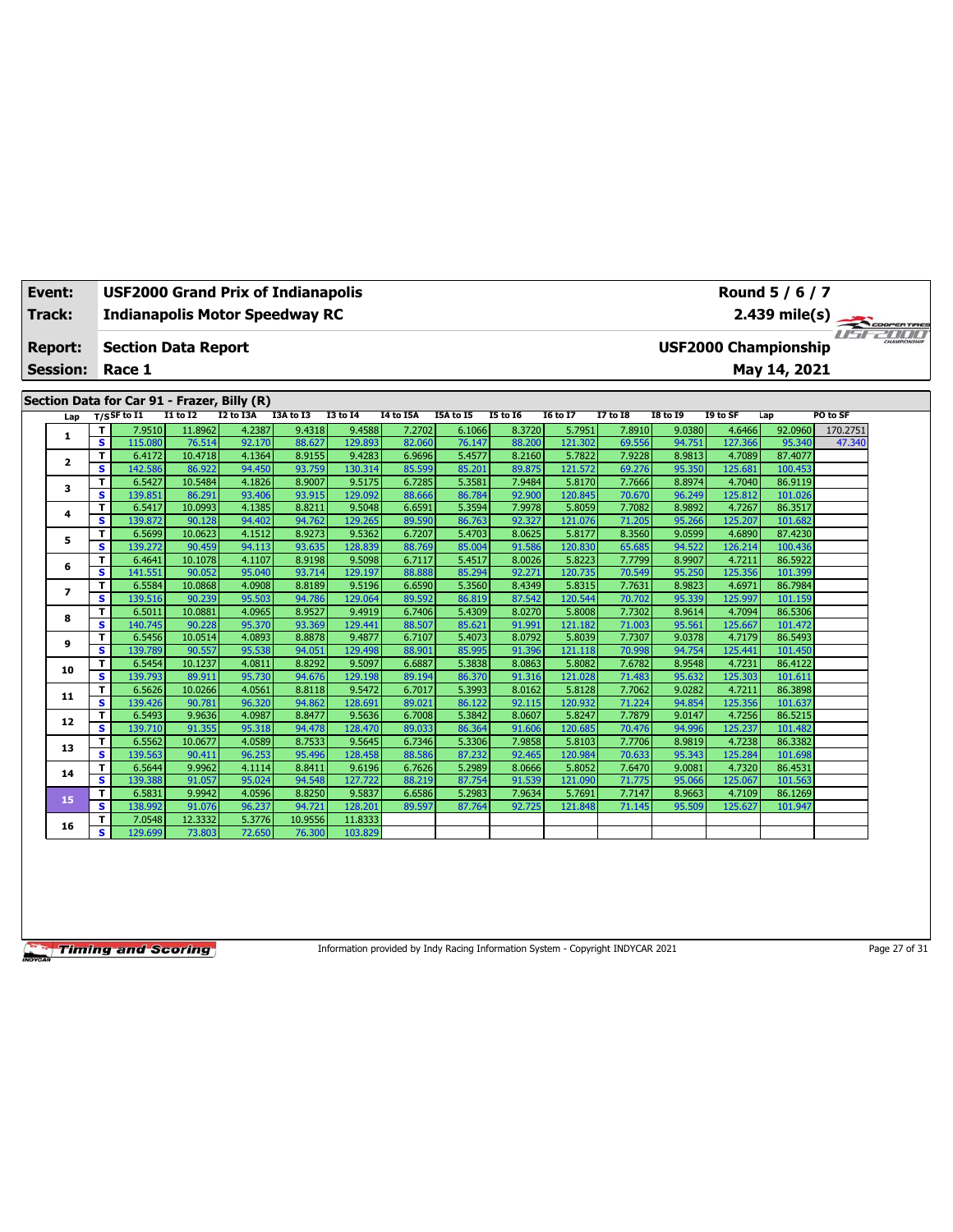| Event: | USF2000 Grand Prix of Indianapolis | Round 5 / 6 / 7 |
|---|---|---|
| Track: | Indianapolis Motor Speedway RC | 2.439 mile(s) |
| Report: | Section Data Report | USF2000 Championship |
| Session: | Race 1 | May 14, 2021 |

## Section Data for Car 91 - Frazer, Billy (R)

| Lap | T/S | SF to I1 | I1 to I2 | I2 to I3A | I3A to I3 | I3 to I4 | I4 to I5A | I5A to I5 | I5 to I6 | I6 to I7 | I7 to I8 | I8 to I9 | I9 to SF | Lap | PO to SF |
|---|---|---|---|---|---|---|---|---|---|---|---|---|---|---|---|
| 1 | T | 7.9510 | 11.8962 | 4.2387 | 9.4318 | 9.4588 | 7.2702 | 6.1066 | 8.3720 | 5.7951 | 7.8910 | 9.0380 | 4.6466 | 92.0960 | 170.2751 |
| | S | 115.080 | 76.514 | 92.170 | 88.627 | 129.893 | 82.060 | 76.147 | 88.200 | 121.302 | 69.556 | 94.751 | 127.366 | 95.340 | 47.340 |
| 2 | T | 6.4172 | 10.4718 | 4.1364 | 8.9155 | 9.4283 | 6.9696 | 5.4577 | 8.2160 | 5.7822 | 7.9228 | 8.9813 | 4.7089 | 87.4077 | |
| | S | 142.586 | 86.922 | 94.450 | 93.759 | 130.314 | 85.599 | 85.201 | 89.875 | 121.572 | 69.276 | 95.350 | 125.681 | 100.453 | |
| 3 | T | 6.5427 | 10.5484 | 4.1826 | 8.9007 | 9.5175 | 6.7285 | 5.3581 | 7.9484 | 5.8170 | 7.7666 | 8.8974 | 4.7040 | 86.9119 | |
| | S | 139.851 | 86.291 | 93.406 | 93.915 | 129.092 | 88.666 | 86.784 | 92.900 | 120.845 | 70.670 | 96.249 | 125.812 | 101.026 | |
| 4 | T | 6.5417 | 10.0993 | 4.1385 | 8.8211 | 9.5048 | 6.6591 | 5.3594 | 7.9978 | 5.8059 | 7.7082 | 8.9892 | 4.7267 | 86.3517 | |
| | S | 139.872 | 90.128 | 94.402 | 94.762 | 129.265 | 89.590 | 86.763 | 92.327 | 121.076 | 71.205 | 95.266 | 125.207 | 101.682 | |
| 5 | T | 6.5699 | 10.0623 | 4.1512 | 8.9273 | 9.5362 | 6.7207 | 5.4703 | 8.0625 | 5.8177 | 8.3560 | 9.0599 | 4.6890 | 87.4230 | |
| | S | 139.272 | 90.459 | 94.113 | 93.635 | 128.839 | 88.769 | 85.004 | 91.586 | 120.830 | 65.685 | 94.522 | 126.214 | 100.436 | |
| 6 | T | 6.4641 | 10.1078 | 4.1107 | 8.9198 | 9.5098 | 6.7117 | 5.4517 | 8.0026 | 5.8223 | 7.7799 | 8.9907 | 4.7211 | 86.5922 | |
| | S | 141.551 | 90.052 | 95.040 | 93.714 | 129.197 | 88.888 | 85.294 | 92.271 | 120.735 | 70.549 | 95.250 | 125.356 | 101.399 | |
| 7 | T | 6.5584 | 10.0868 | 4.0908 | 8.8189 | 9.5196 | 6.6590 | 5.3560 | 8.4349 | 5.8315 | 7.7631 | 8.9823 | 4.6971 | 86.7984 | |
| | S | 139.516 | 90.239 | 95.503 | 94.786 | 129.064 | 89.592 | 86.819 | 87.542 | 120.544 | 70.702 | 95.339 | 125.997 | 101.159 | |
| 8 | T | 6.5011 | 10.0881 | 4.0965 | 8.9527 | 9.4919 | 6.7406 | 5.4309 | 8.0270 | 5.8008 | 7.7302 | 8.9614 | 4.7094 | 86.5306 | |
| | S | 140.745 | 90.228 | 95.370 | 93.369 | 129.441 | 88.507 | 85.621 | 91.991 | 121.182 | 71.003 | 95.561 | 125.667 | 101.472 | |
| 9 | T | 6.5456 | 10.0514 | 4.0893 | 8.8878 | 9.4877 | 6.7107 | 5.4073 | 8.0792 | 5.8039 | 7.7307 | 9.0378 | 4.7179 | 86.5493 | |
| | S | 139.789 | 90.557 | 95.538 | 94.051 | 129.498 | 88.901 | 85.995 | 91.396 | 121.118 | 70.998 | 94.754 | 125.441 | 101.450 | |
| 10 | T | 6.5454 | 10.1237 | 4.0811 | 8.8292 | 9.5097 | 6.6887 | 5.3838 | 8.0863 | 5.8082 | 7.6782 | 8.9548 | 4.7231 | 86.4122 | |
| | S | 139.793 | 89.911 | 95.730 | 94.676 | 129.198 | 89.194 | 86.370 | 91.316 | 121.028 | 71.483 | 95.632 | 125.303 | 101.611 | |
| 11 | T | 6.5626 | 10.0266 | 4.0561 | 8.8118 | 9.5472 | 6.7017 | 5.3993 | 8.0162 | 5.8128 | 7.7062 | 9.0282 | 4.7211 | 86.3898 | |
| | S | 139.426 | 90.781 | 96.320 | 94.862 | 128.691 | 89.021 | 86.122 | 92.115 | 120.932 | 71.224 | 94.854 | 125.356 | 101.637 | |
| 12 | T | 6.5493 | 9.9636 | 4.0987 | 8.8477 | 9.5636 | 6.7008 | 5.3842 | 8.0607 | 5.8247 | 7.7879 | 9.0147 | 4.7256 | 86.5215 | |
| | S | 139.710 | 91.355 | 95.318 | 94.478 | 128.470 | 89.033 | 86.364 | 91.606 | 120.685 | 70.476 | 94.996 | 125.237 | 101.482 | |
| 13 | T | 6.5562 | 10.0677 | 4.0589 | 8.7533 | 9.5645 | 6.7346 | 5.3306 | 7.9858 | 5.8103 | 7.7706 | 8.9819 | 4.7238 | 86.3382 | |
| | S | 139.563 | 90.411 | 96.253 | 95.496 | 128.458 | 88.586 | 87.232 | 92.465 | 120.984 | 70.633 | 95.343 | 125.284 | 101.698 | |
| 14 | T | 6.5644 | 9.9962 | 4.1114 | 8.8411 | 9.6196 | 6.7626 | 5.2989 | 8.0666 | 5.8052 | 7.6470 | 9.0081 | 4.7320 | 86.4531 | |
| | S | 139.388 | 91.057 | 95.024 | 94.548 | 127.722 | 88.219 | 87.754 | 91.539 | 121.090 | 71.775 | 95.066 | 125.067 | 101.563 | |
| 15 | T | 6.5831 | 9.9942 | 4.0596 | 8.8250 | 9.5837 | 6.6586 | 5.2983 | 7.9634 | 5.7691 | 7.7147 | 8.9663 | 4.7109 | 86.1269 | |
| | S | 138.992 | 91.076 | 96.237 | 94.721 | 128.201 | 89.597 | 87.764 | 92.725 | 121.848 | 71.145 | 95.509 | 125.627 | 101.947 | |
| 16 | T | 7.0548 | 12.3332 | 5.3776 | 10.9556 | 11.8333 | | | | | | | | | |
| | S | 129.699 | 73.803 | 72.650 | 76.300 | 103.829 | | | | | | | | | |

Information provided by Indy Racing Information System - Copyright INDYCAR 2021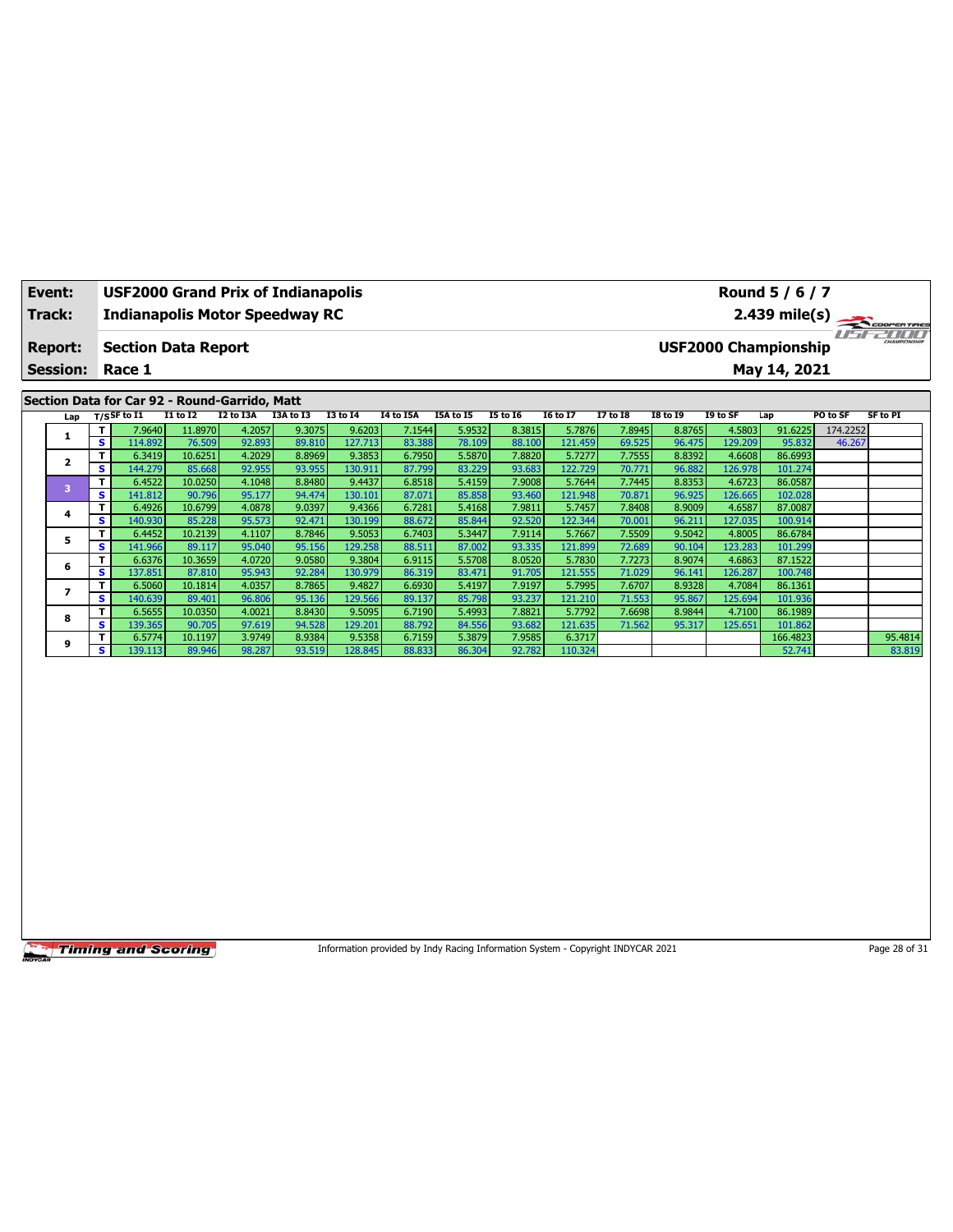| **Event:** | **USF2000 Grand Prix of Indianapolis** | **Round 5 / 6 / 7** |
|---|---|---|
| **Track:** | **Indianapolis Motor Speedway RC** | **2.439 mile(s)** |
| **Report:** | **Section Data Report** | **USF2000 Championship** |
| **Session:** | **Race 1** | **May 14, 2021** |

## Section Data for Car 92 - Round-Garrido, Matt

| Lap | T/S | SF to I1 | I1 to I2 | I2 to I3A | I3A to I3 | I3 to I4 | I4 to I5A | I5A to I5 | I5 to I6 | I6 to I7 | I7 to I8 | I8 to I9 | I9 to SF | Lap | PO to SF | SF to PI |
|---|---|---|---|---|---|---|---|---|---|---|---|---|---|---|---|---|
| 1 | T | 7.9640 | 11.8970 | 4.2057 | 9.3075 | 9.6203 | 7.1544 | 5.9532 | 8.3815 | 5.7876 | 7.8945 | 8.8765 | 4.5803 | 91.6225 | 174.2252 | |
| | S | 114.892 | 76.509 | 92.893 | 89.810 | 127.713 | 83.388 | 78.109 | 88.100 | 121.459 | 69.525 | 96.475 | 129.209 | 95.832 | 46.267 | |
| 2 | T | 6.3419 | 10.6251 | 4.2029 | 8.8969 | 9.3853 | 6.7950 | 5.5870 | 7.8820 | 5.7277 | 7.7555 | 8.8392 | 4.6608 | 86.6993 | | |
| | S | 144.279 | 85.668 | 92.955 | 93.955 | 130.911 | 87.799 | 83.229 | 93.683 | 122.729 | 70.771 | 96.882 | 126.978 | 101.274 | | |
| 3 | T | 6.4522 | 10.0250 | 4.1048 | 8.8480 | 9.4437 | 6.8518 | 5.4159 | 7.9008 | 5.7644 | 7.7445 | 8.8353 | 4.6723 | 86.0587 | | |
| | S | 141.812 | 90.796 | 95.177 | 94.474 | 130.101 | 87.071 | 85.858 | 93.460 | 121.948 | 70.871 | 96.925 | 126.665 | 102.028 | | |
| 4 | T | 6.4926 | 10.6799 | 4.0878 | 9.0397 | 9.4366 | 6.7281 | 5.4168 | 7.9811 | 5.7457 | 7.8408 | 8.9009 | 4.6587 | 87.0087 | | |
| | S | 140.930 | 85.228 | 95.573 | 92.471 | 130.199 | 88.672 | 85.844 | 92.520 | 122.344 | 70.001 | 96.211 | 127.035 | 100.914 | | |
| 5 | T | 6.4452 | 10.2139 | 4.1107 | 8.7846 | 9.5053 | 6.7403 | 5.3447 | 7.9114 | 5.7667 | 7.5509 | 9.5042 | 4.8005 | 86.6784 | | |
| | S | 141.966 | 89.117 | 95.040 | 95.156 | 129.258 | 88.511 | 87.002 | 93.335 | 121.899 | 72.689 | 90.104 | 123.283 | 101.299 | | |
| 6 | T | 6.6376 | 10.3659 | 4.0720 | 9.0580 | 9.3804 | 6.9115 | 5.5708 | 8.0520 | 5.7830 | 7.7273 | 8.9074 | 4.6863 | 87.1522 | | |
| | S | 137.851 | 87.810 | 95.943 | 92.284 | 130.979 | 86.319 | 83.471 | 91.705 | 121.555 | 71.029 | 96.141 | 126.287 | 100.748 | | |
| 7 | T | 6.5060 | 10.1814 | 4.0357 | 8.7865 | 9.4827 | 6.6930 | 5.4197 | 7.9197 | 5.7995 | 7.6707 | 8.9328 | 4.7084 | 86.1361 | | |
| | S | 140.639 | 89.401 | 96.806 | 95.136 | 129.566 | 89.137 | 85.798 | 93.237 | 121.210 | 71.553 | 95.867 | 125.694 | 101.936 | | |
| 8 | T | 6.5655 | 10.0350 | 4.0021 | 8.8430 | 9.5095 | 6.7190 | 5.4993 | 7.8821 | 5.7792 | 7.6698 | 8.9844 | 4.7100 | 86.1989 | | |
| | S | 139.365 | 90.705 | 97.619 | 94.528 | 129.201 | 88.792 | 84.556 | 93.682 | 121.635 | 71.562 | 95.317 | 125.651 | 101.862 | | |
| 9 | T | 6.5774 | 10.1197 | 3.9749 | 8.9384 | 9.5358 | 6.7159 | 5.3879 | 7.9585 | 6.3717 | | | | 166.4823 | | 95.4814 |
| | S | 139.113 | 89.946 | 98.287 | 93.519 | 128.845 | 88.833 | 86.304 | 92.782 | 110.324 | | | | 52.741 | | 83.819 |

Information provided by Indy Racing Information System - Copyright INDYCAR 2021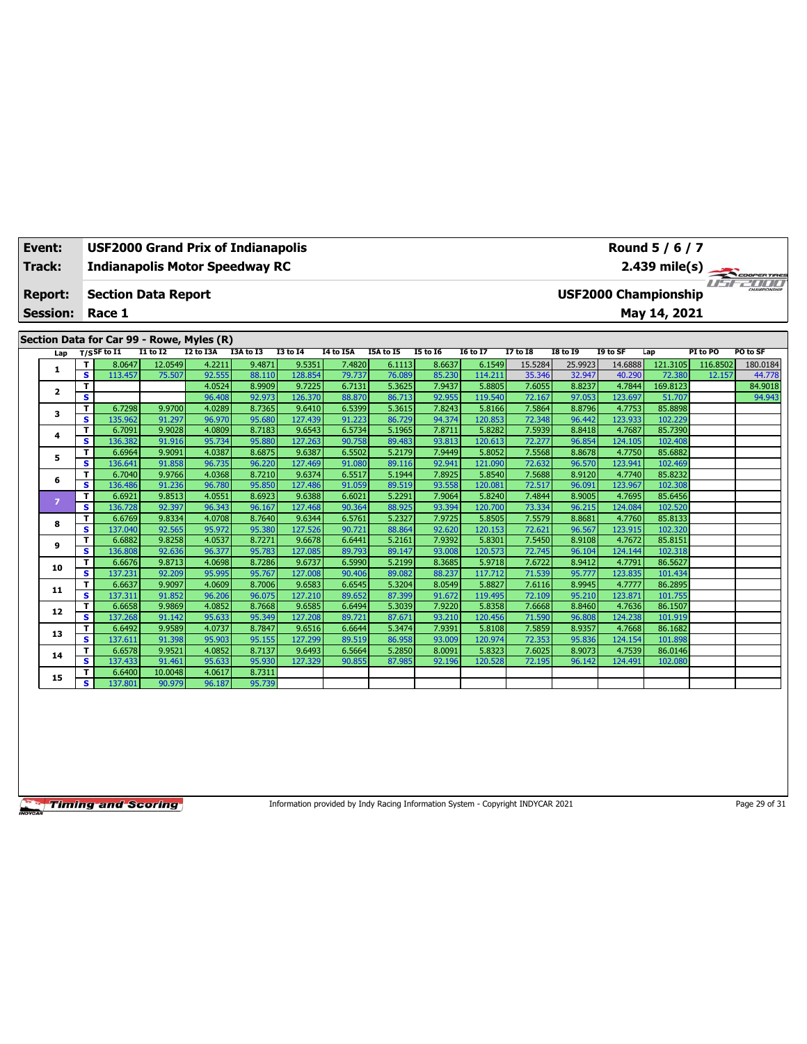| Event: | USF2000 Grand Prix of Indianapolis | Round 5 / 6 / 7 |
|---|---|---|
| Track: | Indianapolis Motor Speedway RC | 2.439 mile(s) |
| Report: | Section Data Report | USF2000 Championship |
| Session: | Race 1 | May 14, 2021 |

## Section Data for Car 99 - Rowe, Myles (R)

| Lap | T/S | SF to I1 | I1 to I2 | I2 to I3A | I3A to I3 | I3 to I4 | I4 to I5A | I5A to I5 | I5 to I6 | I6 to I7 | I7 to I8 | I8 to I9 | I9 to SF | Lap | PI to PO | PO to SF |
|---|---|---|---|---|---|---|---|---|---|---|---|---|---|---|---|---|
| 1 | T | 8.0647 | 12.0549 | 4.2211 | 9.4871 | 9.5351 | 7.4820 | 6.1113 | 8.6637 | 6.1549 | 15.5284 | 25.9923 | 14.6888 | 121.3105 | 116.8502 | 180.0184 |
| | S | 113.457 | 75.507 | 92.555 | 88.110 | 128.854 | 79.737 | 76.089 | 85.230 | 114.211 | 35.346 | 32.947 | 40.290 | 72.380 | 12.157 | 44.778 |
| 2 | T | | | 4.0524 | 8.9909 | 9.7225 | 6.7131 | 5.3625 | 7.9437 | 5.8805 | 7.6055 | 8.8237 | 4.7844 | 169.8123 | | 84.9018 |
| | S | | | 96.408 | 92.973 | 126.370 | 88.870 | 86.713 | 92.955 | 119.540 | 72.167 | 97.053 | 123.697 | 51.707 | | 94.943 |
| 3 | T | 6.7298 | 9.9700 | 4.0289 | 8.7365 | 9.6410 | 6.5399 | 5.3615 | 7.8243 | 5.8166 | 7.5864 | 8.8796 | 4.7753 | 85.8898 | | |
| | S | 135.962 | 91.297 | 96.970 | 95.680 | 127.439 | 91.223 | 86.729 | 94.374 | 120.853 | 72.348 | 96.442 | 123.933 | 102.229 | | |
| 4 | T | 6.7091 | 9.9028 | 4.0809 | 8.7183 | 9.6543 | 6.5734 | 5.1965 | 7.8711 | 5.8282 | 7.5939 | 8.8418 | 4.7687 | 85.7390 | | |
| | S | 136.382 | 91.916 | 95.734 | 95.880 | 127.263 | 90.758 | 89.483 | 93.813 | 120.613 | 72.277 | 96.854 | 124.105 | 102.408 | | |
| 5 | T | 6.6964 | 9.9091 | 4.0387 | 8.6875 | 9.6387 | 6.5502 | 5.2179 | 7.9449 | 5.8052 | 7.5568 | 8.8678 | 4.7750 | 85.6882 | | |
| | S | 136.641 | 91.858 | 96.735 | 96.220 | 127.469 | 91.080 | 89.116 | 92.941 | 121.090 | 72.632 | 96.570 | 123.941 | 102.469 | | |
| 6 | T | 6.7040 | 9.9766 | 4.0368 | 8.7210 | 9.6374 | 6.5517 | 5.1944 | 7.8925 | 5.8540 | 7.5688 | 8.9120 | 4.7740 | 85.8232 | | |
| | S | 136.486 | 91.236 | 96.780 | 95.850 | 127.486 | 91.059 | 89.519 | 93.558 | 120.081 | 72.517 | 96.091 | 123.967 | 102.308 | | |
| 7 | T | 6.6921 | 9.8513 | 4.0551 | 8.6923 | 9.6388 | 6.6021 | 5.2291 | 7.9064 | 5.8240 | 7.4844 | 8.9005 | 4.7695 | 85.6456 | | |
| | S | 136.728 | 92.397 | 96.343 | 96.167 | 127.468 | 90.364 | 88.925 | 93.394 | 120.700 | 73.334 | 96.215 | 124.084 | 102.520 | | |
| 8 | T | 6.6769 | 9.8334 | 4.0708 | 8.7640 | 9.6344 | 6.5761 | 5.2327 | 7.9725 | 5.8505 | 7.5579 | 8.8681 | 4.7760 | 85.8133 | | |
| | S | 137.040 | 92.565 | 95.972 | 95.380 | 127.526 | 90.721 | 88.864 | 92.620 | 120.153 | 72.621 | 96.567 | 123.915 | 102.320 | | |
| 9 | T | 6.6882 | 9.8258 | 4.0537 | 8.7271 | 9.6678 | 6.6441 | 5.2161 | 7.9392 | 5.8301 | 7.5450 | 8.9108 | 4.7672 | 85.8151 | | |
| | S | 136.808 | 92.636 | 96.377 | 95.783 | 127.085 | 89.793 | 89.147 | 93.008 | 120.573 | 72.745 | 96.104 | 124.144 | 102.318 | | |
| 10 | T | 6.6676 | 9.8713 | 4.0698 | 8.7286 | 9.6737 | 6.5990 | 5.2199 | 8.3685 | 5.9718 | 7.6722 | 8.9412 | 4.7791 | 86.5627 | | |
| | S | 137.231 | 92.209 | 95.995 | 95.767 | 127.008 | 90.406 | 89.082 | 88.237 | 117.712 | 71.539 | 95.777 | 123.835 | 101.434 | | |
| 11 | T | 6.6637 | 9.9097 | 4.0609 | 8.7006 | 9.6583 | 6.6545 | 5.3204 | 8.0549 | 5.8827 | 7.6116 | 8.9945 | 4.7777 | 86.2895 | | |
| | S | 137.311 | 91.852 | 96.206 | 96.075 | 127.210 | 89.652 | 87.399 | 91.672 | 119.495 | 72.109 | 95.210 | 123.871 | 101.755 | | |
| 12 | T | 6.6658 | 9.9869 | 4.0852 | 8.7668 | 9.6585 | 6.6494 | 5.3039 | 7.9220 | 5.8358 | 7.6668 | 8.8460 | 4.7636 | 86.1507 | | |
| | S | 137.268 | 91.142 | 95.633 | 95.349 | 127.208 | 89.721 | 87.671 | 93.210 | 120.456 | 71.590 | 96.808 | 124.238 | 101.919 | | |
| 13 | T | 6.6492 | 9.9589 | 4.0737 | 8.7847 | 9.6516 | 6.6644 | 5.3474 | 7.9391 | 5.8108 | 7.5859 | 8.9357 | 4.7668 | 86.1682 | | |
| | S | 137.611 | 91.398 | 95.903 | 95.155 | 127.299 | 89.519 | 86.958 | 93.009 | 120.974 | 72.353 | 95.836 | 124.154 | 101.898 | | |
| 14 | T | 6.6578 | 9.9521 | 4.0852 | 8.7137 | 9.6493 | 6.5664 | 5.2850 | 8.0091 | 5.8323 | 7.6025 | 8.9073 | 4.7539 | 86.0146 | | |
| | S | 137.433 | 91.461 | 95.633 | 95.930 | 127.329 | 90.855 | 87.985 | 92.196 | 120.528 | 72.195 | 96.142 | 124.491 | 102.080 | | |
| 15 | T | 6.6400 | 10.0048 | 4.0617 | 8.7311 | | | | | | | | | | | |
| | S | 137.801 | 90.979 | 96.187 | 95.739 | | | | | | | | | | | |

Information provided by Indy Racing Information System - Copyright INDYCAR 2021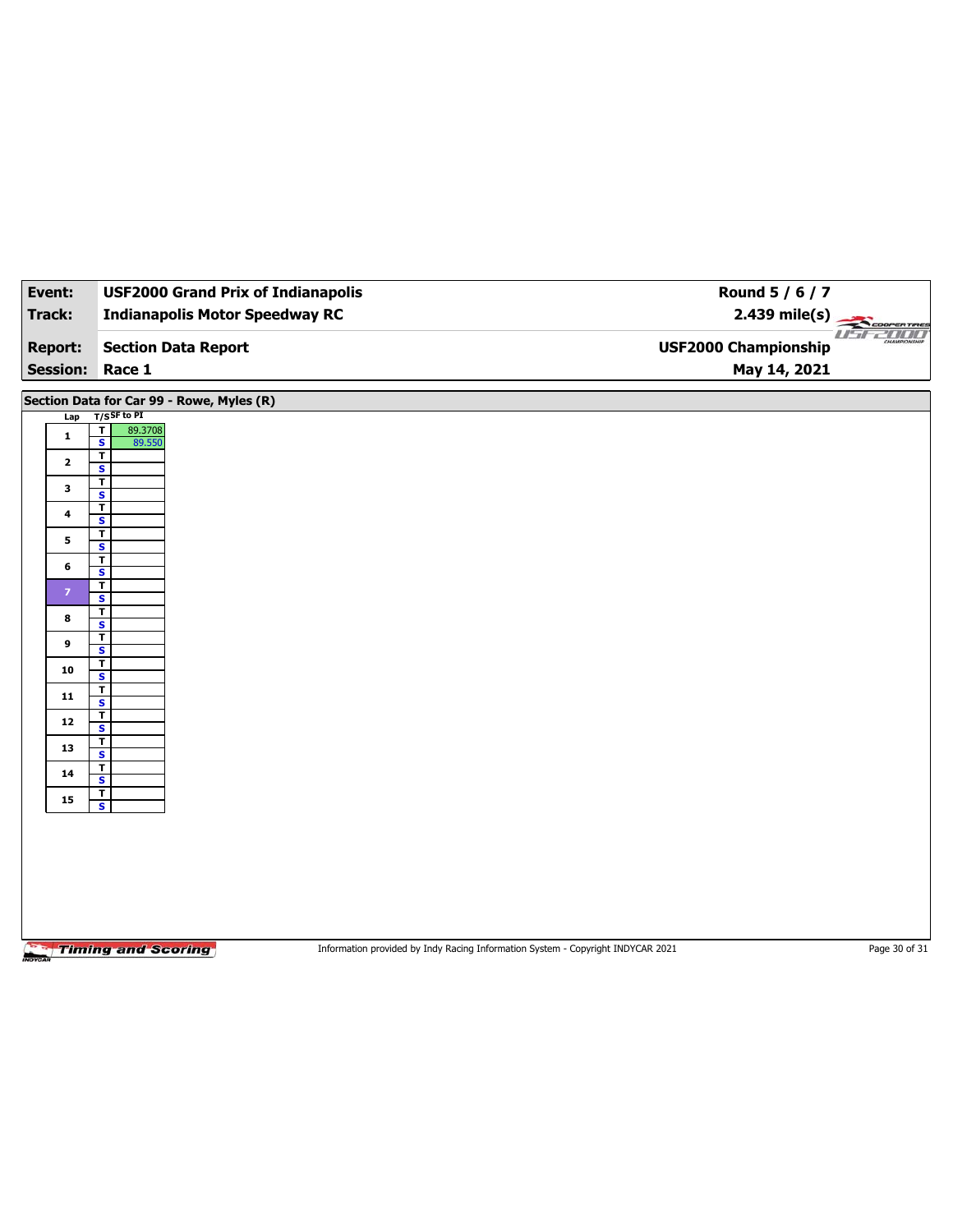| Event: | USF2000 Grand Prix of Indianapolis | Round 5 / 6 / 7 |
|---|---|---|
| Track: | Indianapolis Motor Speedway RC | 2.439 mile(s) |
| Report: | Section Data Report | USF2000 Championship |
| Session: | Race 1 | May 14, 2021 |

## Section Data for Car 99 - Rowe, Myles (R)

| Lap | T/S | SF to PI |
|---|---|---|
| 1 | T | 89.3708 |
| | S | 89.550 |
| 2 | T | |
| | S | |
| 3 | T | |
| | S | |
| 4 | T | |
| | S | |
| 5 | T | |
| | S | |
| 6 | T | |
| | S | |
| 7 | T | |
| | S | |
| 8 | T | |
| | S | |
| 9 | T | |
| | S | |
| 10 | T | |
| | S | |
| 11 | T | |
| | S | |
| 12 | T | |
| | S | |
| 13 | T | |
| | S | |
| 14 | T | |
| | S | |
| 15 | T | |
| | S | |

Information provided by Indy Racing Information System - Copyright INDYCAR 2021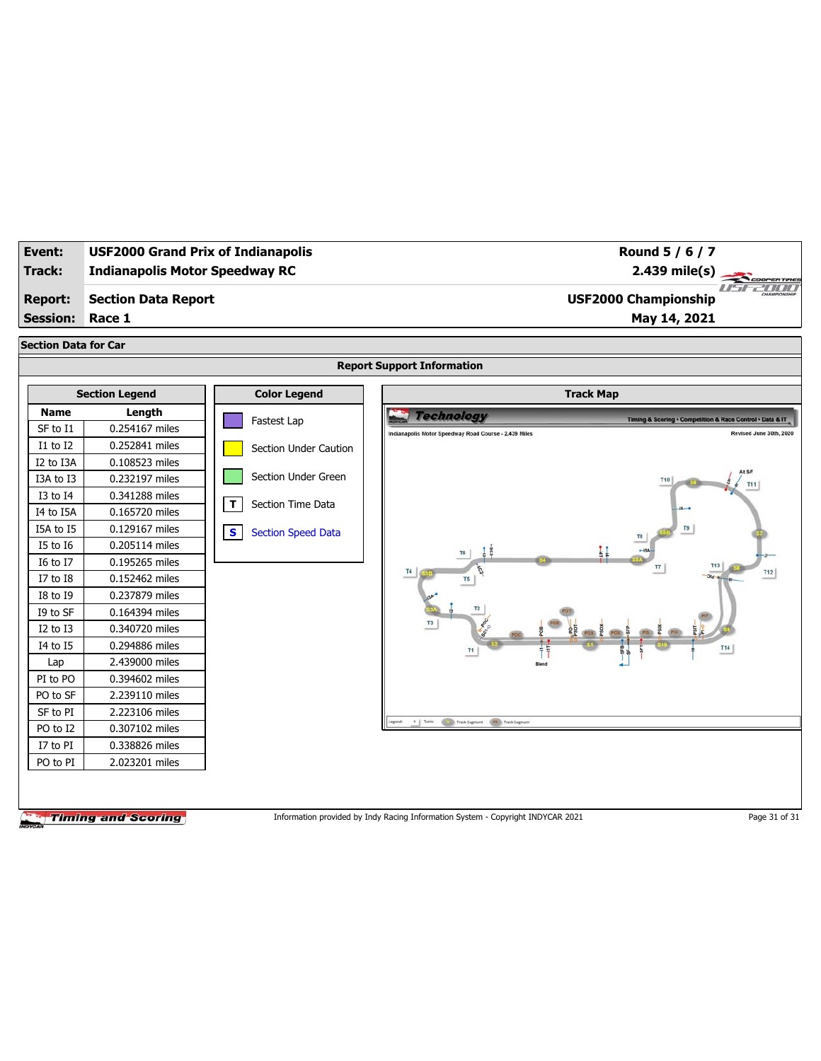| | | | |
|---|---|---|---|
| **Event:** | **USF2000 Grand Prix of Indianapolis** | **Round 5 / 6 / 7** | |
| **Track:** | **Indianapolis Motor Speedway RC** | **2.439 mile(s)** | |
| **Report:** | **Section Data Report** | **USF2000 Championship** | |
| **Session:** | **Race 1** | **May 14, 2021** | |

**Section Data for Car**

## Report Support Information

**Section Legend**

| Name | Length |
|---|---|
| SF to I1 | 0.254167 miles |
| I1 to I2 | 0.252841 miles |
| I2 to I3A | 0.108523 miles |
| I3A to I3 | 0.232197 miles |
| I3 to I4 | 0.341288 miles |
| I4 to I5A | 0.165720 miles |
| I5A to I5 | 0.129167 miles |
| I5 to I6 | 0.205114 miles |
| I6 to I7 | 0.195265 miles |
| I7 to I8 | 0.152462 miles |
| I8 to I9 | 0.237879 miles |
| I9 to SF | 0.164394 miles |
| I2 to I3 | 0.340720 miles |
| I4 to I5 | 0.294886 miles |
| Lap | 2.439000 miles |
| PI to PO | 0.394602 miles |
| PO to SF | 2.239110 miles |
| SF to PI | 2.223106 miles |
| PO to I2 | 0.307102 miles |
| I7 to PI | 0.338826 miles |
| PO to PI | 2.023201 miles |

**Color Legend**

- Fastest Lap
- Section Under Caution
- Section Under Green
- T — Section Time Data
- S — Section Speed Data

**Track Map**

Technology

Timing & Scoring • Competition & Race Control • Data & IT

Indianapolis Motor Speedway Road Course - 2.439 Miles

Revised June 30th, 2020

Information provided by Indy Racing Information System - Copyright INDYCAR 2021